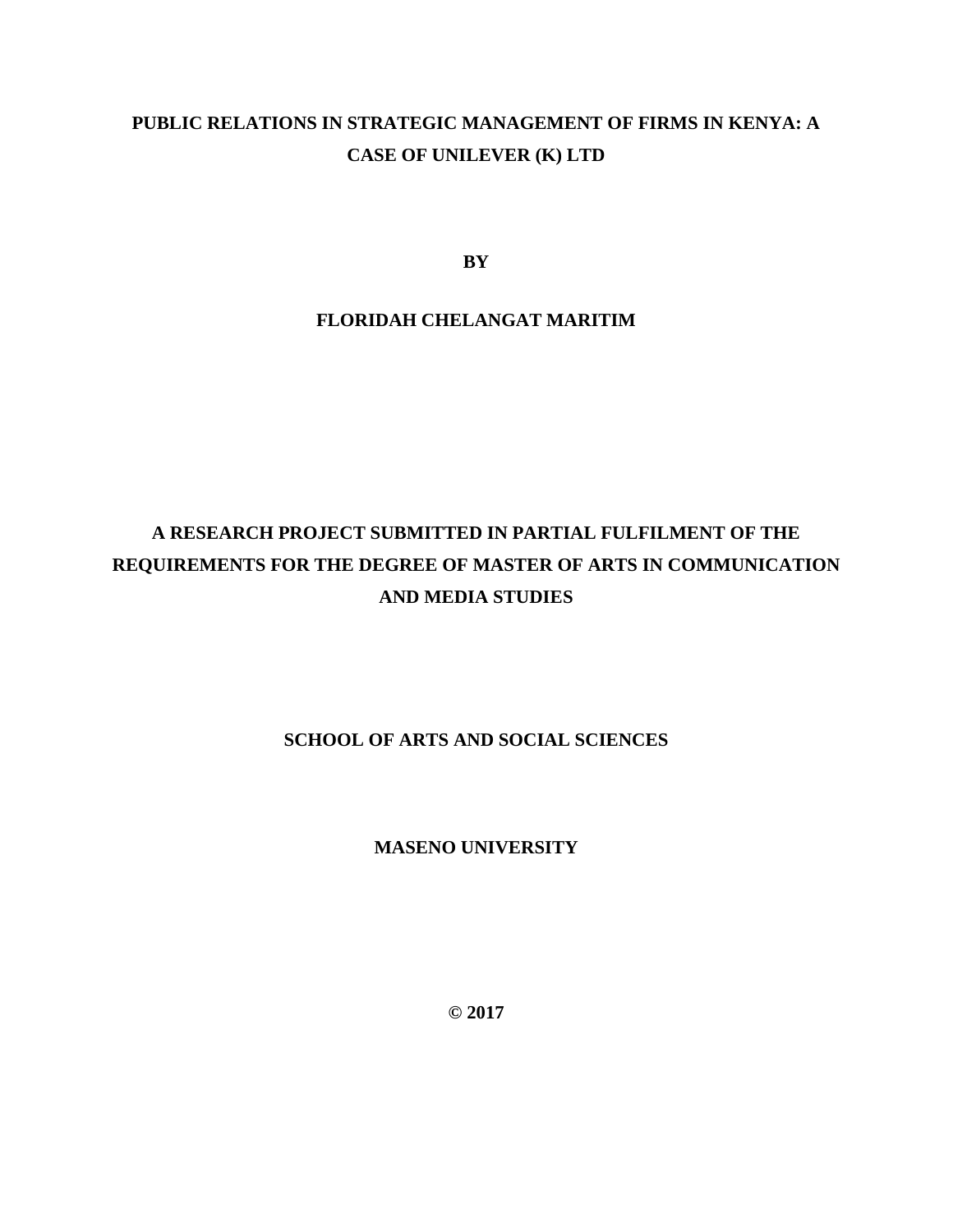# PUBLIC RELATIONS IN STRATEGIC MANAGEMENT OF FIRMS IN KENYA: A CASE OF UNILEVER (K) LTD

**BY**

**FLORIDAH CHELANGAT MARITIM**

**A RESEARCH PROJECT SUBMITTED IN PARTIAL FULFILMENT OF THE REQUIREMENTS FOR THE DEGREE OF MASTER OF ARTS IN COMMUNICATION AND MEDIA STUDIES**

**SCHOOL OF ARTS AND SOCIAL SCIENCES**

**MASENO UNIVERSITY**

**© 2017**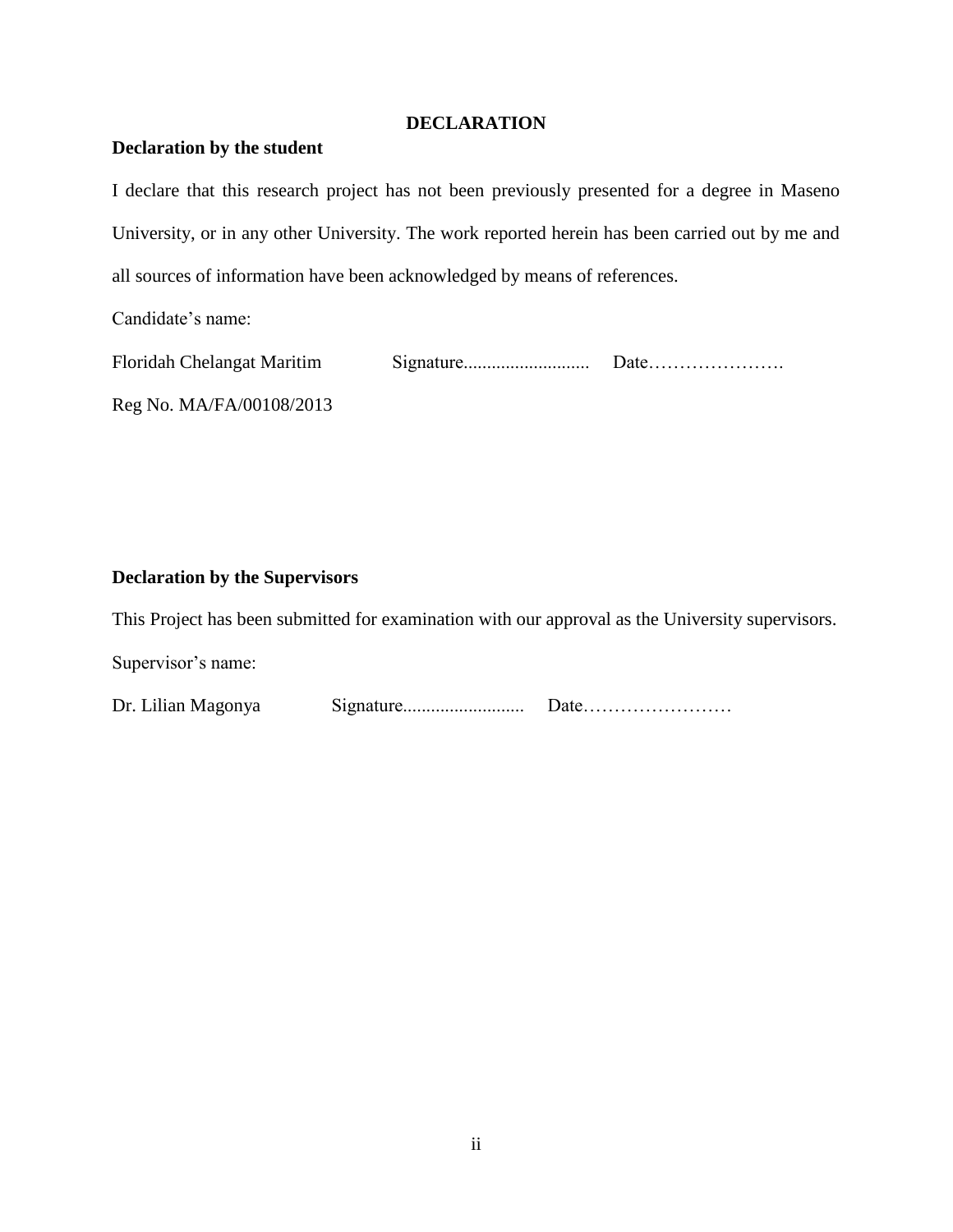# DECLARATION

**Declaration by the student**

I declare that this research project has not been previously presented for a degree in Maseno University, or in any other University. The work reported herein has been carried out by me and all sources of information have been acknowledged by means of references.

Candidate's name:

Floridah Chelangat Maritim Signature........................... Date………………….

Reg No. MA/FA/00108/2013

**Declaration by the Supervisors**

This Project has been submitted for examination with our approval as the University supervisors.

Supervisor's name:

Dr. Lilian Magonya Signature.......................... Date……………………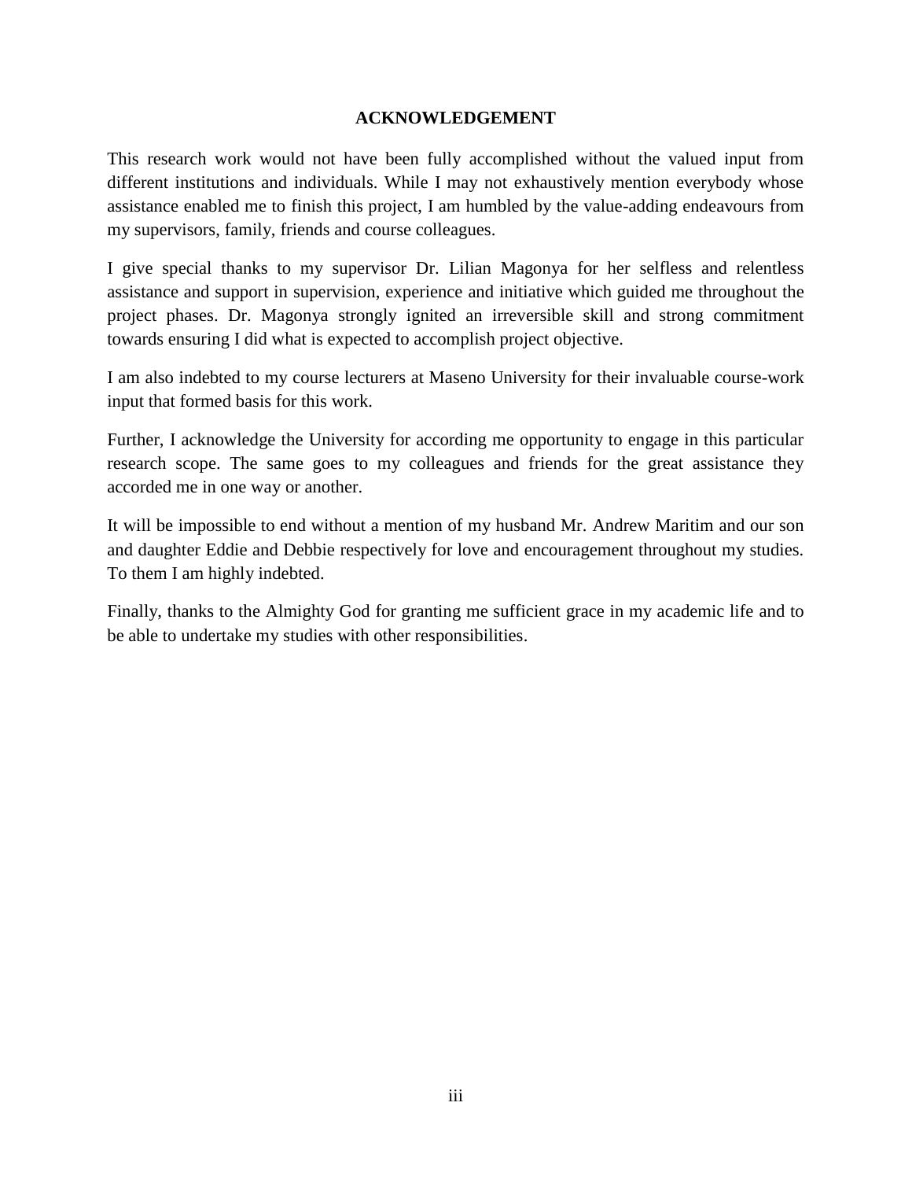# ACKNOWLEDGEMENT

This research work would not have been fully accomplished without the valued input from different institutions and individuals. While I may not exhaustively mention everybody whose assistance enabled me to finish this project, I am humbled by the value-adding endeavours from my supervisors, family, friends and course colleagues.

I give special thanks to my supervisor Dr. Lilian Magonya for her selfless and relentless assistance and support in supervision, experience and initiative which guided me throughout the project phases. Dr. Magonya strongly ignited an irreversible skill and strong commitment towards ensuring I did what is expected to accomplish project objective.

I am also indebted to my course lecturers at Maseno University for their invaluable course-work input that formed basis for this work.

Further, I acknowledge the University for according me opportunity to engage in this particular research scope. The same goes to my colleagues and friends for the great assistance they accorded me in one way or another.

It will be impossible to end without a mention of my husband Mr. Andrew Maritim and our son and daughter Eddie and Debbie respectively for love and encouragement throughout my studies. To them I am highly indebted.

Finally, thanks to the Almighty God for granting me sufficient grace in my academic life and to be able to undertake my studies with other responsibilities.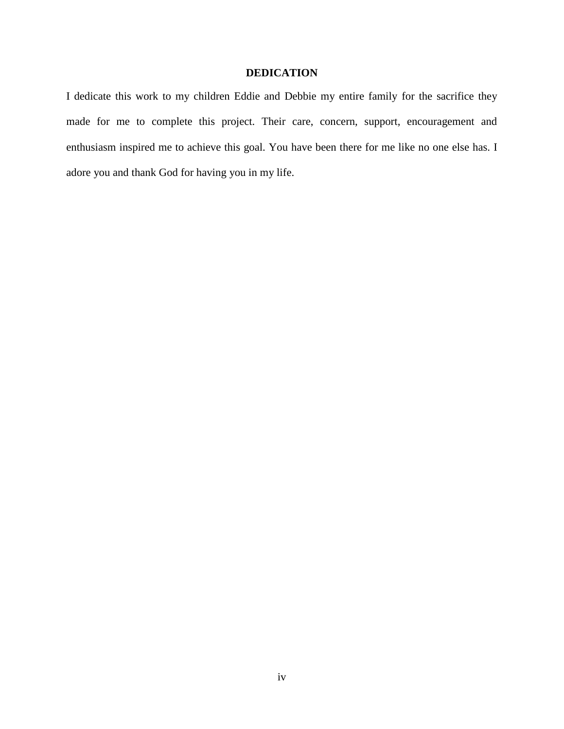# DEDICATION

I dedicate this work to my children Eddie and Debbie my entire family for the sacrifice they made for me to complete this project. Their care, concern, support, encouragement and enthusiasm inspired me to achieve this goal. You have been there for me like no one else has. I adore you and thank God for having you in my life.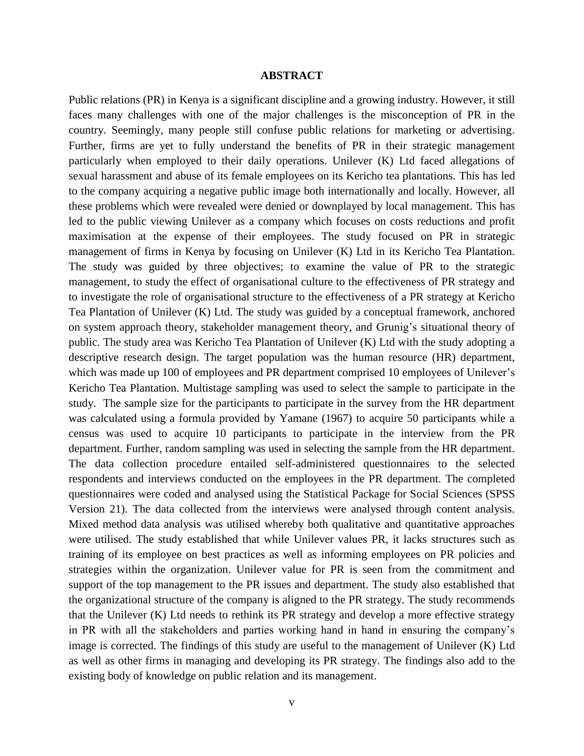## ABSTRACT

Public relations (PR) in Kenya is a significant discipline and a growing industry. However, it still faces many challenges with one of the major challenges is the misconception of PR in the country. Seemingly, many people still confuse public relations for marketing or advertising. Further, firms are yet to fully understand the benefits of PR in their strategic management particularly when employed to their daily operations. Unilever (K) Ltd faced allegations of sexual harassment and abuse of its female employees on its Kericho tea plantations. This has led to the company acquiring a negative public image both internationally and locally. However, all these problems which were revealed were denied or downplayed by local management. This has led to the public viewing Unilever as a company which focuses on costs reductions and profit maximisation at the expense of their employees. The study focused on PR in strategic management of firms in Kenya by focusing on Unilever (K) Ltd in its Kericho Tea Plantation. The study was guided by three objectives; to examine the value of PR to the strategic management, to study the effect of organisational culture to the effectiveness of PR strategy and to investigate the role of organisational structure to the effectiveness of a PR strategy at Kericho Tea Plantation of Unilever (K) Ltd. The study was guided by a conceptual framework, anchored on system approach theory, stakeholder management theory, and Grunig's situational theory of public. The study area was Kericho Tea Plantation of Unilever (K) Ltd with the study adopting a descriptive research design. The target population was the human resource (HR) department, which was made up 100 of employees and PR department comprised 10 employees of Unilever's Kericho Tea Plantation. Multistage sampling was used to select the sample to participate in the study. The sample size for the participants to participate in the survey from the HR department was calculated using a formula provided by Yamane (1967) to acquire 50 participants while a census was used to acquire 10 participants to participate in the interview from the PR department. Further, random sampling was used in selecting the sample from the HR department. The data collection procedure entailed self-administered questionnaires to the selected respondents and interviews conducted on the employees in the PR department. The completed questionnaires were coded and analysed using the Statistical Package for Social Sciences (SPSS Version 21). The data collected from the interviews were analysed through content analysis. Mixed method data analysis was utilised whereby both qualitative and quantitative approaches were utilised. The study established that while Unilever values PR, it lacks structures such as training of its employee on best practices as well as informing employees on PR policies and strategies within the organization. Unilever value for PR is seen from the commitment and support of the top management to the PR issues and department. The study also established that the organizational structure of the company is aligned to the PR strategy. The study recommends that the Unilever (K) Ltd needs to rethink its PR strategy and develop a more effective strategy in PR with all the stakeholders and parties working hand in hand in ensuring the company's image is corrected. The findings of this study are useful to the management of Unilever (K) Ltd as well as other firms in managing and developing its PR strategy. The findings also add to the existing body of knowledge on public relation and its management.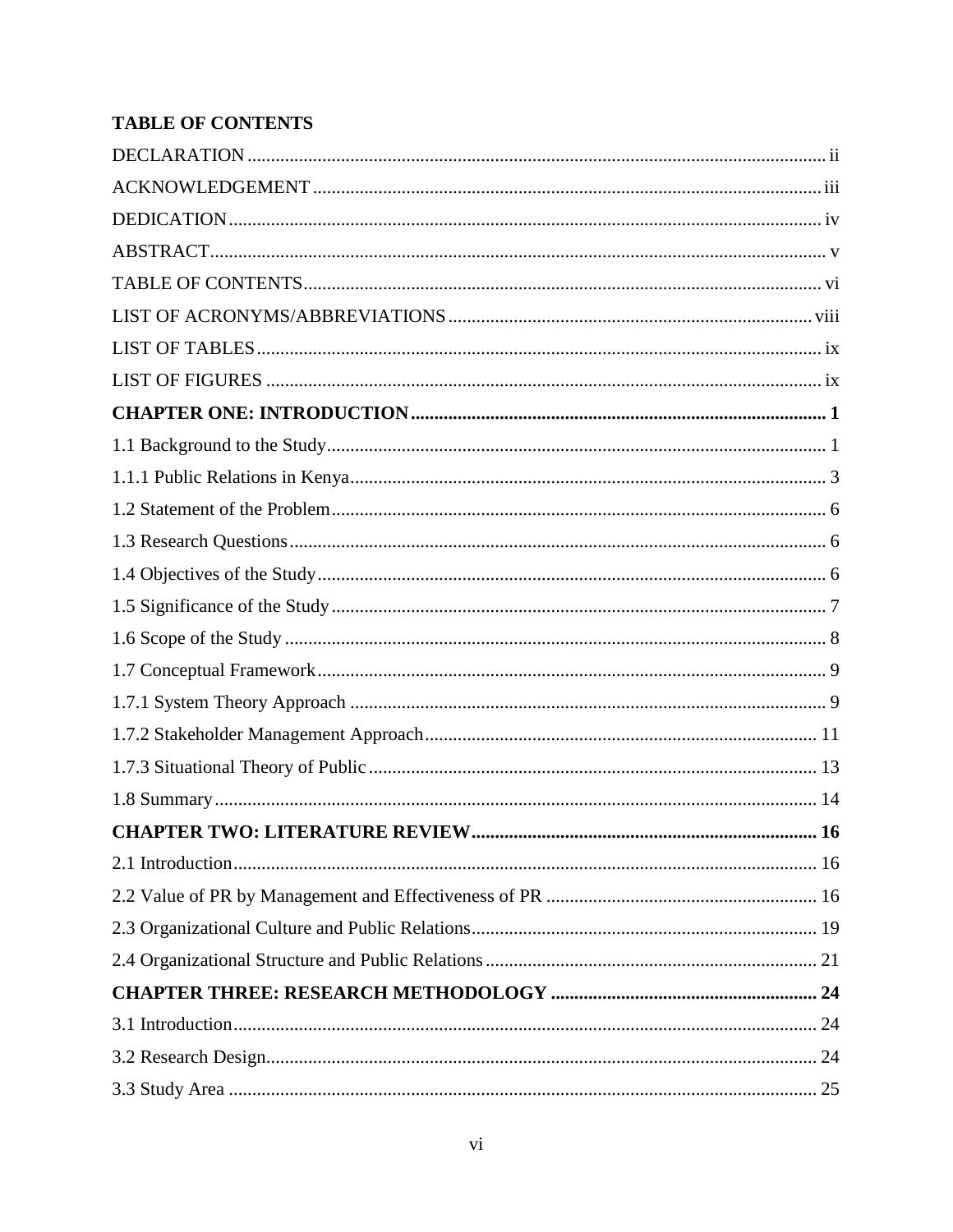# TABLE OF CONTENTS

DECLARATION ii

ACKNOWLEDGEMENT iii

DEDICATION iv

ABSTRACT v

TABLE OF CONTENTS vi

LIST OF ACRONYMS/ABBREVIATIONS viii

LIST OF TABLES ix

LIST OF FIGURES ix

**CHAPTER ONE: INTRODUCTION 1**

1.1 Background to the Study 1

1.1.1 Public Relations in Kenya 3

1.2 Statement of the Problem 6

1.3 Research Questions 6

1.4 Objectives of the Study 6

1.5 Significance of the Study 7

1.6 Scope of the Study 8

1.7 Conceptual Framework 9

1.7.1 System Theory Approach 9

1.7.2 Stakeholder Management Approach 11

1.7.3 Situational Theory of Public 13

1.8 Summary 14

**CHAPTER TWO: LITERATURE REVIEW 16**

2.1 Introduction 16

2.2 Value of PR by Management and Effectiveness of PR 16

2.3 Organizational Culture and Public Relations 19

2.4 Organizational Structure and Public Relations 21

**CHAPTER THREE: RESEARCH METHODOLOGY 24**

3.1 Introduction 24

3.2 Research Design 24

3.3 Study Area 25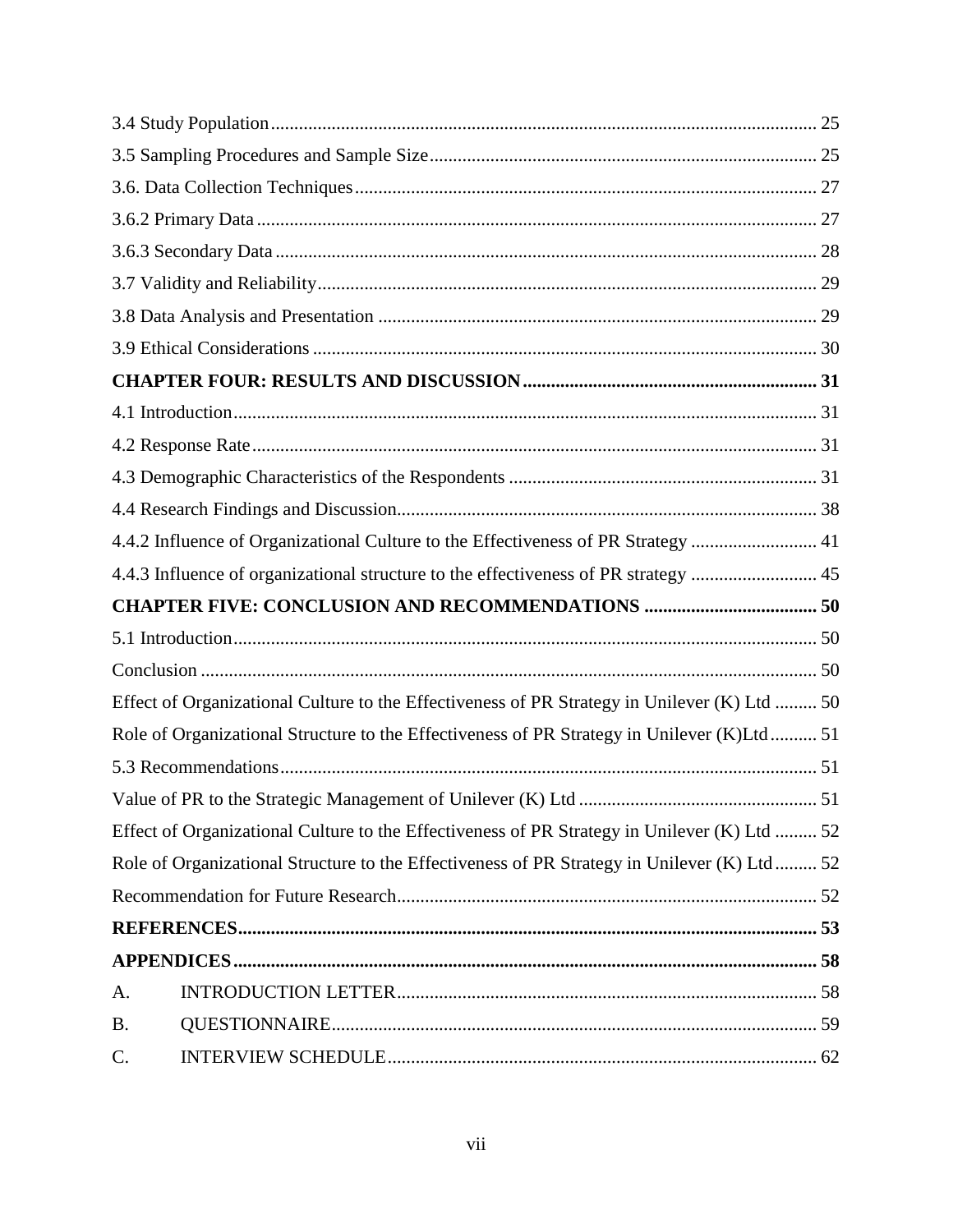3.4 Study Population ........................................................................................................ 25

3.5 Sampling Procedures and Sample Size .......................................................................... 25

3.6. Data Collection Techniques .......................................................................................... 27

3.6.2 Primary Data ............................................................................................................. 27

3.6.3 Secondary Data .......................................................................................................... 28

3.7 Validity and Reliability .................................................................................................. 29

3.8 Data Analysis and Presentation ..................................................................................... 29

3.9 Ethical Considerations ................................................................................................... 30

**CHAPTER FOUR: RESULTS AND DISCUSSION ............................................................ 31**

4.1 Introduction .................................................................................................................. 31

4.2 Response Rate ............................................................................................................... 31

4.3 Demographic Characteristics of the Respondents ......................................................... 31

4.4 Research Findings and Discussion ................................................................................ 38

4.4.2 Influence of Organizational Culture to the Effectiveness of PR Strategy ..................... 41

4.4.3 Influence of organizational structure to the effectiveness of PR strategy ..................... 45

**CHAPTER FIVE: CONCLUSION AND RECOMMENDATIONS ..................................... 50**

5.1 Introduction .................................................................................................................. 50

Conclusion ........................................................................................................................ 50

Effect of Organizational Culture to the Effectiveness of PR Strategy in Unilever (K) Ltd ......... 50

Role of Organizational Structure to the Effectiveness of PR Strategy in Unilever (K)Ltd .......... 51

5.3 Recommendations ......................................................................................................... 51

Value of PR to the Strategic Management of Unilever (K) Ltd ............................................ 51

Effect of Organizational Culture to the Effectiveness of PR Strategy in Unilever (K) Ltd ......... 52

Role of Organizational Structure to the Effectiveness of PR Strategy in Unilever (K) Ltd ......... 52

Recommendation for Future Research ................................................................................ 52

**REFERENCES .................................................................................................................. 53**

**APPENDICES ................................................................................................................... 58**

A. INTRODUCTION LETTER ......................................................................................... 58

B. QUESTIONNAIRE ....................................................................................................... 59

C. INTERVIEW SCHEDULE ........................................................................................... 62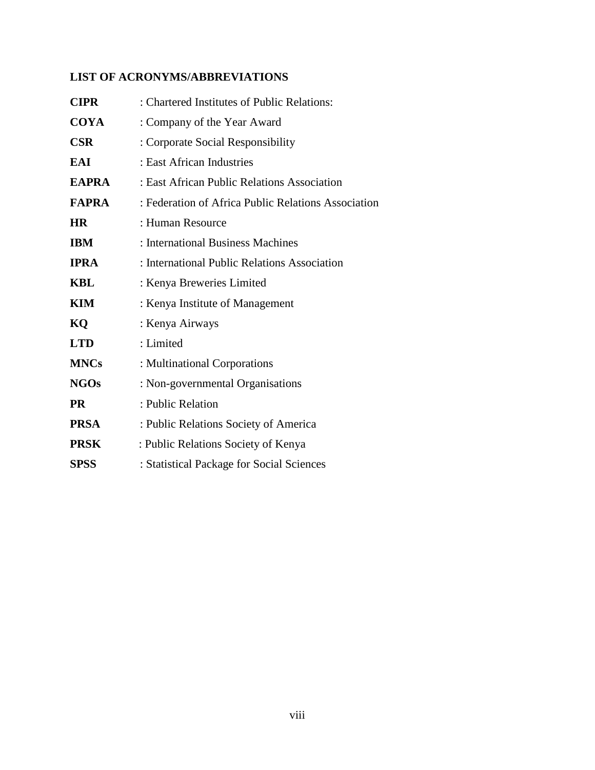## LIST OF ACRONYMS/ABBREVIATIONS

**CIPR** : Chartered Institutes of Public Relations:

**COYA** : Company of the Year Award

**CSR** : Corporate Social Responsibility

**EAI** : East African Industries

**EAPRA** : East African Public Relations Association

**FAPRA** : Federation of Africa Public Relations Association

**HR** : Human Resource

**IBM** : International Business Machines

**IPRA** : International Public Relations Association

**KBL** : Kenya Breweries Limited

**KIM** : Kenya Institute of Management

**KQ** : Kenya Airways

**LTD** : Limited

**MNCs** : Multinational Corporations

**NGOs** : Non-governmental Organisations

**PR** : Public Relation

**PRSA** : Public Relations Society of America

**PRSK** : Public Relations Society of Kenya

**SPSS** : Statistical Package for Social Sciences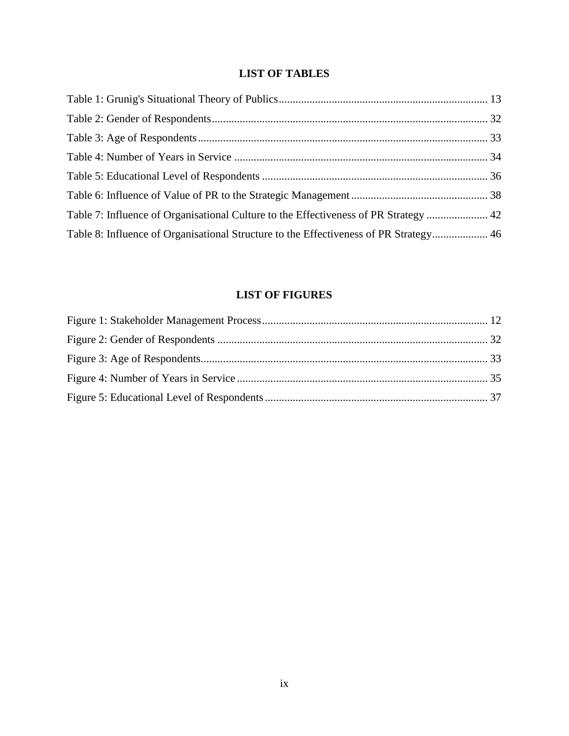## LIST OF TABLES

Table 1: Grunig's Situational Theory of Publics .......... 13
Table 2: Gender of Respondents .......... 32
Table 3: Age of Respondents .......... 33
Table 4: Number of Years in Service .......... 34
Table 5: Educational Level of Respondents .......... 36
Table 6: Influence of Value of PR to the Strategic Management .......... 38
Table 7: Influence of Organisational Culture to the Effectiveness of PR Strategy .......... 42
Table 8: Influence of Organisational Structure to the Effectiveness of PR Strategy .......... 46

## LIST OF FIGURES

Figure 1: Stakeholder Management Process .......... 12
Figure 2: Gender of Respondents .......... 32
Figure 3: Age of Respondents .......... 33
Figure 4: Number of Years in Service .......... 35
Figure 5: Educational Level of Respondents .......... 37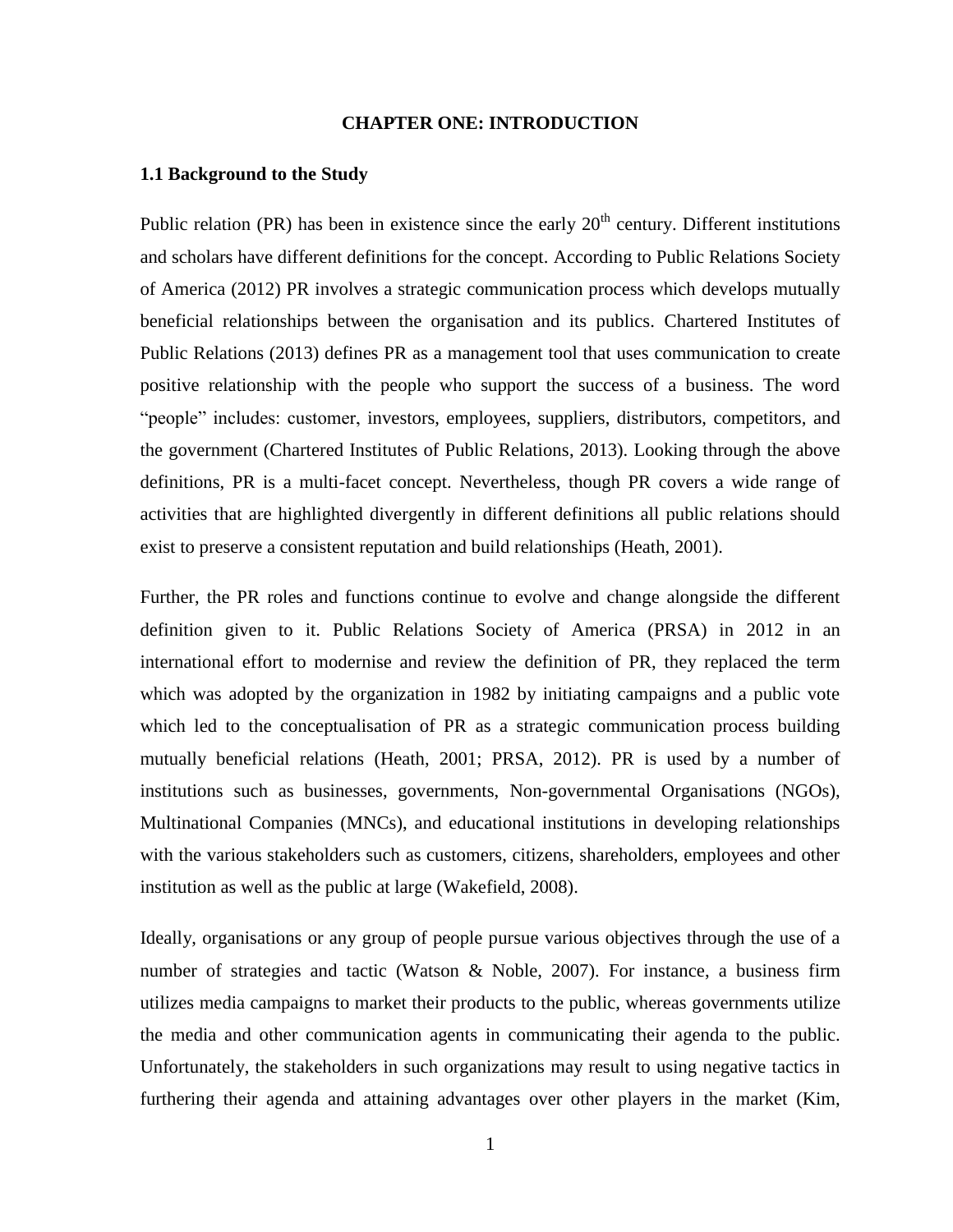# CHAPTER ONE: INTRODUCTION

## 1.1 Background to the Study

Public relation (PR) has been in existence since the early $20^{th}$ century. Different institutions and scholars have different definitions for the concept. According to Public Relations Society of America (2012) PR involves a strategic communication process which develops mutually beneficial relationships between the organisation and its publics. Chartered Institutes of Public Relations (2013) defines PR as a management tool that uses communication to create positive relationship with the people who support the success of a business. The word "people" includes: customer, investors, employees, suppliers, distributors, competitors, and the government (Chartered Institutes of Public Relations, 2013). Looking through the above definitions, PR is a multi-facet concept. Nevertheless, though PR covers a wide range of activities that are highlighted divergently in different definitions all public relations should exist to preserve a consistent reputation and build relationships (Heath, 2001).

Further, the PR roles and functions continue to evolve and change alongside the different definition given to it. Public Relations Society of America (PRSA) in 2012 in an international effort to modernise and review the definition of PR, they replaced the term which was adopted by the organization in 1982 by initiating campaigns and a public vote which led to the conceptualisation of PR as a strategic communication process building mutually beneficial relations (Heath, 2001; PRSA, 2012). PR is used by a number of institutions such as businesses, governments, Non-governmental Organisations (NGOs), Multinational Companies (MNCs), and educational institutions in developing relationships with the various stakeholders such as customers, citizens, shareholders, employees and other institution as well as the public at large (Wakefield, 2008).

Ideally, organisations or any group of people pursue various objectives through the use of a number of strategies and tactic (Watson & Noble, 2007). For instance, a business firm utilizes media campaigns to market their products to the public, whereas governments utilize the media and other communication agents in communicating their agenda to the public. Unfortunately, the stakeholders in such organizations may result to using negative tactics in furthering their agenda and attaining advantages over other players in the market (Kim,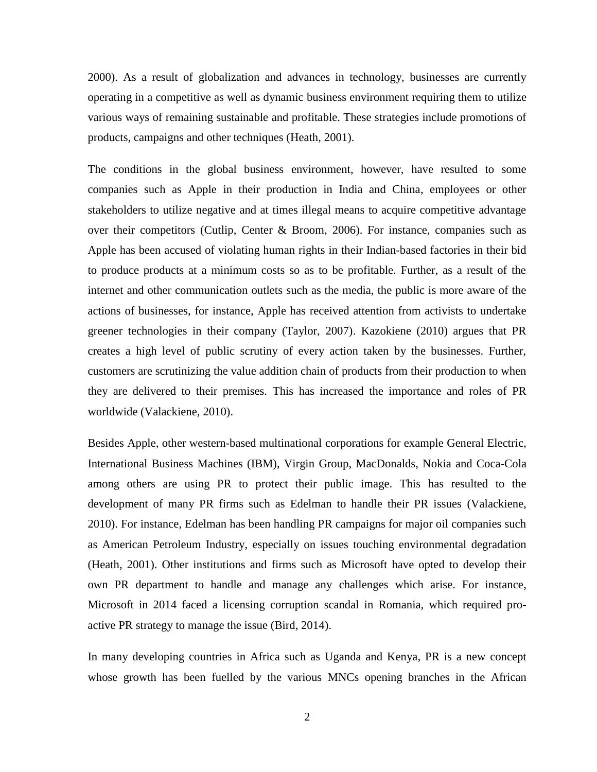2000). As a result of globalization and advances in technology, businesses are currently operating in a competitive as well as dynamic business environment requiring them to utilize various ways of remaining sustainable and profitable. These strategies include promotions of products, campaigns and other techniques (Heath, 2001).

The conditions in the global business environment, however, have resulted to some companies such as Apple in their production in India and China, employees or other stakeholders to utilize negative and at times illegal means to acquire competitive advantage over their competitors (Cutlip, Center & Broom, 2006). For instance, companies such as Apple has been accused of violating human rights in their Indian-based factories in their bid to produce products at a minimum costs so as to be profitable. Further, as a result of the internet and other communication outlets such as the media, the public is more aware of the actions of businesses, for instance, Apple has received attention from activists to undertake greener technologies in their company (Taylor, 2007). Kazokiene (2010) argues that PR creates a high level of public scrutiny of every action taken by the businesses. Further, customers are scrutinizing the value addition chain of products from their production to when they are delivered to their premises. This has increased the importance and roles of PR worldwide (Valackiene, 2010).

Besides Apple, other western-based multinational corporations for example General Electric, International Business Machines (IBM), Virgin Group, MacDonalds, Nokia and Coca-Cola among others are using PR to protect their public image. This has resulted to the development of many PR firms such as Edelman to handle their PR issues (Valackiene, 2010). For instance, Edelman has been handling PR campaigns for major oil companies such as American Petroleum Industry, especially on issues touching environmental degradation (Heath, 2001). Other institutions and firms such as Microsoft have opted to develop their own PR department to handle and manage any challenges which arise. For instance, Microsoft in 2014 faced a licensing corruption scandal in Romania, which required pro-active PR strategy to manage the issue (Bird, 2014).

In many developing countries in Africa such as Uganda and Kenya, PR is a new concept whose growth has been fuelled by the various MNCs opening branches in the African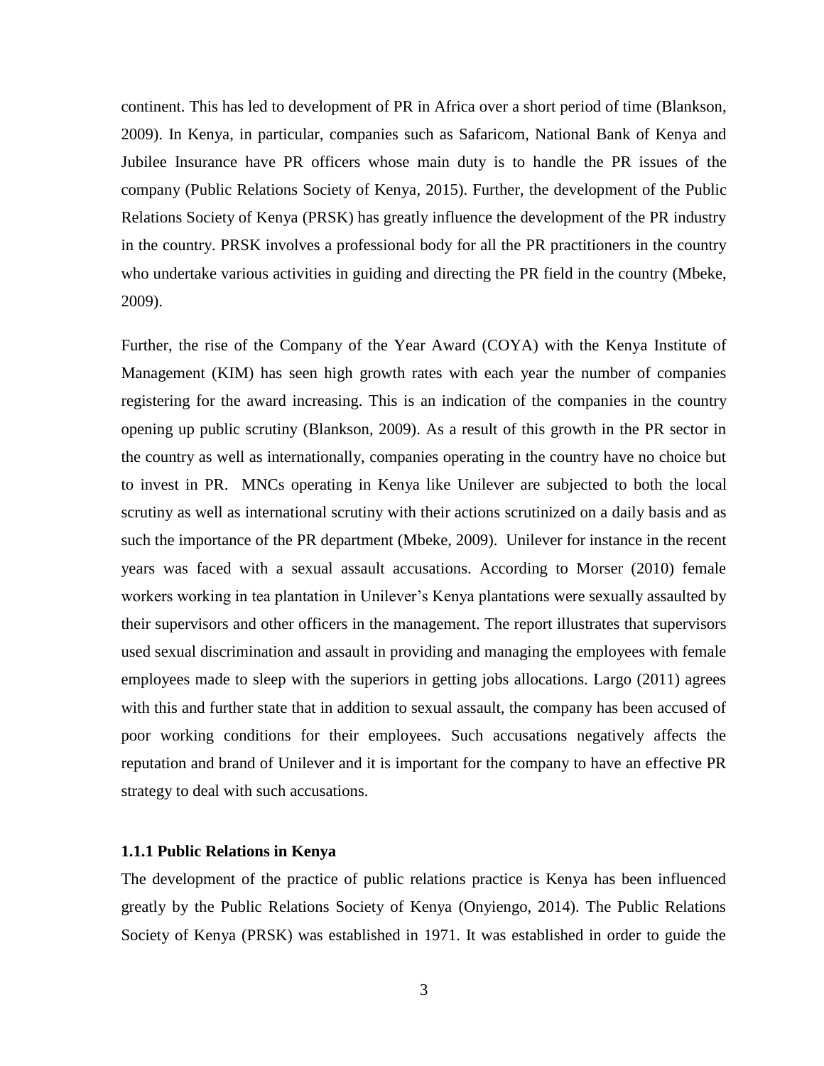continent. This has led to development of PR in Africa over a short period of time (Blankson, 2009). In Kenya, in particular, companies such as Safaricom, National Bank of Kenya and Jubilee Insurance have PR officers whose main duty is to handle the PR issues of the company (Public Relations Society of Kenya, 2015). Further, the development of the Public Relations Society of Kenya (PRSK) has greatly influence the development of the PR industry in the country. PRSK involves a professional body for all the PR practitioners in the country who undertake various activities in guiding and directing the PR field in the country (Mbeke, 2009).

Further, the rise of the Company of the Year Award (COYA) with the Kenya Institute of Management (KIM) has seen high growth rates with each year the number of companies registering for the award increasing. This is an indication of the companies in the country opening up public scrutiny (Blankson, 2009). As a result of this growth in the PR sector in the country as well as internationally, companies operating in the country have no choice but to invest in PR. MNCs operating in Kenya like Unilever are subjected to both the local scrutiny as well as international scrutiny with their actions scrutinized on a daily basis and as such the importance of the PR department (Mbeke, 2009). Unilever for instance in the recent years was faced with a sexual assault accusations. According to Morser (2010) female workers working in tea plantation in Unilever's Kenya plantations were sexually assaulted by their supervisors and other officers in the management. The report illustrates that supervisors used sexual discrimination and assault in providing and managing the employees with female employees made to sleep with the superiors in getting jobs allocations. Largo (2011) agrees with this and further state that in addition to sexual assault, the company has been accused of poor working conditions for their employees. Such accusations negatively affects the reputation and brand of Unilever and it is important for the company to have an effective PR strategy to deal with such accusations.

### 1.1.1 Public Relations in Kenya

The development of the practice of public relations practice is Kenya has been influenced greatly by the Public Relations Society of Kenya (Onyiengo, 2014). The Public Relations Society of Kenya (PRSK) was established in 1971. It was established in order to guide the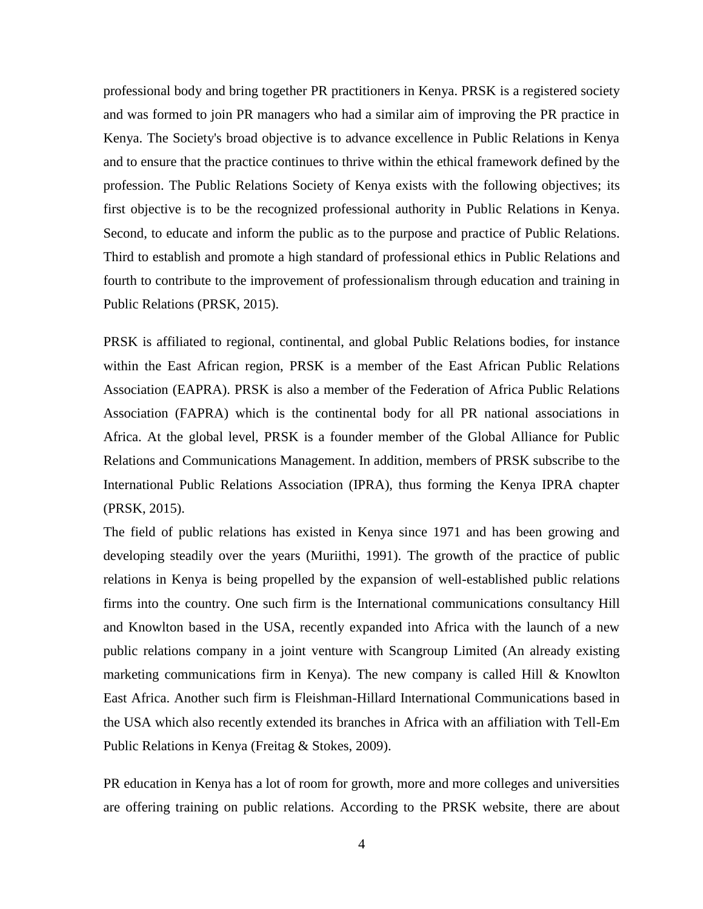professional body and bring together PR practitioners in Kenya. PRSK is a registered society and was formed to join PR managers who had a similar aim of improving the PR practice in Kenya. The Society's broad objective is to advance excellence in Public Relations in Kenya and to ensure that the practice continues to thrive within the ethical framework defined by the profession. The Public Relations Society of Kenya exists with the following objectives; its first objective is to be the recognized professional authority in Public Relations in Kenya. Second, to educate and inform the public as to the purpose and practice of Public Relations. Third to establish and promote a high standard of professional ethics in Public Relations and fourth to contribute to the improvement of professionalism through education and training in Public Relations (PRSK, 2015).

PRSK is affiliated to regional, continental, and global Public Relations bodies, for instance within the East African region, PRSK is a member of the East African Public Relations Association (EAPRA). PRSK is also a member of the Federation of Africa Public Relations Association (FAPRA) which is the continental body for all PR national associations in Africa. At the global level, PRSK is a founder member of the Global Alliance for Public Relations and Communications Management. In addition, members of PRSK subscribe to the International Public Relations Association (IPRA), thus forming the Kenya IPRA chapter (PRSK, 2015).

The field of public relations has existed in Kenya since 1971 and has been growing and developing steadily over the years (Muriithi, 1991). The growth of the practice of public relations in Kenya is being propelled by the expansion of well-established public relations firms into the country. One such firm is the International communications consultancy Hill and Knowlton based in the USA, recently expanded into Africa with the launch of a new public relations company in a joint venture with Scangroup Limited (An already existing marketing communications firm in Kenya). The new company is called Hill & Knowlton East Africa. Another such firm is Fleishman-Hillard International Communications based in the USA which also recently extended its branches in Africa with an affiliation with Tell-Em Public Relations in Kenya (Freitag & Stokes, 2009).

PR education in Kenya has a lot of room for growth, more and more colleges and universities are offering training on public relations. According to the PRSK website, there are about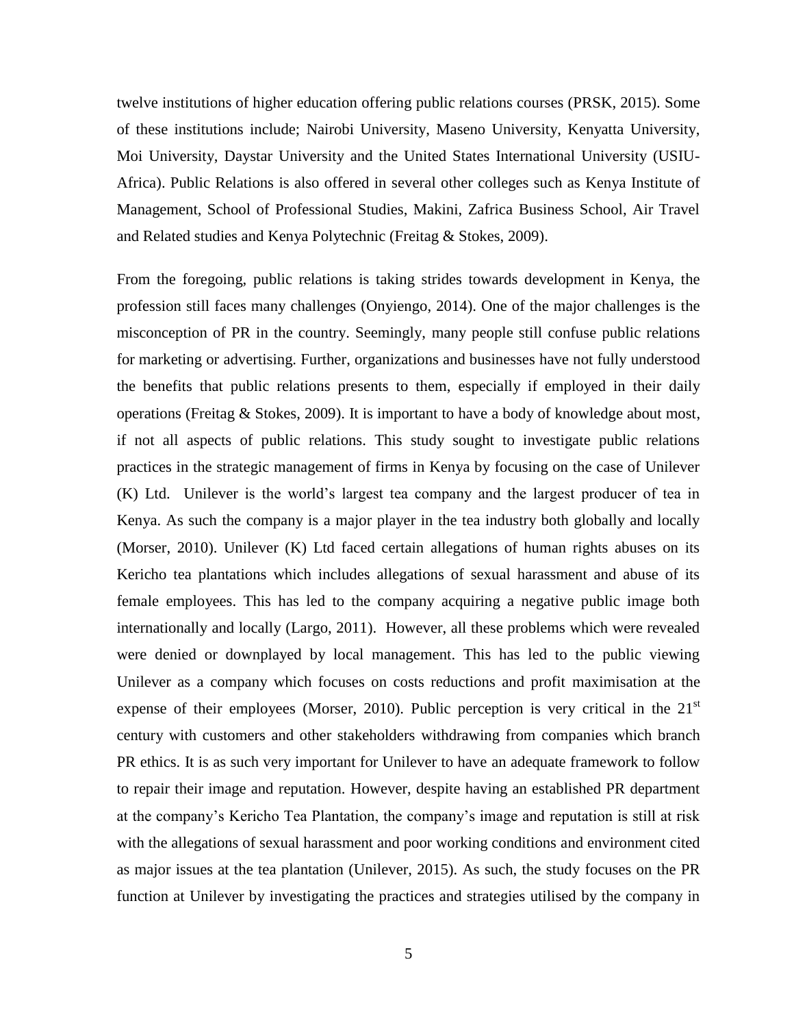twelve institutions of higher education offering public relations courses (PRSK, 2015). Some of these institutions include; Nairobi University, Maseno University, Kenyatta University, Moi University, Daystar University and the United States International University (USIU-Africa). Public Relations is also offered in several other colleges such as Kenya Institute of Management, School of Professional Studies, Makini, Zafrica Business School, Air Travel and Related studies and Kenya Polytechnic (Freitag & Stokes, 2009).

From the foregoing, public relations is taking strides towards development in Kenya, the profession still faces many challenges (Onyiengo, 2014). One of the major challenges is the misconception of PR in the country. Seemingly, many people still confuse public relations for marketing or advertising. Further, organizations and businesses have not fully understood the benefits that public relations presents to them, especially if employed in their daily operations (Freitag & Stokes, 2009). It is important to have a body of knowledge about most, if not all aspects of public relations. This study sought to investigate public relations practices in the strategic management of firms in Kenya by focusing on the case of Unilever (K) Ltd. Unilever is the world's largest tea company and the largest producer of tea in Kenya. As such the company is a major player in the tea industry both globally and locally (Morser, 2010). Unilever (K) Ltd faced certain allegations of human rights abuses on its Kericho tea plantations which includes allegations of sexual harassment and abuse of its female employees. This has led to the company acquiring a negative public image both internationally and locally (Largo, 2011). However, all these problems which were revealed were denied or downplayed by local management. This has led to the public viewing Unilever as a company which focuses on costs reductions and profit maximisation at the expense of their employees (Morser, 2010). Public perception is very critical in the 21st century with customers and other stakeholders withdrawing from companies which branch PR ethics. It is as such very important for Unilever to have an adequate framework to follow to repair their image and reputation. However, despite having an established PR department at the company's Kericho Tea Plantation, the company's image and reputation is still at risk with the allegations of sexual harassment and poor working conditions and environment cited as major issues at the tea plantation (Unilever, 2015). As such, the study focuses on the PR function at Unilever by investigating the practices and strategies utilised by the company in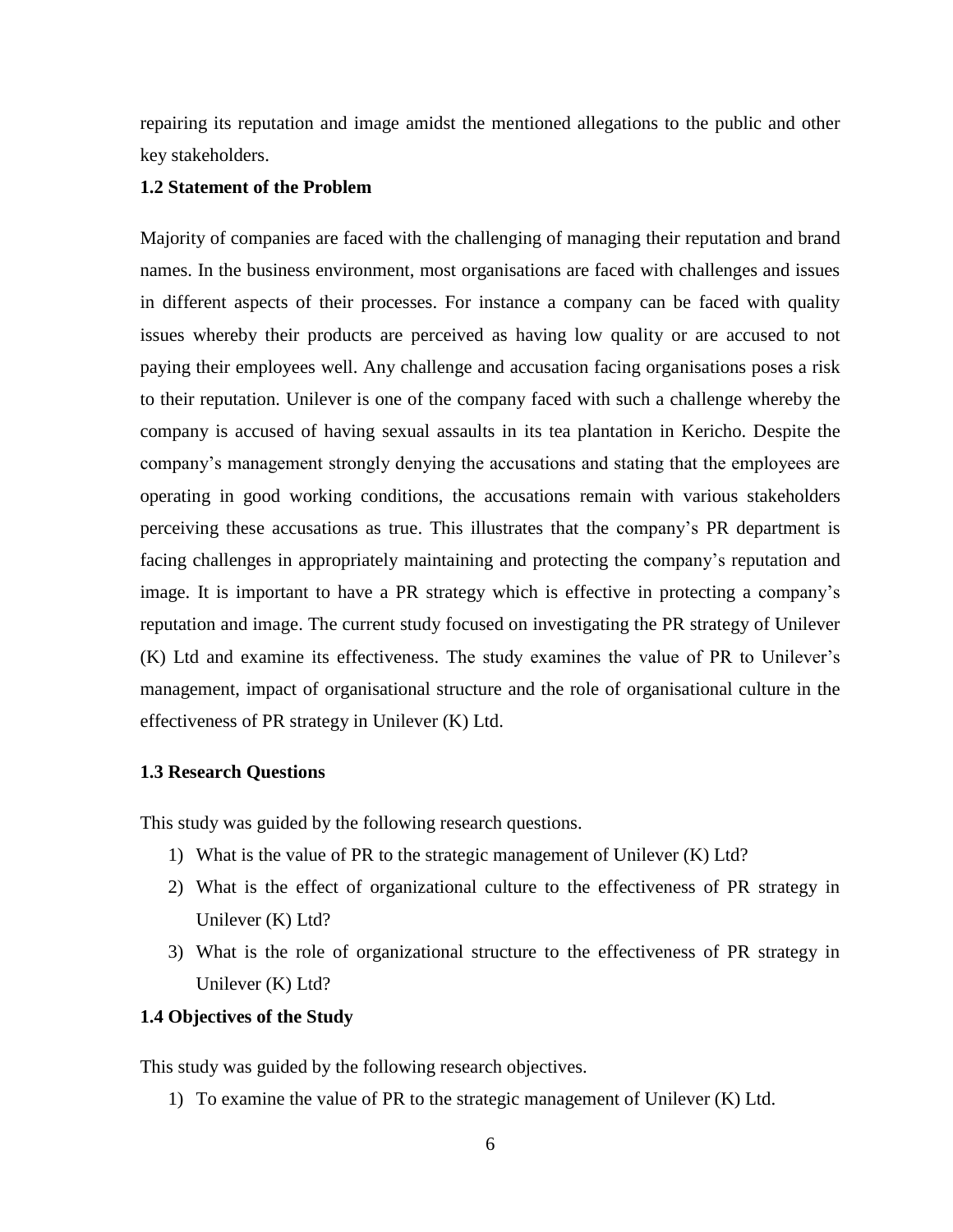repairing its reputation and image amidst the mentioned allegations to the public and other key stakeholders.

### 1.2 Statement of the Problem

Majority of companies are faced with the challenging of managing their reputation and brand names. In the business environment, most organisations are faced with challenges and issues in different aspects of their processes. For instance a company can be faced with quality issues whereby their products are perceived as having low quality or are accused to not paying their employees well. Any challenge and accusation facing organisations poses a risk to their reputation. Unilever is one of the company faced with such a challenge whereby the company is accused of having sexual assaults in its tea plantation in Kericho. Despite the company's management strongly denying the accusations and stating that the employees are operating in good working conditions, the accusations remain with various stakeholders perceiving these accusations as true. This illustrates that the company's PR department is facing challenges in appropriately maintaining and protecting the company's reputation and image. It is important to have a PR strategy which is effective in protecting a company's reputation and image. The current study focused on investigating the PR strategy of Unilever (K) Ltd and examine its effectiveness. The study examines the value of PR to Unilever's management, impact of organisational structure and the role of organisational culture in the effectiveness of PR strategy in Unilever (K) Ltd.

### 1.3 Research Questions

This study was guided by the following research questions.

1) What is the value of PR to the strategic management of Unilever (K) Ltd?
2) What is the effect of organizational culture to the effectiveness of PR strategy in Unilever (K) Ltd?
3) What is the role of organizational structure to the effectiveness of PR strategy in Unilever (K) Ltd?

### 1.4 Objectives of the Study

This study was guided by the following research objectives.

1) To examine the value of PR to the strategic management of Unilever (K) Ltd.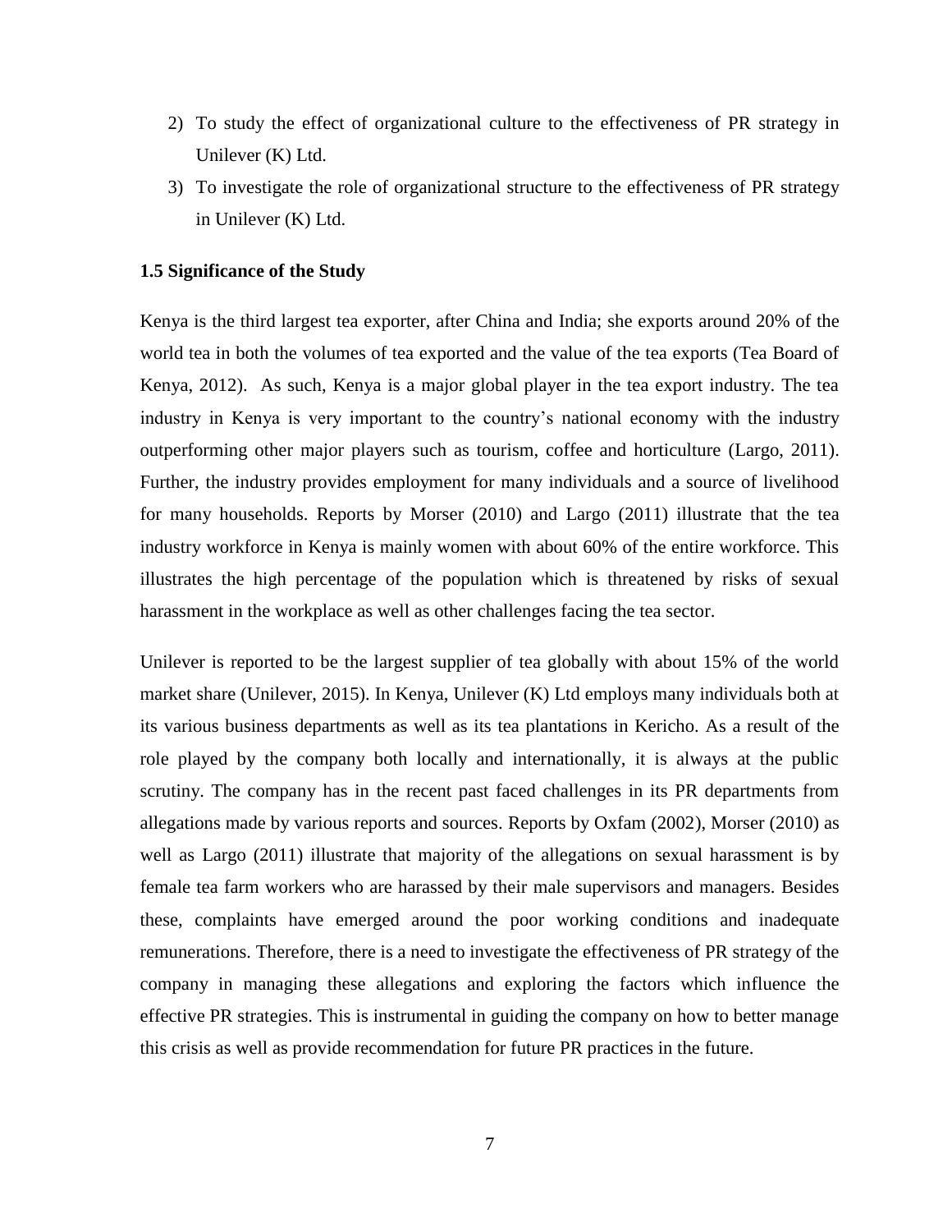2) To study the effect of organizational culture to the effectiveness of PR strategy in Unilever (K) Ltd.
3) To investigate the role of organizational structure to the effectiveness of PR strategy in Unilever (K) Ltd.

### 1.5 Significance of the Study

Kenya is the third largest tea exporter, after China and India; she exports around 20% of the world tea in both the volumes of tea exported and the value of the tea exports (Tea Board of Kenya, 2012). As such, Kenya is a major global player in the tea export industry. The tea industry in Kenya is very important to the country's national economy with the industry outperforming other major players such as tourism, coffee and horticulture (Largo, 2011). Further, the industry provides employment for many individuals and a source of livelihood for many households. Reports by Morser (2010) and Largo (2011) illustrate that the tea industry workforce in Kenya is mainly women with about 60% of the entire workforce. This illustrates the high percentage of the population which is threatened by risks of sexual harassment in the workplace as well as other challenges facing the tea sector.

Unilever is reported to be the largest supplier of tea globally with about 15% of the world market share (Unilever, 2015). In Kenya, Unilever (K) Ltd employs many individuals both at its various business departments as well as its tea plantations in Kericho. As a result of the role played by the company both locally and internationally, it is always at the public scrutiny. The company has in the recent past faced challenges in its PR departments from allegations made by various reports and sources. Reports by Oxfam (2002), Morser (2010) as well as Largo (2011) illustrate that majority of the allegations on sexual harassment is by female tea farm workers who are harassed by their male supervisors and managers. Besides these, complaints have emerged around the poor working conditions and inadequate remunerations. Therefore, there is a need to investigate the effectiveness of PR strategy of the company in managing these allegations and exploring the factors which influence the effective PR strategies. This is instrumental in guiding the company on how to better manage this crisis as well as provide recommendation for future PR practices in the future.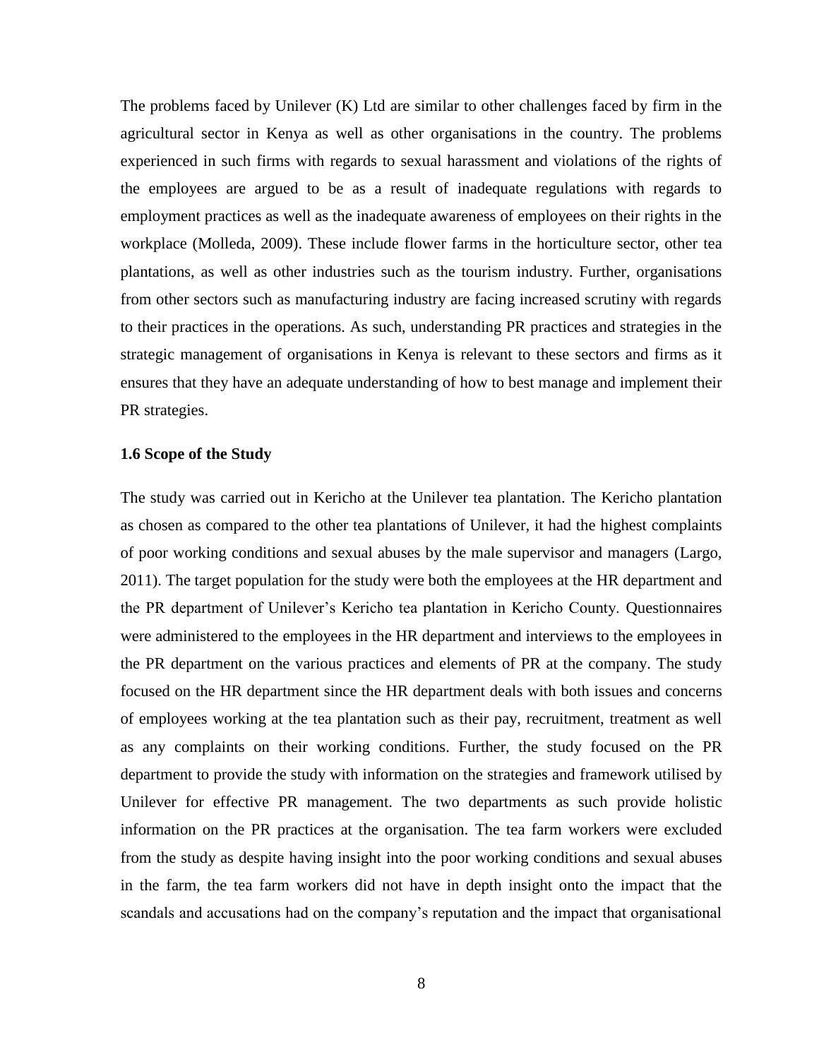The problems faced by Unilever (K) Ltd are similar to other challenges faced by firm in the agricultural sector in Kenya as well as other organisations in the country. The problems experienced in such firms with regards to sexual harassment and violations of the rights of the employees are argued to be as a result of inadequate regulations with regards to employment practices as well as the inadequate awareness of employees on their rights in the workplace (Molleda, 2009). These include flower farms in the horticulture sector, other tea plantations, as well as other industries such as the tourism industry. Further, organisations from other sectors such as manufacturing industry are facing increased scrutiny with regards to their practices in the operations. As such, understanding PR practices and strategies in the strategic management of organisations in Kenya is relevant to these sectors and firms as it ensures that they have an adequate understanding of how to best manage and implement their PR strategies.

### 1.6 Scope of the Study

The study was carried out in Kericho at the Unilever tea plantation. The Kericho plantation as chosen as compared to the other tea plantations of Unilever, it had the highest complaints of poor working conditions and sexual abuses by the male supervisor and managers (Largo, 2011). The target population for the study were both the employees at the HR department and the PR department of Unilever's Kericho tea plantation in Kericho County. Questionnaires were administered to the employees in the HR department and interviews to the employees in the PR department on the various practices and elements of PR at the company. The study focused on the HR department since the HR department deals with both issues and concerns of employees working at the tea plantation such as their pay, recruitment, treatment as well as any complaints on their working conditions. Further, the study focused on the PR department to provide the study with information on the strategies and framework utilised by Unilever for effective PR management. The two departments as such provide holistic information on the PR practices at the organisation. The tea farm workers were excluded from the study as despite having insight into the poor working conditions and sexual abuses in the farm, the tea farm workers did not have in depth insight onto the impact that the scandals and accusations had on the company's reputation and the impact that organisational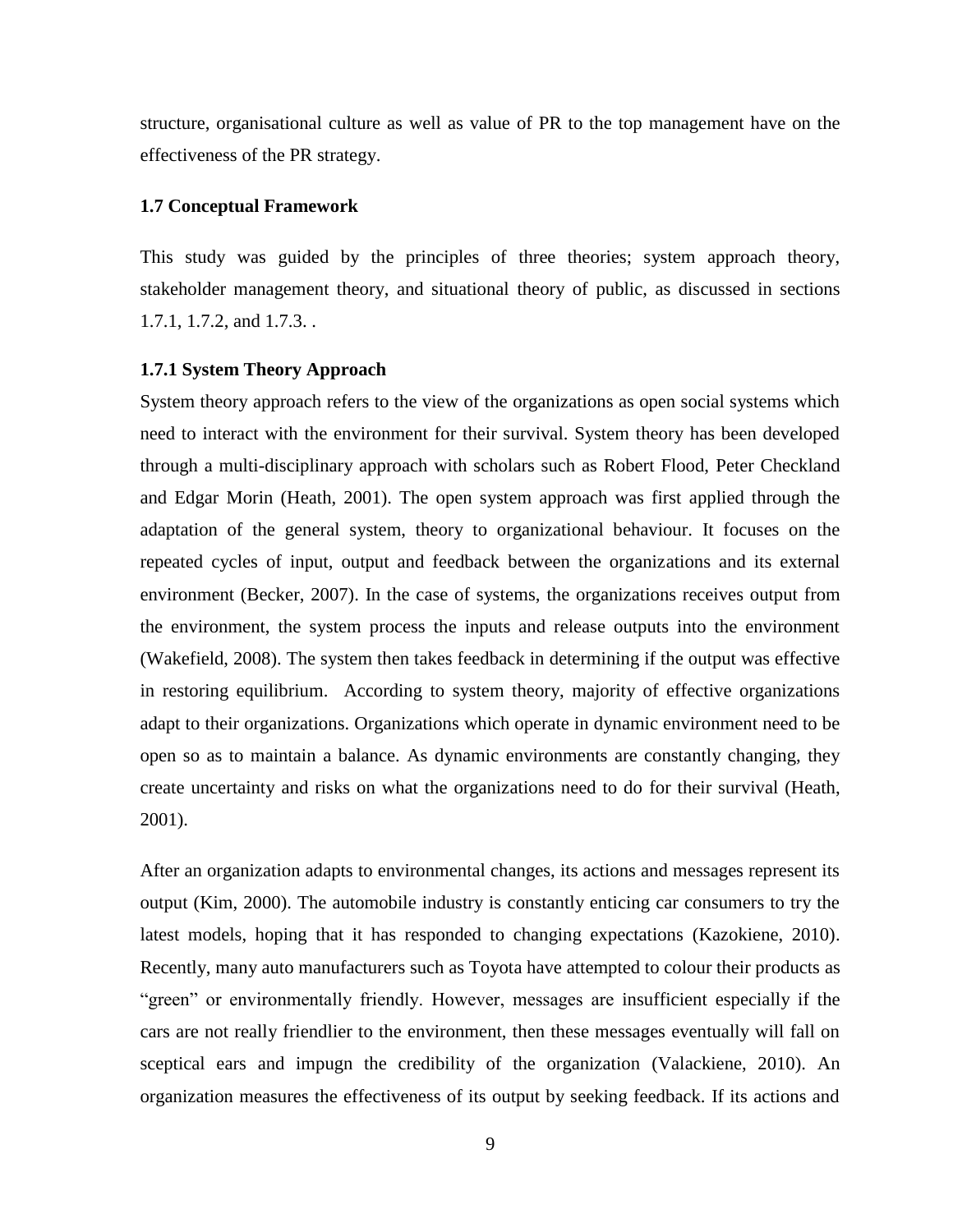structure, organisational culture as well as value of PR to the top management have on the effectiveness of the PR strategy.

### 1.7 Conceptual Framework

This study was guided by the principles of three theories; system approach theory, stakeholder management theory, and situational theory of public, as discussed in sections 1.7.1, 1.7.2, and 1.7.3. .

#### 1.7.1 System Theory Approach

System theory approach refers to the view of the organizations as open social systems which need to interact with the environment for their survival. System theory has been developed through a multi-disciplinary approach with scholars such as Robert Flood, Peter Checkland and Edgar Morin (Heath, 2001). The open system approach was first applied through the adaptation of the general system, theory to organizational behaviour. It focuses on the repeated cycles of input, output and feedback between the organizations and its external environment (Becker, 2007). In the case of systems, the organizations receives output from the environment, the system process the inputs and release outputs into the environment (Wakefield, 2008). The system then takes feedback in determining if the output was effective in restoring equilibrium. According to system theory, majority of effective organizations adapt to their organizations. Organizations which operate in dynamic environment need to be open so as to maintain a balance. As dynamic environments are constantly changing, they create uncertainty and risks on what the organizations need to do for their survival (Heath, 2001).

After an organization adapts to environmental changes, its actions and messages represent its output (Kim, 2000). The automobile industry is constantly enticing car consumers to try the latest models, hoping that it has responded to changing expectations (Kazokiene, 2010). Recently, many auto manufacturers such as Toyota have attempted to colour their products as "green" or environmentally friendly. However, messages are insufficient especially if the cars are not really friendlier to the environment, then these messages eventually will fall on sceptical ears and impugn the credibility of the organization (Valackiene, 2010). An organization measures the effectiveness of its output by seeking feedback. If its actions and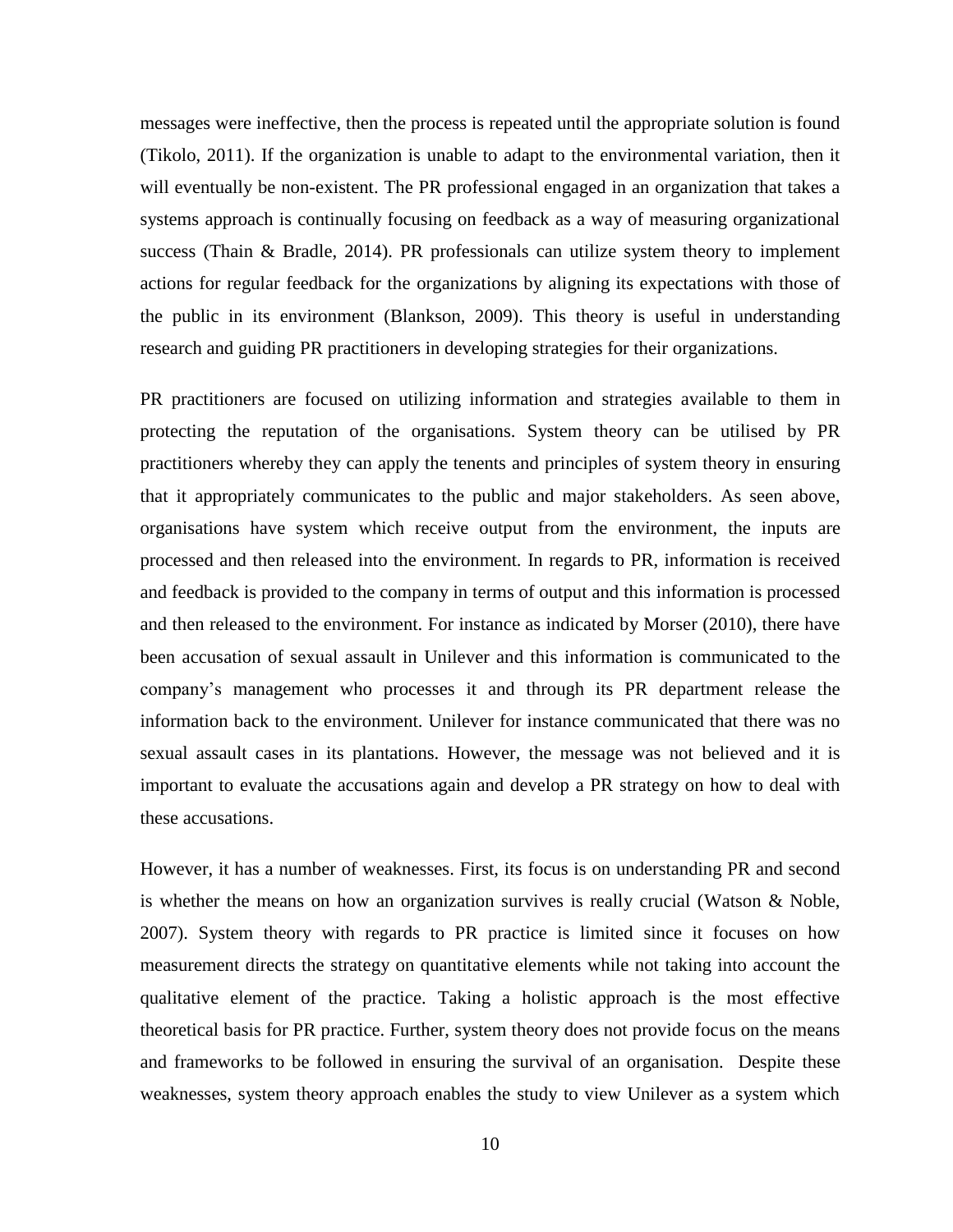messages were ineffective, then the process is repeated until the appropriate solution is found (Tikolo, 2011). If the organization is unable to adapt to the environmental variation, then it will eventually be non-existent. The PR professional engaged in an organization that takes a systems approach is continually focusing on feedback as a way of measuring organizational success (Thain & Bradle, 2014). PR professionals can utilize system theory to implement actions for regular feedback for the organizations by aligning its expectations with those of the public in its environment (Blankson, 2009). This theory is useful in understanding research and guiding PR practitioners in developing strategies for their organizations.

PR practitioners are focused on utilizing information and strategies available to them in protecting the reputation of the organisations. System theory can be utilised by PR practitioners whereby they can apply the tenents and principles of system theory in ensuring that it appropriately communicates to the public and major stakeholders. As seen above, organisations have system which receive output from the environment, the inputs are processed and then released into the environment. In regards to PR, information is received and feedback is provided to the company in terms of output and this information is processed and then released to the environment. For instance as indicated by Morser (2010), there have been accusation of sexual assault in Unilever and this information is communicated to the company's management who processes it and through its PR department release the information back to the environment. Unilever for instance communicated that there was no sexual assault cases in its plantations. However, the message was not believed and it is important to evaluate the accusations again and develop a PR strategy on how to deal with these accusations.

However, it has a number of weaknesses. First, its focus is on understanding PR and second is whether the means on how an organization survives is really crucial (Watson & Noble, 2007). System theory with regards to PR practice is limited since it focuses on how measurement directs the strategy on quantitative elements while not taking into account the qualitative element of the practice. Taking a holistic approach is the most effective theoretical basis for PR practice. Further, system theory does not provide focus on the means and frameworks to be followed in ensuring the survival of an organisation. Despite these weaknesses, system theory approach enables the study to view Unilever as a system which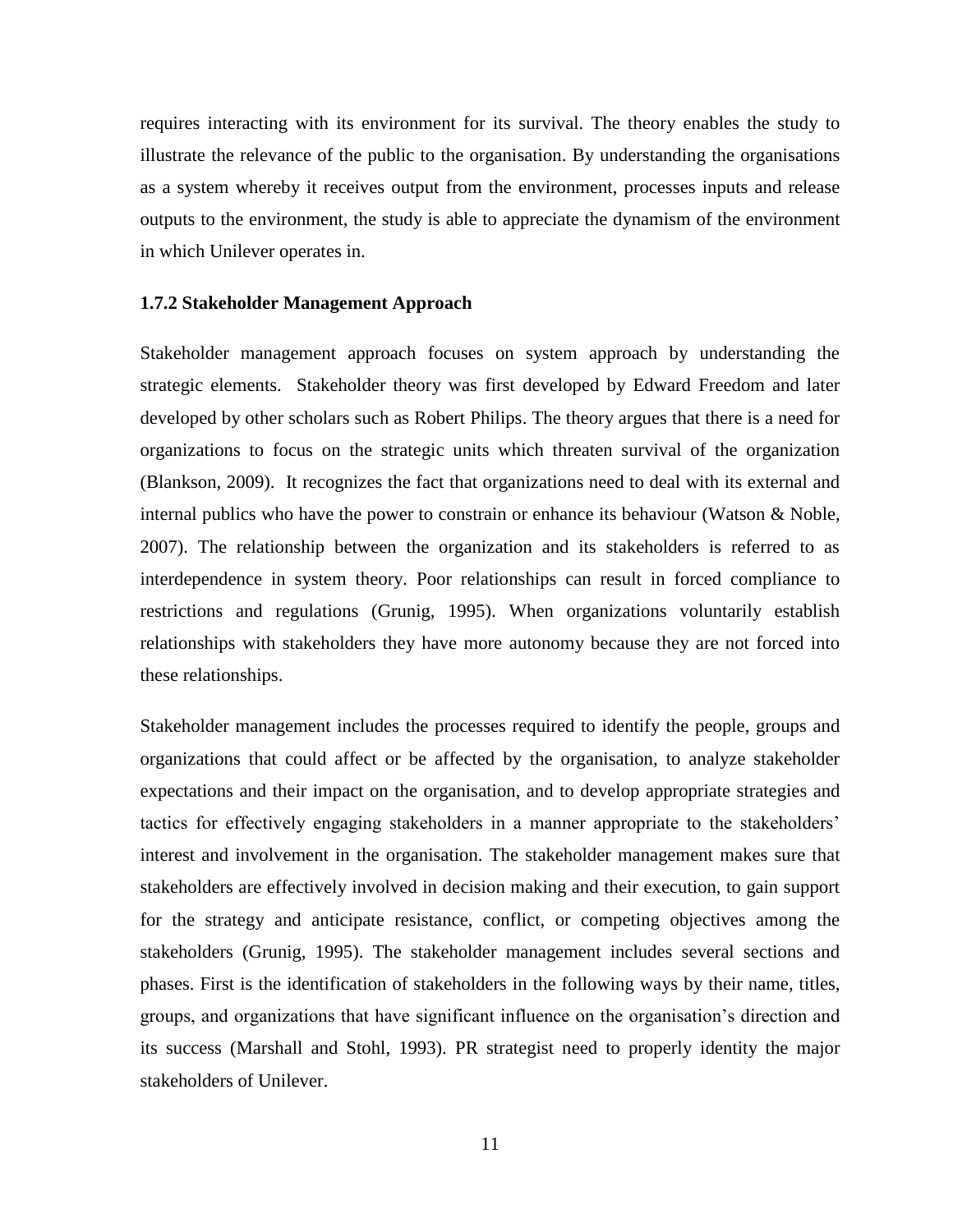requires interacting with its environment for its survival. The theory enables the study to illustrate the relevance of the public to the organisation. By understanding the organisations as a system whereby it receives output from the environment, processes inputs and release outputs to the environment, the study is able to appreciate the dynamism of the environment in which Unilever operates in.

### 1.7.2 Stakeholder Management Approach

Stakeholder management approach focuses on system approach by understanding the strategic elements. Stakeholder theory was first developed by Edward Freedom and later developed by other scholars such as Robert Philips. The theory argues that there is a need for organizations to focus on the strategic units which threaten survival of the organization (Blankson, 2009). It recognizes the fact that organizations need to deal with its external and internal publics who have the power to constrain or enhance its behaviour (Watson & Noble, 2007). The relationship between the organization and its stakeholders is referred to as interdependence in system theory. Poor relationships can result in forced compliance to restrictions and regulations (Grunig, 1995). When organizations voluntarily establish relationships with stakeholders they have more autonomy because they are not forced into these relationships.

Stakeholder management includes the processes required to identify the people, groups and organizations that could affect or be affected by the organisation, to analyze stakeholder expectations and their impact on the organisation, and to develop appropriate strategies and tactics for effectively engaging stakeholders in a manner appropriate to the stakeholders' interest and involvement in the organisation. The stakeholder management makes sure that stakeholders are effectively involved in decision making and their execution, to gain support for the strategy and anticipate resistance, conflict, or competing objectives among the stakeholders (Grunig, 1995). The stakeholder management includes several sections and phases. First is the identification of stakeholders in the following ways by their name, titles, groups, and organizations that have significant influence on the organisation's direction and its success (Marshall and Stohl, 1993). PR strategist need to properly identity the major stakeholders of Unilever.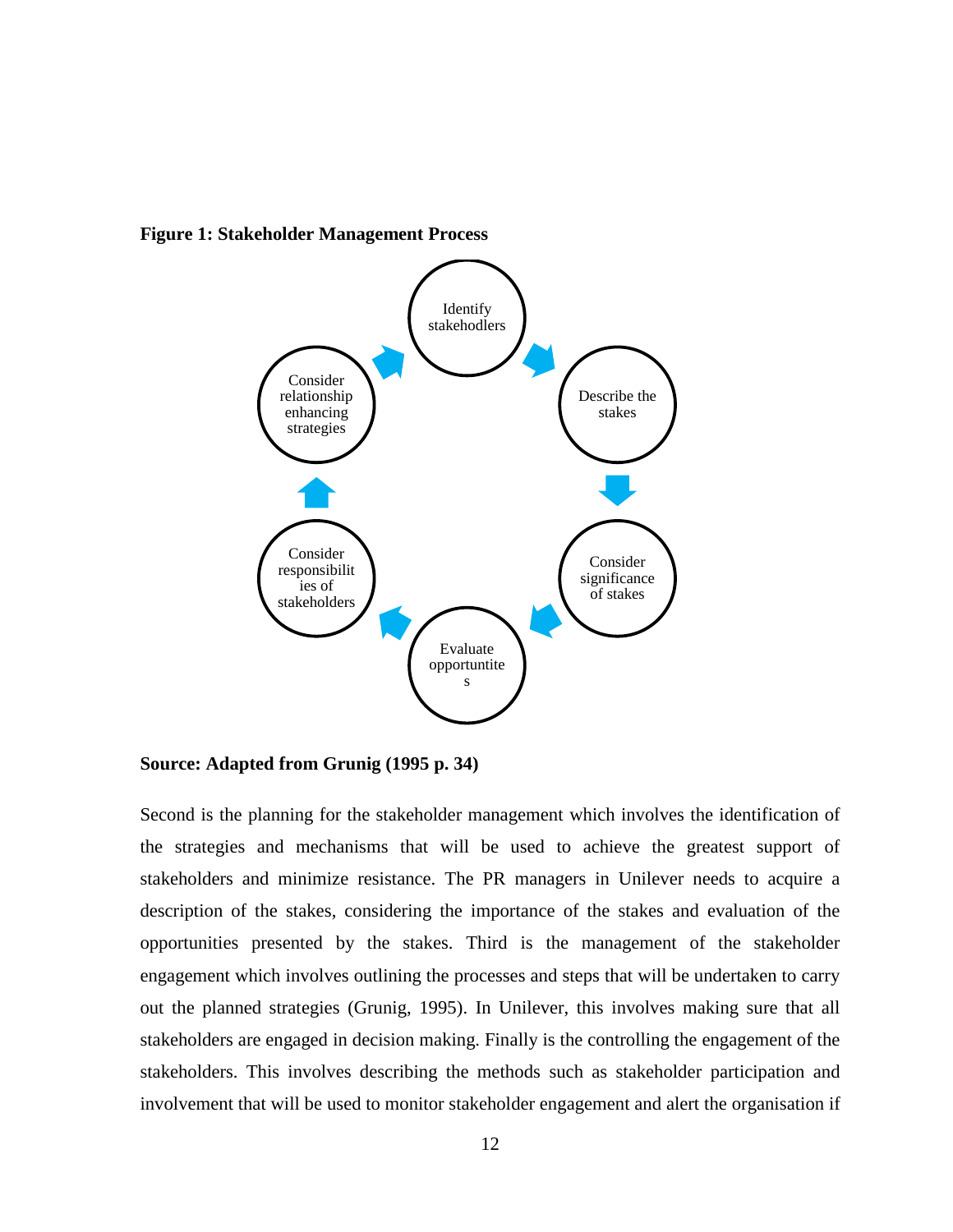**Figure 1: Stakeholder Management Process**

Identify stakehodlers

Describe the stakes

Consider significance of stakes

Evaluate opportuntites

Consider responsibilities of stakeholders

Consider relationship enhancing strategies

**Source: Adapted from Grunig (1995 p. 34)**

Second is the planning for the stakeholder management which involves the identification of the strategies and mechanisms that will be used to achieve the greatest support of stakeholders and minimize resistance. The PR managers in Unilever needs to acquire a description of the stakes, considering the importance of the stakes and evaluation of the opportunities presented by the stakes. Third is the management of the stakeholder engagement which involves outlining the processes and steps that will be undertaken to carry out the planned strategies (Grunig, 1995). In Unilever, this involves making sure that all stakeholders are engaged in decision making. Finally is the controlling the engagement of the stakeholders. This involves describing the methods such as stakeholder participation and involvement that will be used to monitor stakeholder engagement and alert the organisation if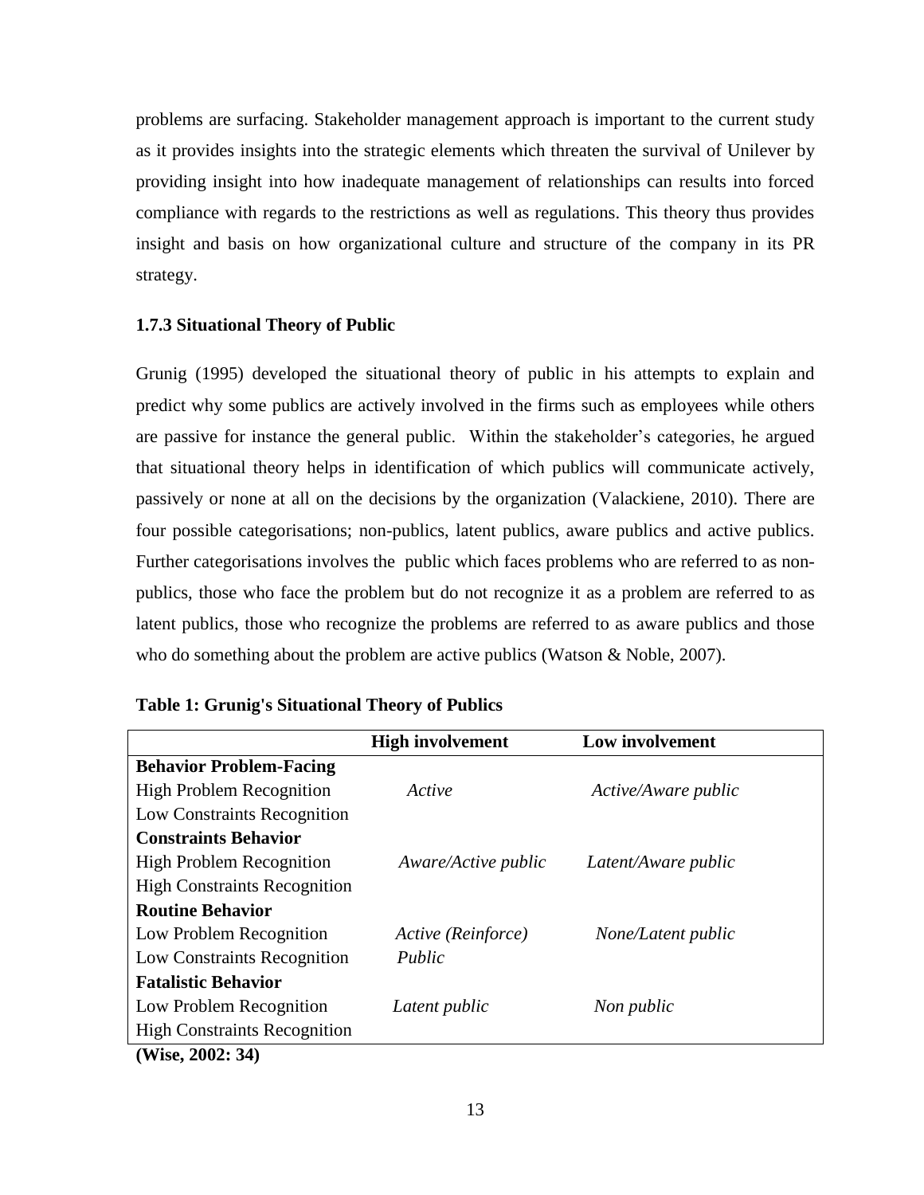problems are surfacing. Stakeholder management approach is important to the current study as it provides insights into the strategic elements which threaten the survival of Unilever by providing insight into how inadequate management of relationships can results into forced compliance with regards to the restrictions as well as regulations. This theory thus provides insight and basis on how organizational culture and structure of the company in its PR strategy.

### 1.7.3 Situational Theory of Public

Grunig (1995) developed the situational theory of public in his attempts to explain and predict why some publics are actively involved in the firms such as employees while others are passive for instance the general public. Within the stakeholder's categories, he argued that situational theory helps in identification of which publics will communicate actively, passively or none at all on the decisions by the organization (Valackiene, 2010). There are four possible categorisations; non-publics, latent publics, aware publics and active publics. Further categorisations involves the public which faces problems who are referred to as non-publics, those who face the problem but do not recognize it as a problem are referred to as latent publics, those who recognize the problems are referred to as aware publics and those who do something about the problem are active publics (Watson & Noble, 2007).

**Table 1: Grunig's Situational Theory of Publics**

| | **High involvement** | **Low involvement** |
|---|---|---|
| **Behavior Problem-Facing** | | |
| High Problem Recognition<br>Low Constraints Recognition | *Active* | *Active/Aware public* |
| **Constraints Behavior** | | |
| High Problem Recognition<br>High Constraints Recognition | *Aware/Active public* | *Latent/Aware public* |
| **Routine Behavior** | | |
| Low Problem Recognition<br>Low Constraints Recognition | *Active (Reinforce) Public* | *None/Latent public* |
| **Fatalistic Behavior** | | |
| Low Problem Recognition<br>High Constraints Recognition | *Latent public* | *Non public* |

**(Wise, 2002: 34)**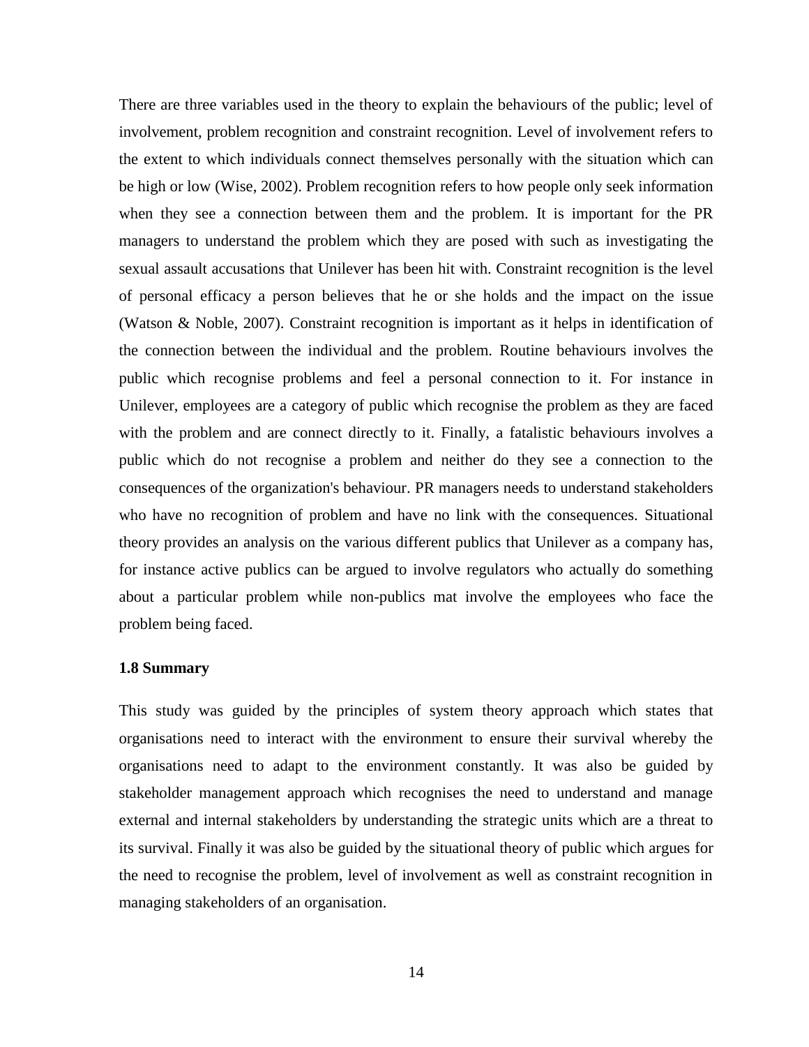There are three variables used in the theory to explain the behaviours of the public; level of involvement, problem recognition and constraint recognition. Level of involvement refers to the extent to which individuals connect themselves personally with the situation which can be high or low (Wise, 2002). Problem recognition refers to how people only seek information when they see a connection between them and the problem. It is important for the PR managers to understand the problem which they are posed with such as investigating the sexual assault accusations that Unilever has been hit with. Constraint recognition is the level of personal efficacy a person believes that he or she holds and the impact on the issue (Watson & Noble, 2007). Constraint recognition is important as it helps in identification of the connection between the individual and the problem. Routine behaviours involves the public which recognise problems and feel a personal connection to it. For instance in Unilever, employees are a category of public which recognise the problem as they are faced with the problem and are connect directly to it. Finally, a fatalistic behaviours involves a public which do not recognise a problem and neither do they see a connection to the consequences of the organization's behaviour. PR managers needs to understand stakeholders who have no recognition of problem and have no link with the consequences. Situational theory provides an analysis on the various different publics that Unilever as a company has, for instance active publics can be argued to involve regulators who actually do something about a particular problem while non-publics mat involve the employees who face the problem being faced.

### 1.8 Summary

This study was guided by the principles of system theory approach which states that organisations need to interact with the environment to ensure their survival whereby the organisations need to adapt to the environment constantly. It was also be guided by stakeholder management approach which recognises the need to understand and manage external and internal stakeholders by understanding the strategic units which are a threat to its survival. Finally it was also be guided by the situational theory of public which argues for the need to recognise the problem, level of involvement as well as constraint recognition in managing stakeholders of an organisation.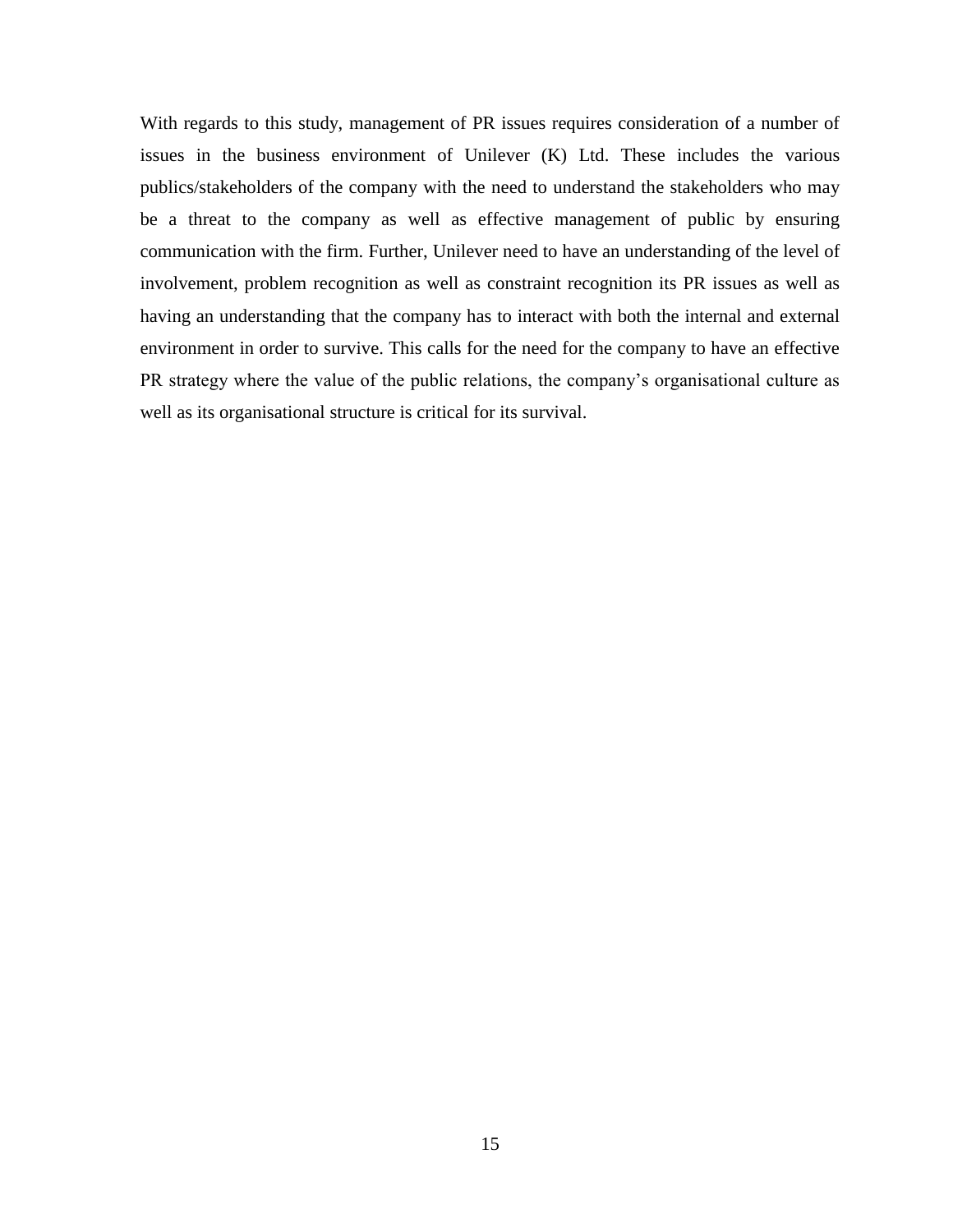With regards to this study, management of PR issues requires consideration of a number of issues in the business environment of Unilever (K) Ltd. These includes the various publics/stakeholders of the company with the need to understand the stakeholders who may be a threat to the company as well as effective management of public by ensuring communication with the firm. Further, Unilever need to have an understanding of the level of involvement, problem recognition as well as constraint recognition its PR issues as well as having an understanding that the company has to interact with both the internal and external environment in order to survive. This calls for the need for the company to have an effective PR strategy where the value of the public relations, the company's organisational culture as well as its organisational structure is critical for its survival.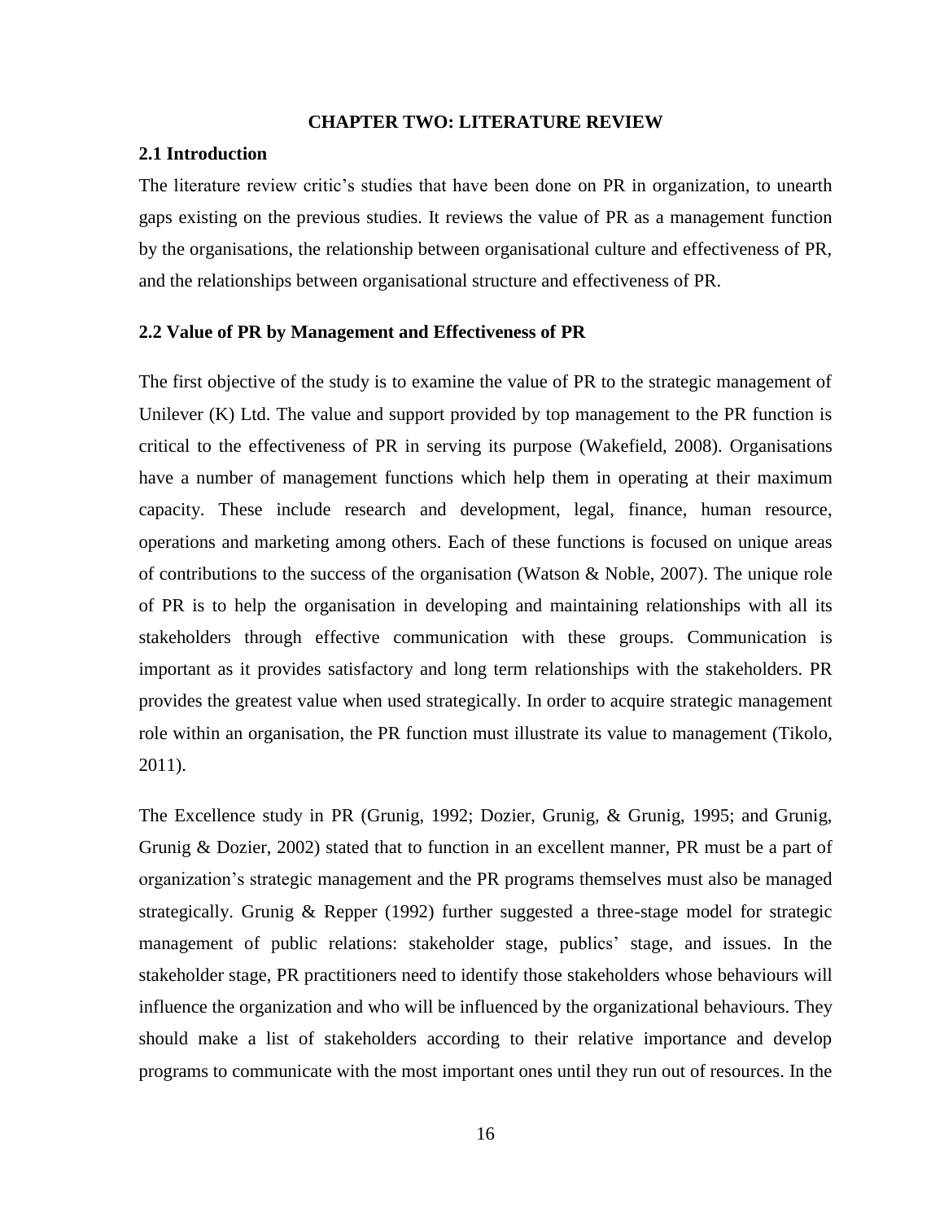# CHAPTER TWO: LITERATURE REVIEW

## 2.1 Introduction

The literature review critic's studies that have been done on PR in organization, to unearth gaps existing on the previous studies. It reviews the value of PR as a management function by the organisations, the relationship between organisational culture and effectiveness of PR, and the relationships between organisational structure and effectiveness of PR.

## 2.2 Value of PR by Management and Effectiveness of PR

The first objective of the study is to examine the value of PR to the strategic management of Unilever (K) Ltd. The value and support provided by top management to the PR function is critical to the effectiveness of PR in serving its purpose (Wakefield, 2008). Organisations have a number of management functions which help them in operating at their maximum capacity. These include research and development, legal, finance, human resource, operations and marketing among others. Each of these functions is focused on unique areas of contributions to the success of the organisation (Watson & Noble, 2007). The unique role of PR is to help the organisation in developing and maintaining relationships with all its stakeholders through effective communication with these groups. Communication is important as it provides satisfactory and long term relationships with the stakeholders. PR provides the greatest value when used strategically. In order to acquire strategic management role within an organisation, the PR function must illustrate its value to management (Tikolo, 2011).

The Excellence study in PR (Grunig, 1992; Dozier, Grunig, & Grunig, 1995; and Grunig, Grunig & Dozier, 2002) stated that to function in an excellent manner, PR must be a part of organization's strategic management and the PR programs themselves must also be managed strategically. Grunig & Repper (1992) further suggested a three-stage model for strategic management of public relations: stakeholder stage, publics' stage, and issues. In the stakeholder stage, PR practitioners need to identify those stakeholders whose behaviours will influence the organization and who will be influenced by the organizational behaviours. They should make a list of stakeholders according to their relative importance and develop programs to communicate with the most important ones until they run out of resources. In the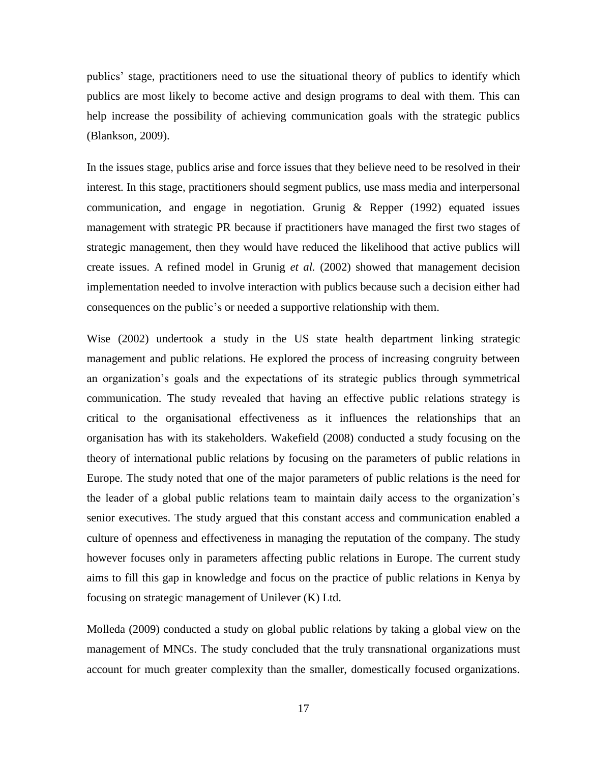publics' stage, practitioners need to use the situational theory of publics to identify which publics are most likely to become active and design programs to deal with them. This can help increase the possibility of achieving communication goals with the strategic publics (Blankson, 2009).

In the issues stage, publics arise and force issues that they believe need to be resolved in their interest. In this stage, practitioners should segment publics, use mass media and interpersonal communication, and engage in negotiation. Grunig & Repper (1992) equated issues management with strategic PR because if practitioners have managed the first two stages of strategic management, then they would have reduced the likelihood that active publics will create issues. A refined model in Grunig *et al.* (2002) showed that management decision implementation needed to involve interaction with publics because such a decision either had consequences on the public's or needed a supportive relationship with them.

Wise (2002) undertook a study in the US state health department linking strategic management and public relations. He explored the process of increasing congruity between an organization's goals and the expectations of its strategic publics through symmetrical communication. The study revealed that having an effective public relations strategy is critical to the organisational effectiveness as it influences the relationships that an organisation has with its stakeholders. Wakefield (2008) conducted a study focusing on the theory of international public relations by focusing on the parameters of public relations in Europe. The study noted that one of the major parameters of public relations is the need for the leader of a global public relations team to maintain daily access to the organization's senior executives. The study argued that this constant access and communication enabled a culture of openness and effectiveness in managing the reputation of the company. The study however focuses only in parameters affecting public relations in Europe. The current study aims to fill this gap in knowledge and focus on the practice of public relations in Kenya by focusing on strategic management of Unilever (K) Ltd.

Molleda (2009) conducted a study on global public relations by taking a global view on the management of MNCs. The study concluded that the truly transnational organizations must account for much greater complexity than the smaller, domestically focused organizations.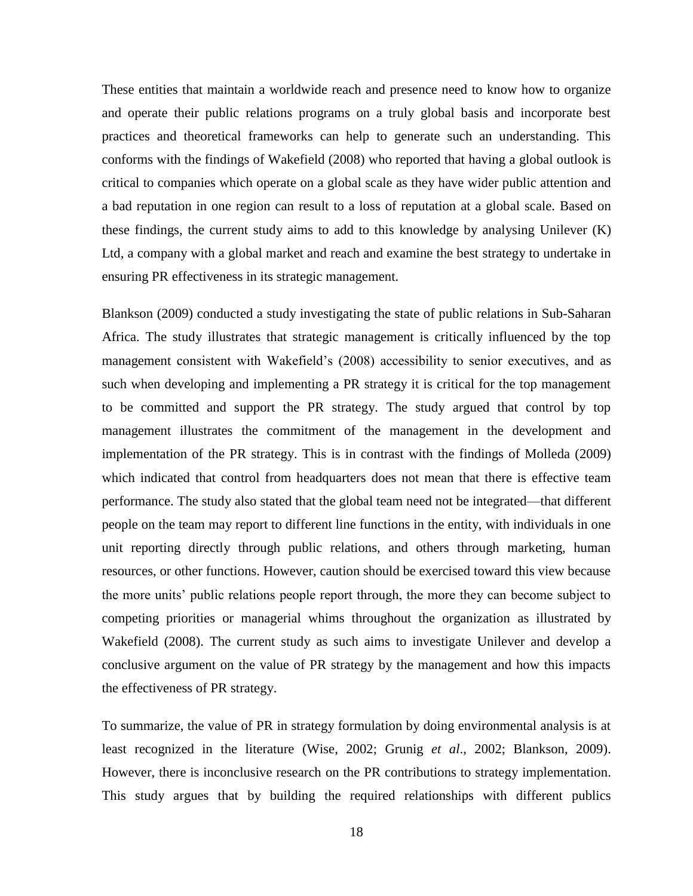These entities that maintain a worldwide reach and presence need to know how to organize and operate their public relations programs on a truly global basis and incorporate best practices and theoretical frameworks can help to generate such an understanding. This conforms with the findings of Wakefield (2008) who reported that having a global outlook is critical to companies which operate on a global scale as they have wider public attention and a bad reputation in one region can result to a loss of reputation at a global scale. Based on these findings, the current study aims to add to this knowledge by analysing Unilever (K) Ltd, a company with a global market and reach and examine the best strategy to undertake in ensuring PR effectiveness in its strategic management.

Blankson (2009) conducted a study investigating the state of public relations in Sub-Saharan Africa. The study illustrates that strategic management is critically influenced by the top management consistent with Wakefield's (2008) accessibility to senior executives, and as such when developing and implementing a PR strategy it is critical for the top management to be committed and support the PR strategy. The study argued that control by top management illustrates the commitment of the management in the development and implementation of the PR strategy. This is in contrast with the findings of Molleda (2009) which indicated that control from headquarters does not mean that there is effective team performance. The study also stated that the global team need not be integrated—that different people on the team may report to different line functions in the entity, with individuals in one unit reporting directly through public relations, and others through marketing, human resources, or other functions. However, caution should be exercised toward this view because the more units' public relations people report through, the more they can become subject to competing priorities or managerial whims throughout the organization as illustrated by Wakefield (2008). The current study as such aims to investigate Unilever and develop a conclusive argument on the value of PR strategy by the management and how this impacts the effectiveness of PR strategy.

To summarize, the value of PR in strategy formulation by doing environmental analysis is at least recognized in the literature (Wise, 2002; Grunig *et al*., 2002; Blankson, 2009). However, there is inconclusive research on the PR contributions to strategy implementation. This study argues that by building the required relationships with different publics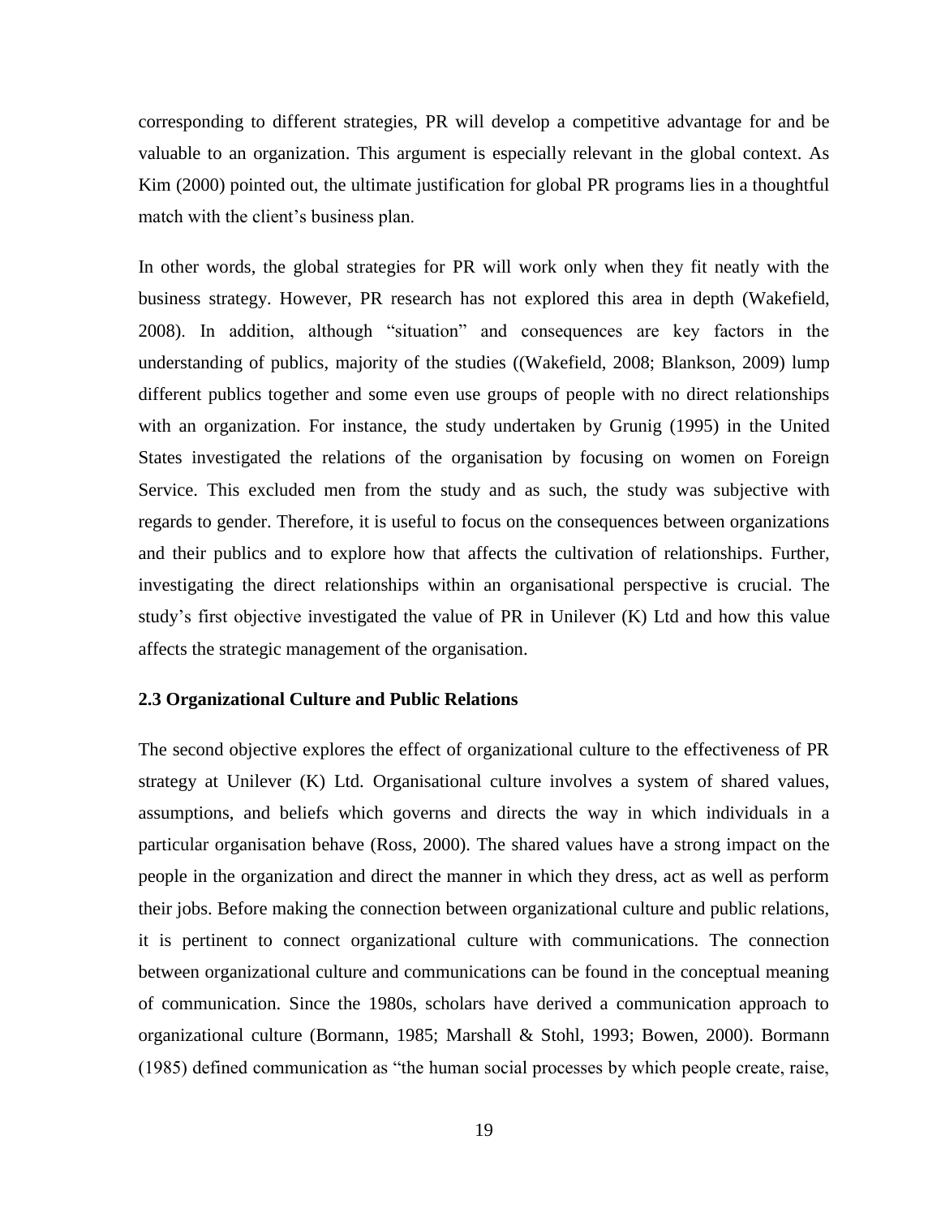corresponding to different strategies, PR will develop a competitive advantage for and be valuable to an organization. This argument is especially relevant in the global context. As Kim (2000) pointed out, the ultimate justification for global PR programs lies in a thoughtful match with the client's business plan.

In other words, the global strategies for PR will work only when they fit neatly with the business strategy. However, PR research has not explored this area in depth (Wakefield, 2008). In addition, although "situation" and consequences are key factors in the understanding of publics, majority of the studies ((Wakefield, 2008; Blankson, 2009) lump different publics together and some even use groups of people with no direct relationships with an organization. For instance, the study undertaken by Grunig (1995) in the United States investigated the relations of the organisation by focusing on women on Foreign Service. This excluded men from the study and as such, the study was subjective with regards to gender. Therefore, it is useful to focus on the consequences between organizations and their publics and to explore how that affects the cultivation of relationships. Further, investigating the direct relationships within an organisational perspective is crucial. The study's first objective investigated the value of PR in Unilever (K) Ltd and how this value affects the strategic management of the organisation.

## 2.3 Organizational Culture and Public Relations

The second objective explores the effect of organizational culture to the effectiveness of PR strategy at Unilever (K) Ltd. Organisational culture involves a system of shared values, assumptions, and beliefs which governs and directs the way in which individuals in a particular organisation behave (Ross, 2000). The shared values have a strong impact on the people in the organization and direct the manner in which they dress, act as well as perform their jobs. Before making the connection between organizational culture and public relations, it is pertinent to connect organizational culture with communications. The connection between organizational culture and communications can be found in the conceptual meaning of communication. Since the 1980s, scholars have derived a communication approach to organizational culture (Bormann, 1985; Marshall & Stohl, 1993; Bowen, 2000). Bormann (1985) defined communication as "the human social processes by which people create, raise,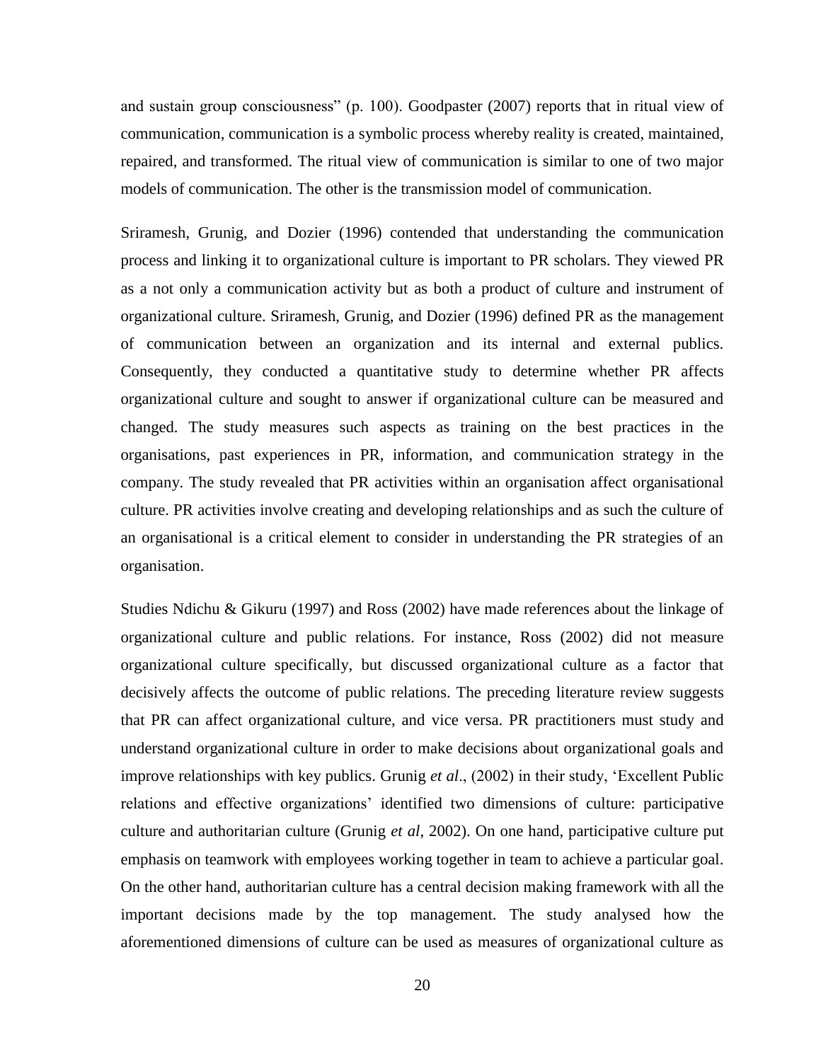and sustain group consciousness" (p. 100). Goodpaster (2007) reports that in ritual view of communication, communication is a symbolic process whereby reality is created, maintained, repaired, and transformed. The ritual view of communication is similar to one of two major models of communication. The other is the transmission model of communication.

Sriramesh, Grunig, and Dozier (1996) contended that understanding the communication process and linking it to organizational culture is important to PR scholars. They viewed PR as a not only a communication activity but as both a product of culture and instrument of organizational culture. Sriramesh, Grunig, and Dozier (1996) defined PR as the management of communication between an organization and its internal and external publics. Consequently, they conducted a quantitative study to determine whether PR affects organizational culture and sought to answer if organizational culture can be measured and changed. The study measures such aspects as training on the best practices in the organisations, past experiences in PR, information, and communication strategy in the company. The study revealed that PR activities within an organisation affect organisational culture. PR activities involve creating and developing relationships and as such the culture of an organisational is a critical element to consider in understanding the PR strategies of an organisation.

Studies Ndichu & Gikuru (1997) and Ross (2002) have made references about the linkage of organizational culture and public relations. For instance, Ross (2002) did not measure organizational culture specifically, but discussed organizational culture as a factor that decisively affects the outcome of public relations. The preceding literature review suggests that PR can affect organizational culture, and vice versa. PR practitioners must study and understand organizational culture in order to make decisions about organizational goals and improve relationships with key publics. Grunig *et al*., (2002) in their study, 'Excellent Public relations and effective organizations' identified two dimensions of culture: participative culture and authoritarian culture (Grunig *et al*, 2002). On one hand, participative culture put emphasis on teamwork with employees working together in team to achieve a particular goal. On the other hand, authoritarian culture has a central decision making framework with all the important decisions made by the top management. The study analysed how the aforementioned dimensions of culture can be used as measures of organizational culture as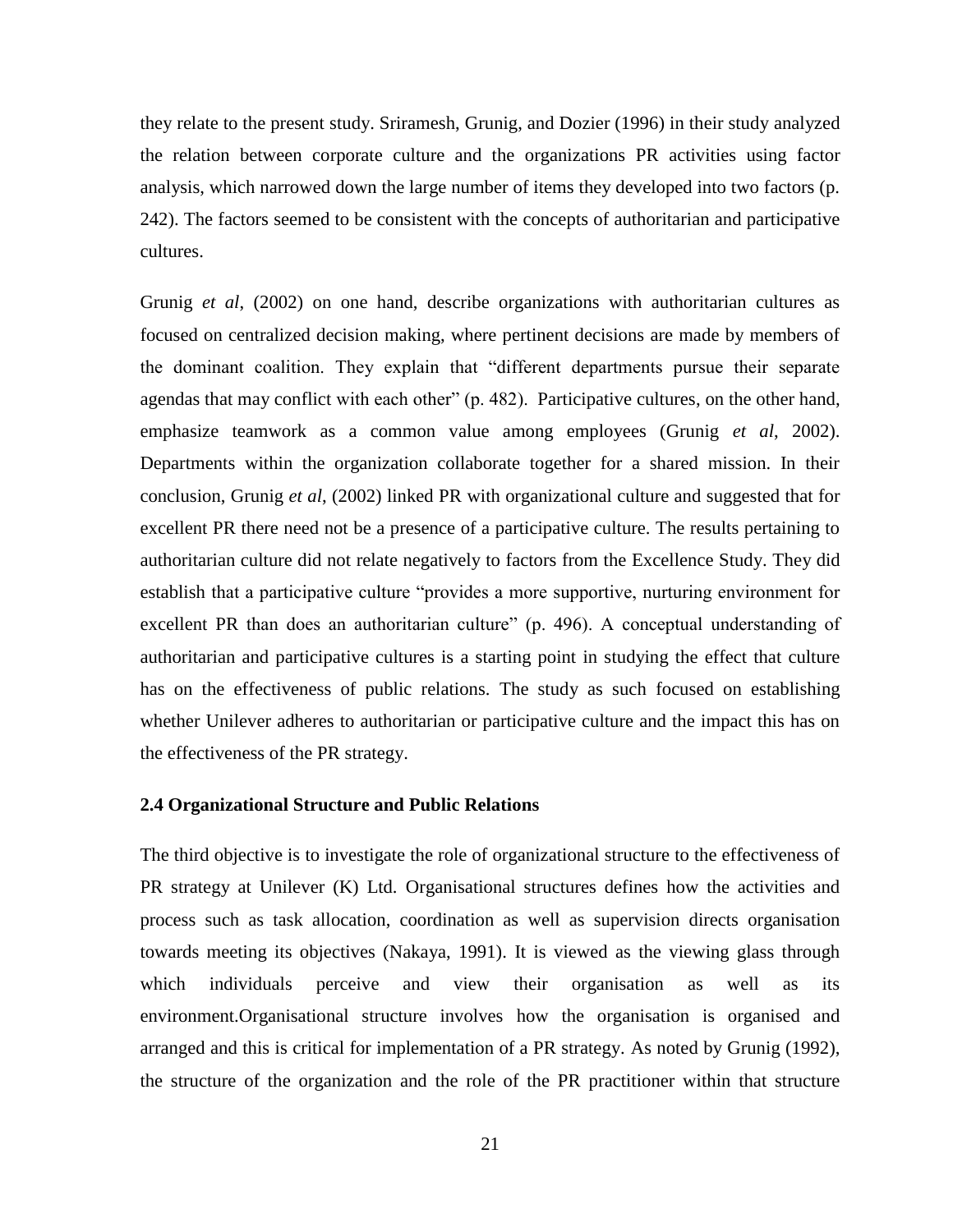they relate to the present study. Sriramesh, Grunig, and Dozier (1996) in their study analyzed the relation between corporate culture and the organizations PR activities using factor analysis, which narrowed down the large number of items they developed into two factors (p. 242). The factors seemed to be consistent with the concepts of authoritarian and participative cultures.

Grunig *et al*, (2002) on one hand, describe organizations with authoritarian cultures as focused on centralized decision making, where pertinent decisions are made by members of the dominant coalition. They explain that "different departments pursue their separate agendas that may conflict with each other" (p. 482). Participative cultures, on the other hand, emphasize teamwork as a common value among employees (Grunig *et al*, 2002). Departments within the organization collaborate together for a shared mission. In their conclusion, Grunig *et al*, (2002) linked PR with organizational culture and suggested that for excellent PR there need not be a presence of a participative culture. The results pertaining to authoritarian culture did not relate negatively to factors from the Excellence Study. They did establish that a participative culture "provides a more supportive, nurturing environment for excellent PR than does an authoritarian culture" (p. 496). A conceptual understanding of authoritarian and participative cultures is a starting point in studying the effect that culture has on the effectiveness of public relations. The study as such focused on establishing whether Unilever adheres to authoritarian or participative culture and the impact this has on the effectiveness of the PR strategy.

### 2.4 Organizational Structure and Public Relations

The third objective is to investigate the role of organizational structure to the effectiveness of PR strategy at Unilever (K) Ltd. Organisational structures defines how the activities and process such as task allocation, coordination as well as supervision directs organisation towards meeting its objectives (Nakaya, 1991). It is viewed as the viewing glass through which individuals perceive and view their organisation as well as its environment.Organisational structure involves how the organisation is organised and arranged and this is critical for implementation of a PR strategy. As noted by Grunig (1992), the structure of the organization and the role of the PR practitioner within that structure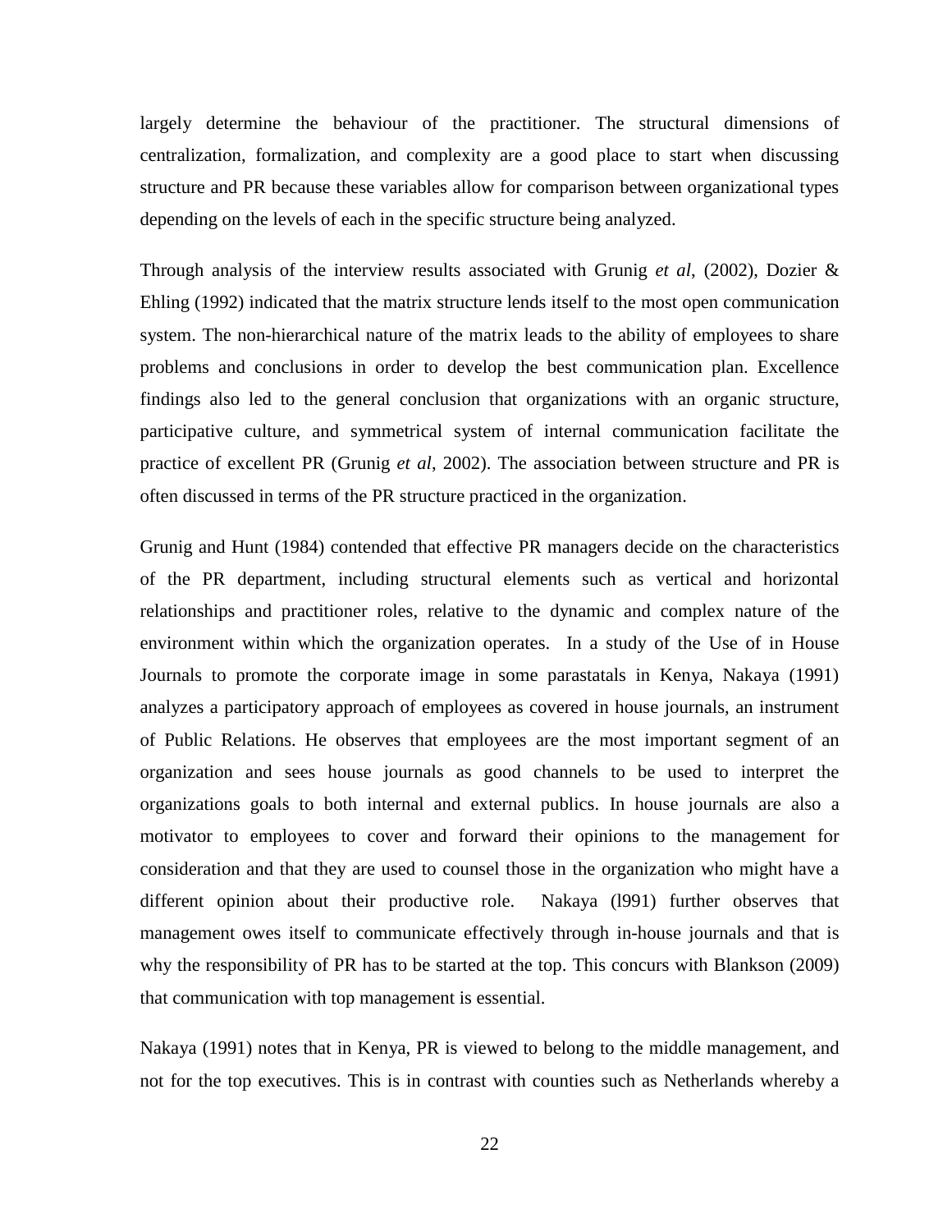largely determine the behaviour of the practitioner. The structural dimensions of centralization, formalization, and complexity are a good place to start when discussing structure and PR because these variables allow for comparison between organizational types depending on the levels of each in the specific structure being analyzed.

Through analysis of the interview results associated with Grunig *et al*, (2002), Dozier & Ehling (1992) indicated that the matrix structure lends itself to the most open communication system. The non-hierarchical nature of the matrix leads to the ability of employees to share problems and conclusions in order to develop the best communication plan. Excellence findings also led to the general conclusion that organizations with an organic structure, participative culture, and symmetrical system of internal communication facilitate the practice of excellent PR (Grunig *et al*, 2002). The association between structure and PR is often discussed in terms of the PR structure practiced in the organization.

Grunig and Hunt (1984) contended that effective PR managers decide on the characteristics of the PR department, including structural elements such as vertical and horizontal relationships and practitioner roles, relative to the dynamic and complex nature of the environment within which the organization operates. In a study of the Use of in House Journals to promote the corporate image in some parastatals in Kenya, Nakaya (1991) analyzes a participatory approach of employees as covered in house journals, an instrument of Public Relations. He observes that employees are the most important segment of an organization and sees house journals as good channels to be used to interpret the organizations goals to both internal and external publics. In house journals are also a motivator to employees to cover and forward their opinions to the management for consideration and that they are used to counsel those in the organization who might have a different opinion about their productive role. Nakaya (l991) further observes that management owes itself to communicate effectively through in-house journals and that is why the responsibility of PR has to be started at the top. This concurs with Blankson (2009) that communication with top management is essential.

Nakaya (1991) notes that in Kenya, PR is viewed to belong to the middle management, and not for the top executives. This is in contrast with counties such as Netherlands whereby a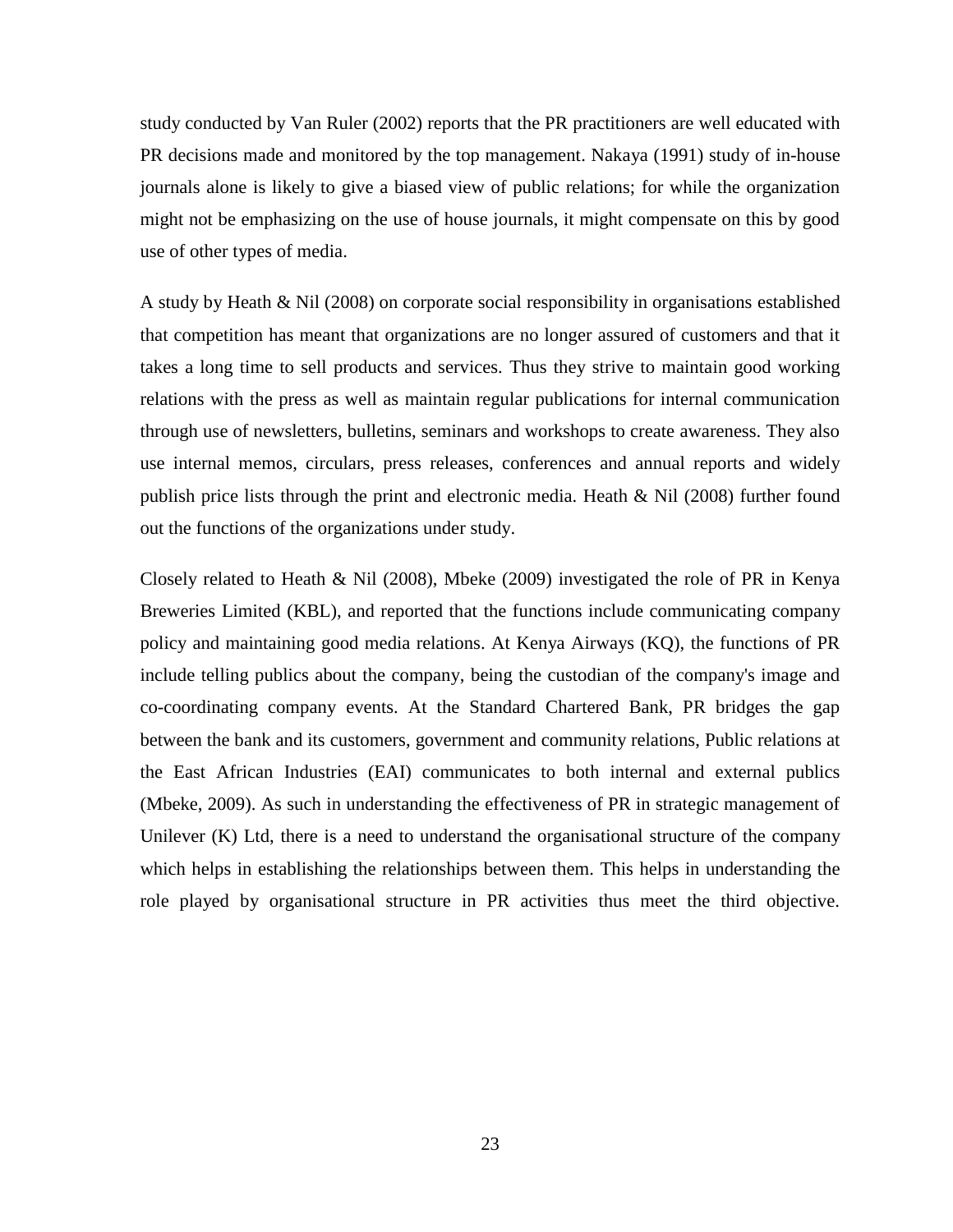study conducted by Van Ruler (2002) reports that the PR practitioners are well educated with PR decisions made and monitored by the top management. Nakaya (1991) study of in-house journals alone is likely to give a biased view of public relations; for while the organization might not be emphasizing on the use of house journals, it might compensate on this by good use of other types of media.

A study by Heath & Nil (2008) on corporate social responsibility in organisations established that competition has meant that organizations are no longer assured of customers and that it takes a long time to sell products and services. Thus they strive to maintain good working relations with the press as well as maintain regular publications for internal communication through use of newsletters, bulletins, seminars and workshops to create awareness. They also use internal memos, circulars, press releases, conferences and annual reports and widely publish price lists through the print and electronic media. Heath & Nil (2008) further found out the functions of the organizations under study.

Closely related to Heath & Nil (2008), Mbeke (2009) investigated the role of PR in Kenya Breweries Limited (KBL), and reported that the functions include communicating company policy and maintaining good media relations. At Kenya Airways (KQ), the functions of PR include telling publics about the company, being the custodian of the company's image and co-coordinating company events. At the Standard Chartered Bank, PR bridges the gap between the bank and its customers, government and community relations, Public relations at the East African Industries (EAI) communicates to both internal and external publics (Mbeke, 2009). As such in understanding the effectiveness of PR in strategic management of Unilever (K) Ltd, there is a need to understand the organisational structure of the company which helps in establishing the relationships between them. This helps in understanding the role played by organisational structure in PR activities thus meet the third objective.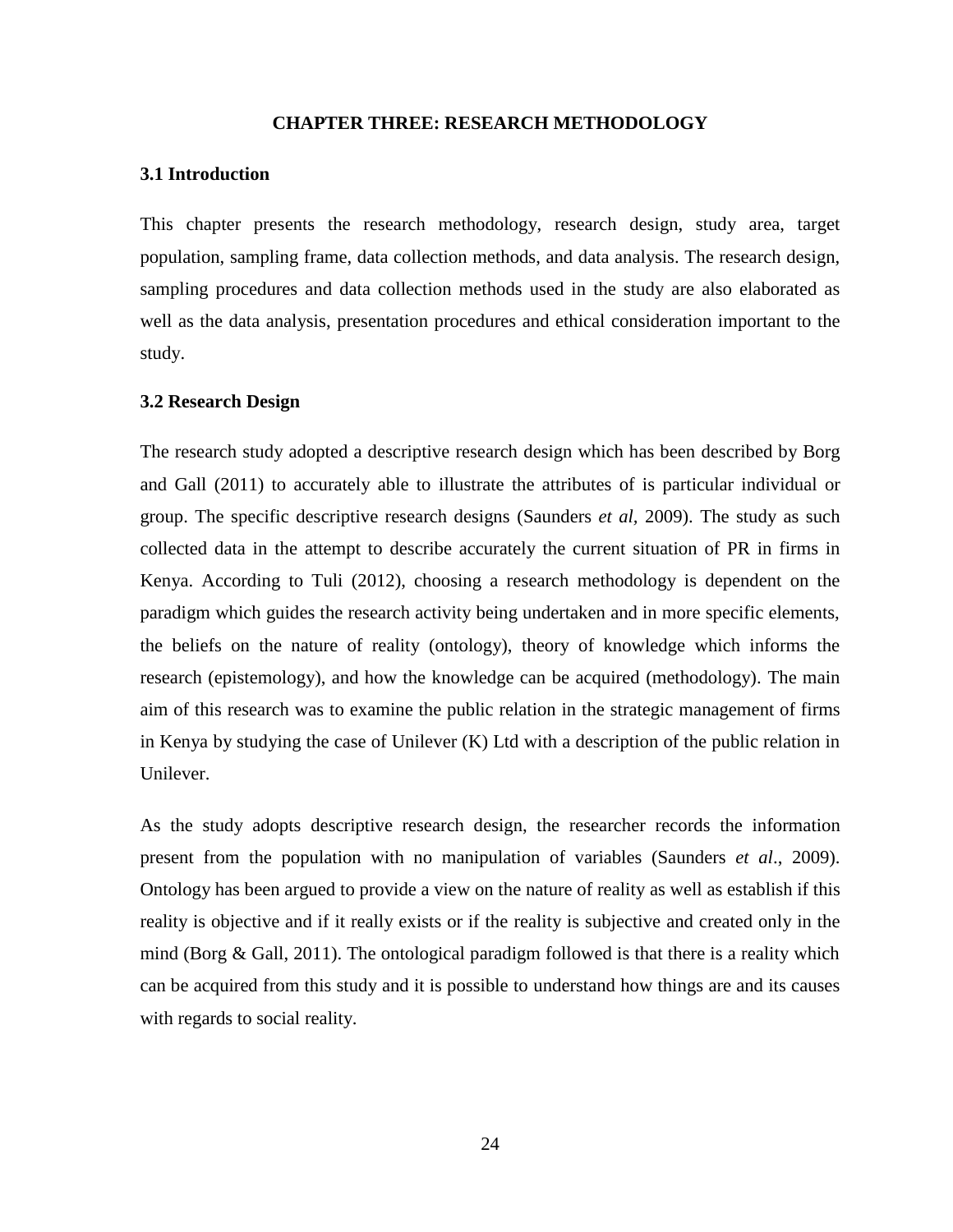# CHAPTER THREE: RESEARCH METHODOLOGY

## 3.1 Introduction

This chapter presents the research methodology, research design, study area, target population, sampling frame, data collection methods, and data analysis. The research design, sampling procedures and data collection methods used in the study are also elaborated as well as the data analysis, presentation procedures and ethical consideration important to the study.

## 3.2 Research Design

The research study adopted a descriptive research design which has been described by Borg and Gall (2011) to accurately able to illustrate the attributes of is particular individual or group. The specific descriptive research designs (Saunders *et al*, 2009). The study as such collected data in the attempt to describe accurately the current situation of PR in firms in Kenya. According to Tuli (2012), choosing a research methodology is dependent on the paradigm which guides the research activity being undertaken and in more specific elements, the beliefs on the nature of reality (ontology), theory of knowledge which informs the research (epistemology), and how the knowledge can be acquired (methodology). The main aim of this research was to examine the public relation in the strategic management of firms in Kenya by studying the case of Unilever (K) Ltd with a description of the public relation in Unilever.

As the study adopts descriptive research design, the researcher records the information present from the population with no manipulation of variables (Saunders *et al*., 2009). Ontology has been argued to provide a view on the nature of reality as well as establish if this reality is objective and if it really exists or if the reality is subjective and created only in the mind (Borg & Gall, 2011). The ontological paradigm followed is that there is a reality which can be acquired from this study and it is possible to understand how things are and its causes with regards to social reality.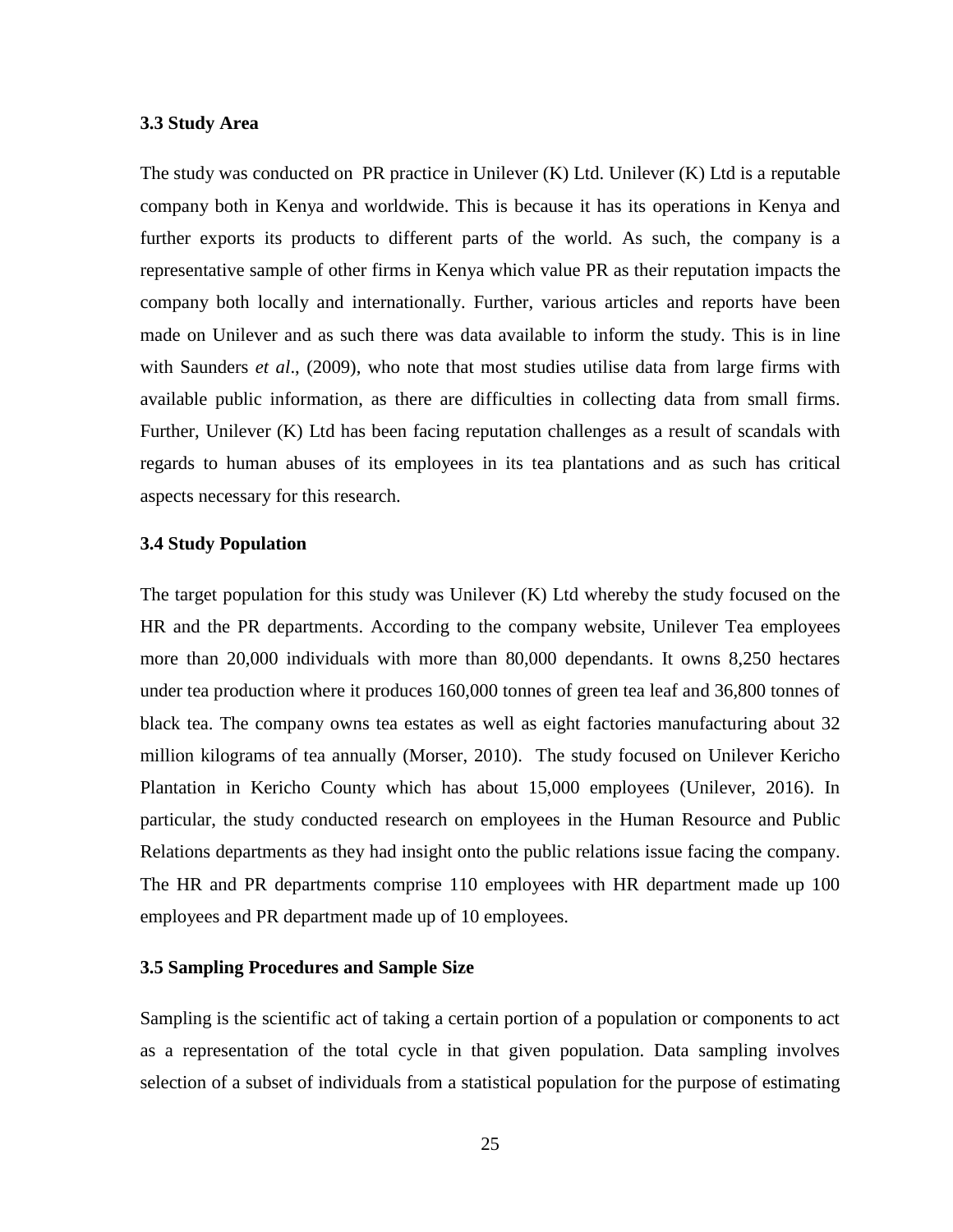### 3.3 Study Area

The study was conducted on PR practice in Unilever (K) Ltd. Unilever (K) Ltd is a reputable company both in Kenya and worldwide. This is because it has its operations in Kenya and further exports its products to different parts of the world. As such, the company is a representative sample of other firms in Kenya which value PR as their reputation impacts the company both locally and internationally. Further, various articles and reports have been made on Unilever and as such there was data available to inform the study. This is in line with Saunders *et al*., (2009), who note that most studies utilise data from large firms with available public information, as there are difficulties in collecting data from small firms. Further, Unilever (K) Ltd has been facing reputation challenges as a result of scandals with regards to human abuses of its employees in its tea plantations and as such has critical aspects necessary for this research.

### 3.4 Study Population

The target population for this study was Unilever (K) Ltd whereby the study focused on the HR and the PR departments. According to the company website, Unilever Tea employees more than 20,000 individuals with more than 80,000 dependants. It owns 8,250 hectares under tea production where it produces 160,000 tonnes of green tea leaf and 36,800 tonnes of black tea. The company owns tea estates as well as eight factories manufacturing about 32 million kilograms of tea annually (Morser, 2010). The study focused on Unilever Kericho Plantation in Kericho County which has about 15,000 employees (Unilever, 2016). In particular, the study conducted research on employees in the Human Resource and Public Relations departments as they had insight onto the public relations issue facing the company. The HR and PR departments comprise 110 employees with HR department made up 100 employees and PR department made up of 10 employees.

### 3.5 Sampling Procedures and Sample Size

Sampling is the scientific act of taking a certain portion of a population or components to act as a representation of the total cycle in that given population. Data sampling involves selection of a subset of individuals from a statistical population for the purpose of estimating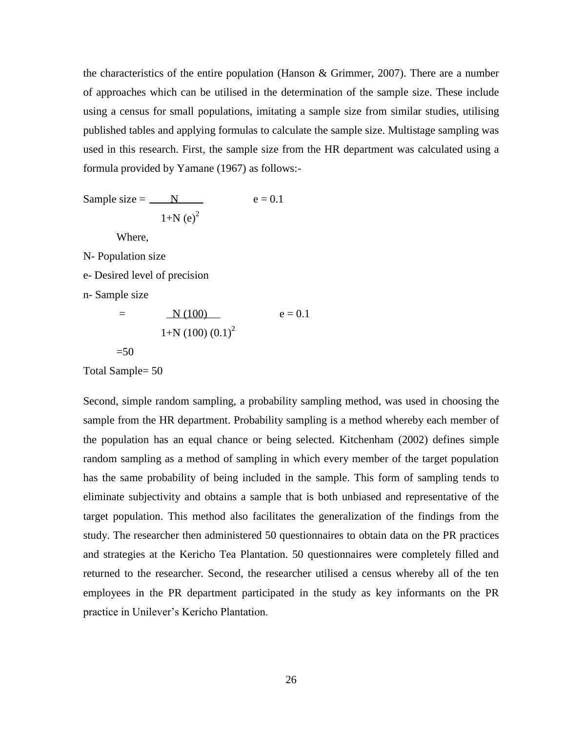the characteristics of the entire population (Hanson & Grimmer, 2007). There are a number of approaches which can be utilised in the determination of the sample size. These include using a census for small populations, imitating a sample size from similar studies, utilising published tables and applying formulas to calculate the sample size. Multistage sampling was used in this research. First, the sample size from the HR department was calculated using a formula provided by Yamane (1967) as follows:-

$$\text{Sample size} = \frac{N}{1+N(e)^2} \qquad e = 0.1$$

Where,

N- Population size

e- Desired level of precision

n- Sample size

$$= \frac{N\ (100)}{1+N\ (100)\ (0.1)^2} \qquad e = 0.1$$

$=50$

Total Sample= 50

Second, simple random sampling, a probability sampling method, was used in choosing the sample from the HR department. Probability sampling is a method whereby each member of the population has an equal chance or being selected. Kitchenham (2002) defines simple random sampling as a method of sampling in which every member of the target population has the same probability of being included in the sample. This form of sampling tends to eliminate subjectivity and obtains a sample that is both unbiased and representative of the target population. This method also facilitates the generalization of the findings from the study. The researcher then administered 50 questionnaires to obtain data on the PR practices and strategies at the Kericho Tea Plantation. 50 questionnaires were completely filled and returned to the researcher. Second, the researcher utilised a census whereby all of the ten employees in the PR department participated in the study as key informants on the PR practice in Unilever's Kericho Plantation.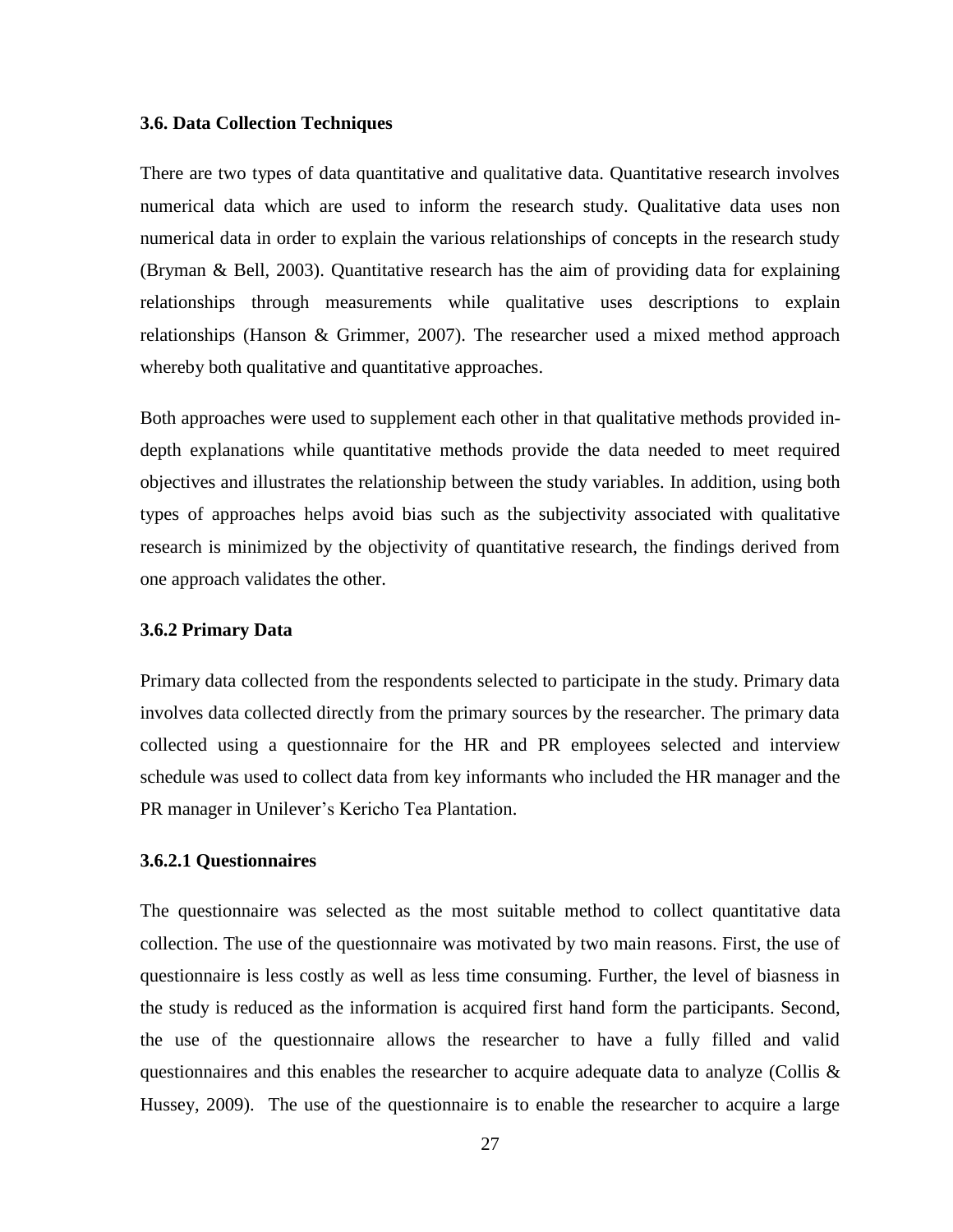### 3.6. Data Collection Techniques

There are two types of data quantitative and qualitative data. Quantitative research involves numerical data which are used to inform the research study. Qualitative data uses non numerical data in order to explain the various relationships of concepts in the research study (Bryman & Bell, 2003). Quantitative research has the aim of providing data for explaining relationships through measurements while qualitative uses descriptions to explain relationships (Hanson & Grimmer, 2007). The researcher used a mixed method approach whereby both qualitative and quantitative approaches.

Both approaches were used to supplement each other in that qualitative methods provided in-depth explanations while quantitative methods provide the data needed to meet required objectives and illustrates the relationship between the study variables. In addition, using both types of approaches helps avoid bias such as the subjectivity associated with qualitative research is minimized by the objectivity of quantitative research, the findings derived from one approach validates the other.

### 3.6.2 Primary Data

Primary data collected from the respondents selected to participate in the study. Primary data involves data collected directly from the primary sources by the researcher. The primary data collected using a questionnaire for the HR and PR employees selected and interview schedule was used to collect data from key informants who included the HR manager and the PR manager in Unilever's Kericho Tea Plantation.

#### 3.6.2.1 Questionnaires

The questionnaire was selected as the most suitable method to collect quantitative data collection. The use of the questionnaire was motivated by two main reasons. First, the use of questionnaire is less costly as well as less time consuming. Further, the level of biasness in the study is reduced as the information is acquired first hand form the participants. Second, the use of the questionnaire allows the researcher to have a fully filled and valid questionnaires and this enables the researcher to acquire adequate data to analyze (Collis & Hussey, 2009). The use of the questionnaire is to enable the researcher to acquire a large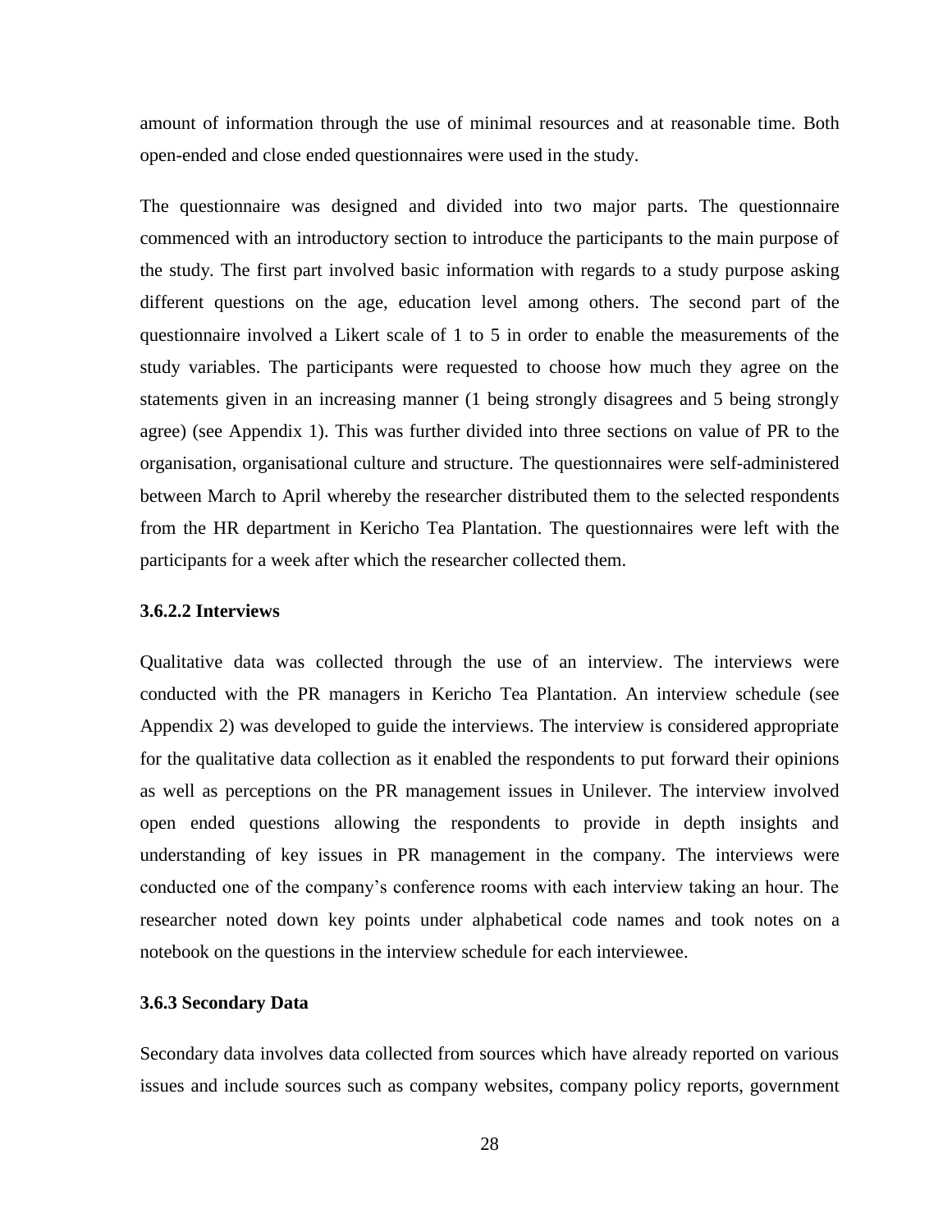amount of information through the use of minimal resources and at reasonable time. Both open-ended and close ended questionnaires were used in the study.

The questionnaire was designed and divided into two major parts. The questionnaire commenced with an introductory section to introduce the participants to the main purpose of the study. The first part involved basic information with regards to a study purpose asking different questions on the age, education level among others. The second part of the questionnaire involved a Likert scale of 1 to 5 in order to enable the measurements of the study variables. The participants were requested to choose how much they agree on the statements given in an increasing manner (1 being strongly disagrees and 5 being strongly agree) (see Appendix 1). This was further divided into three sections on value of PR to the organisation, organisational culture and structure. The questionnaires were self-administered between March to April whereby the researcher distributed them to the selected respondents from the HR department in Kericho Tea Plantation. The questionnaires were left with the participants for a week after which the researcher collected them.

#### 3.6.2.2 Interviews

Qualitative data was collected through the use of an interview. The interviews were conducted with the PR managers in Kericho Tea Plantation. An interview schedule (see Appendix 2) was developed to guide the interviews. The interview is considered appropriate for the qualitative data collection as it enabled the respondents to put forward their opinions as well as perceptions on the PR management issues in Unilever. The interview involved open ended questions allowing the respondents to provide in depth insights and understanding of key issues in PR management in the company. The interviews were conducted one of the company's conference rooms with each interview taking an hour. The researcher noted down key points under alphabetical code names and took notes on a notebook on the questions in the interview schedule for each interviewee.

### 3.6.3 Secondary Data

Secondary data involves data collected from sources which have already reported on various issues and include sources such as company websites, company policy reports, government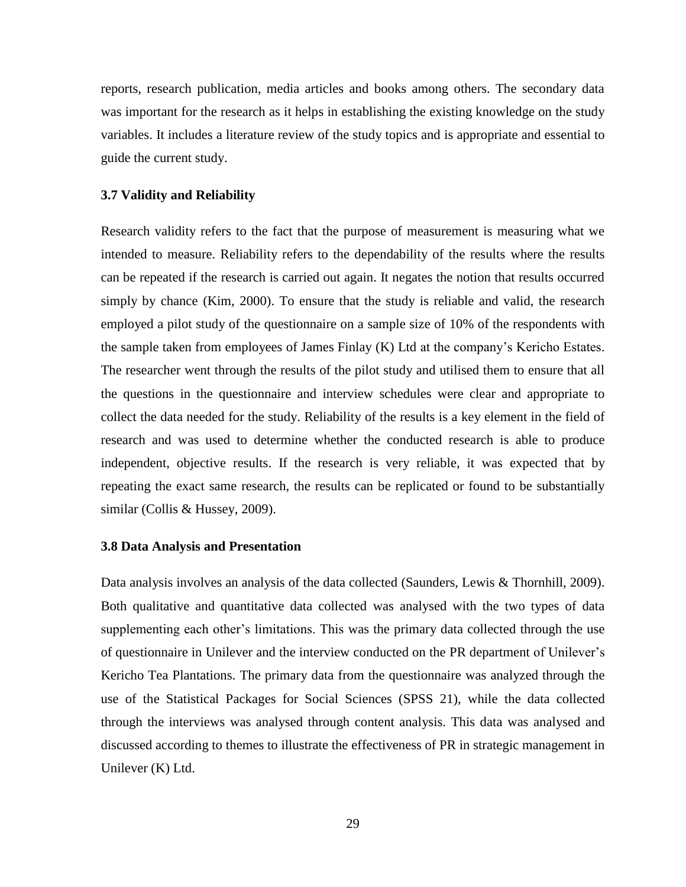reports, research publication, media articles and books among others. The secondary data was important for the research as it helps in establishing the existing knowledge on the study variables. It includes a literature review of the study topics and is appropriate and essential to guide the current study.

### 3.7 Validity and Reliability

Research validity refers to the fact that the purpose of measurement is measuring what we intended to measure. Reliability refers to the dependability of the results where the results can be repeated if the research is carried out again. It negates the notion that results occurred simply by chance (Kim, 2000). To ensure that the study is reliable and valid, the research employed a pilot study of the questionnaire on a sample size of 10% of the respondents with the sample taken from employees of James Finlay (K) Ltd at the company's Kericho Estates. The researcher went through the results of the pilot study and utilised them to ensure that all the questions in the questionnaire and interview schedules were clear and appropriate to collect the data needed for the study. Reliability of the results is a key element in the field of research and was used to determine whether the conducted research is able to produce independent, objective results. If the research is very reliable, it was expected that by repeating the exact same research, the results can be replicated or found to be substantially similar (Collis & Hussey, 2009).

### 3.8 Data Analysis and Presentation

Data analysis involves an analysis of the data collected (Saunders, Lewis & Thornhill, 2009). Both qualitative and quantitative data collected was analysed with the two types of data supplementing each other's limitations. This was the primary data collected through the use of questionnaire in Unilever and the interview conducted on the PR department of Unilever's Kericho Tea Plantations. The primary data from the questionnaire was analyzed through the use of the Statistical Packages for Social Sciences (SPSS 21), while the data collected through the interviews was analysed through content analysis. This data was analysed and discussed according to themes to illustrate the effectiveness of PR in strategic management in Unilever (K) Ltd.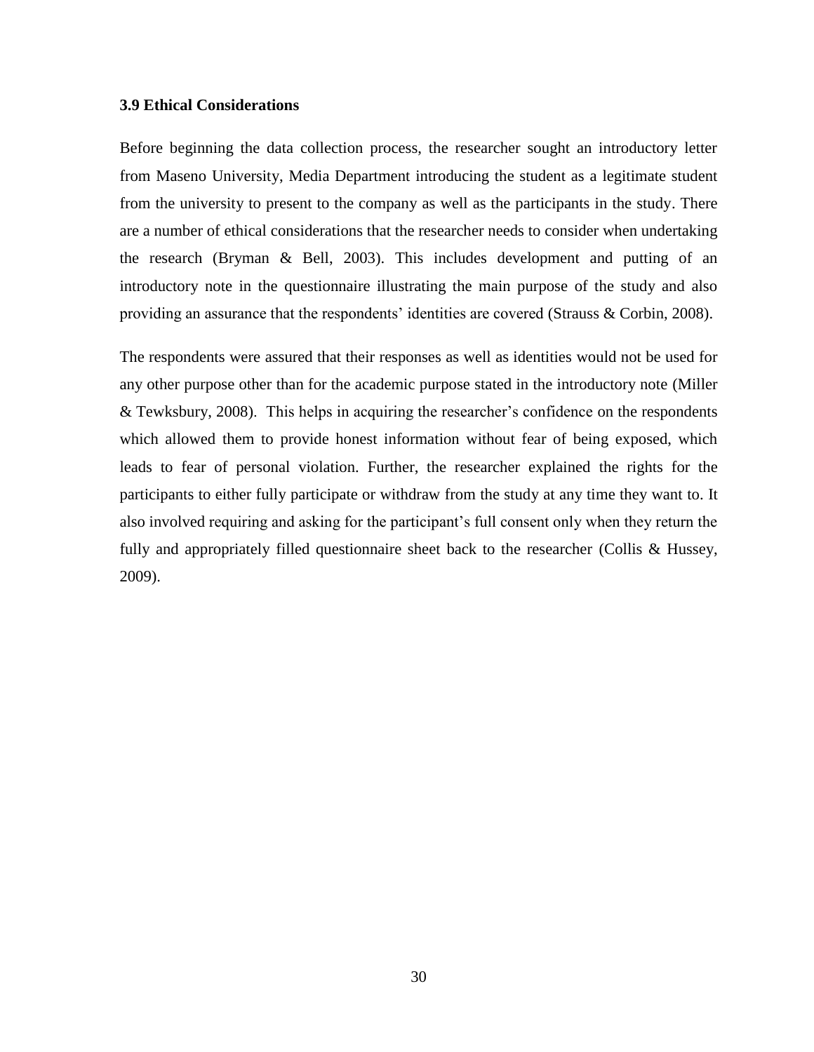### 3.9 Ethical Considerations

Before beginning the data collection process, the researcher sought an introductory letter from Maseno University, Media Department introducing the student as a legitimate student from the university to present to the company as well as the participants in the study. There are a number of ethical considerations that the researcher needs to consider when undertaking the research (Bryman & Bell, 2003). This includes development and putting of an introductory note in the questionnaire illustrating the main purpose of the study and also providing an assurance that the respondents' identities are covered (Strauss & Corbin, 2008).

The respondents were assured that their responses as well as identities would not be used for any other purpose other than for the academic purpose stated in the introductory note (Miller & Tewksbury, 2008). This helps in acquiring the researcher's confidence on the respondents which allowed them to provide honest information without fear of being exposed, which leads to fear of personal violation. Further, the researcher explained the rights for the participants to either fully participate or withdraw from the study at any time they want to. It also involved requiring and asking for the participant's full consent only when they return the fully and appropriately filled questionnaire sheet back to the researcher (Collis & Hussey, 2009).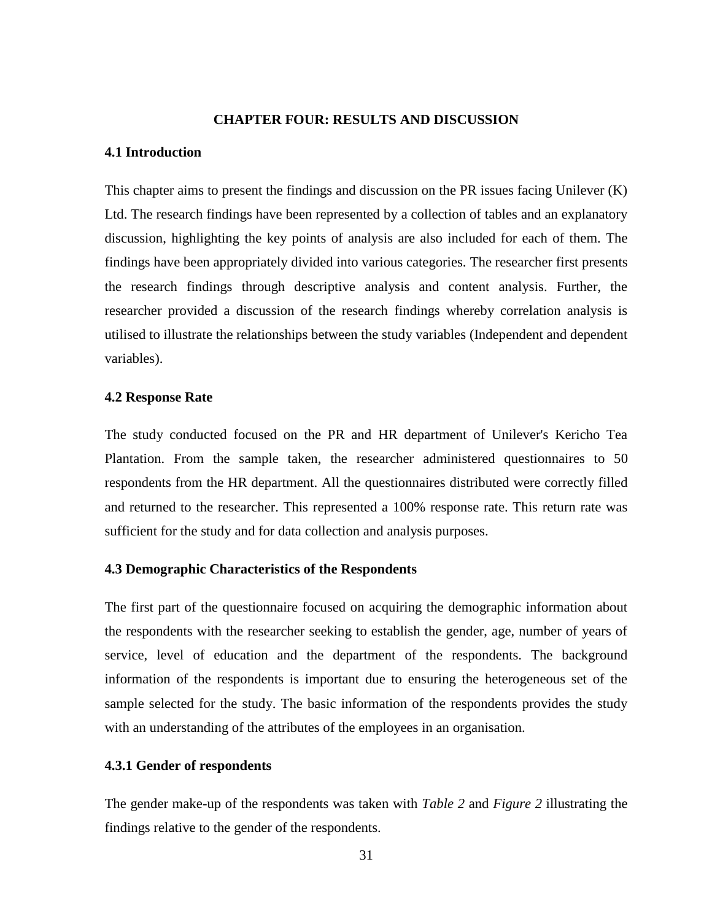# CHAPTER FOUR: RESULTS AND DISCUSSION

## 4.1 Introduction

This chapter aims to present the findings and discussion on the PR issues facing Unilever (K) Ltd. The research findings have been represented by a collection of tables and an explanatory discussion, highlighting the key points of analysis are also included for each of them. The findings have been appropriately divided into various categories. The researcher first presents the research findings through descriptive analysis and content analysis. Further, the researcher provided a discussion of the research findings whereby correlation analysis is utilised to illustrate the relationships between the study variables (Independent and dependent variables).

## 4.2 Response Rate

The study conducted focused on the PR and HR department of Unilever's Kericho Tea Plantation. From the sample taken, the researcher administered questionnaires to 50 respondents from the HR department. All the questionnaires distributed were correctly filled and returned to the researcher. This represented a 100% response rate. This return rate was sufficient for the study and for data collection and analysis purposes.

## 4.3 Demographic Characteristics of the Respondents

The first part of the questionnaire focused on acquiring the demographic information about the respondents with the researcher seeking to establish the gender, age, number of years of service, level of education and the department of the respondents. The background information of the respondents is important due to ensuring the heterogeneous set of the sample selected for the study. The basic information of the respondents provides the study with an understanding of the attributes of the employees in an organisation.

### 4.3.1 Gender of respondents

The gender make-up of the respondents was taken with *Table 2* and *Figure 2* illustrating the findings relative to the gender of the respondents.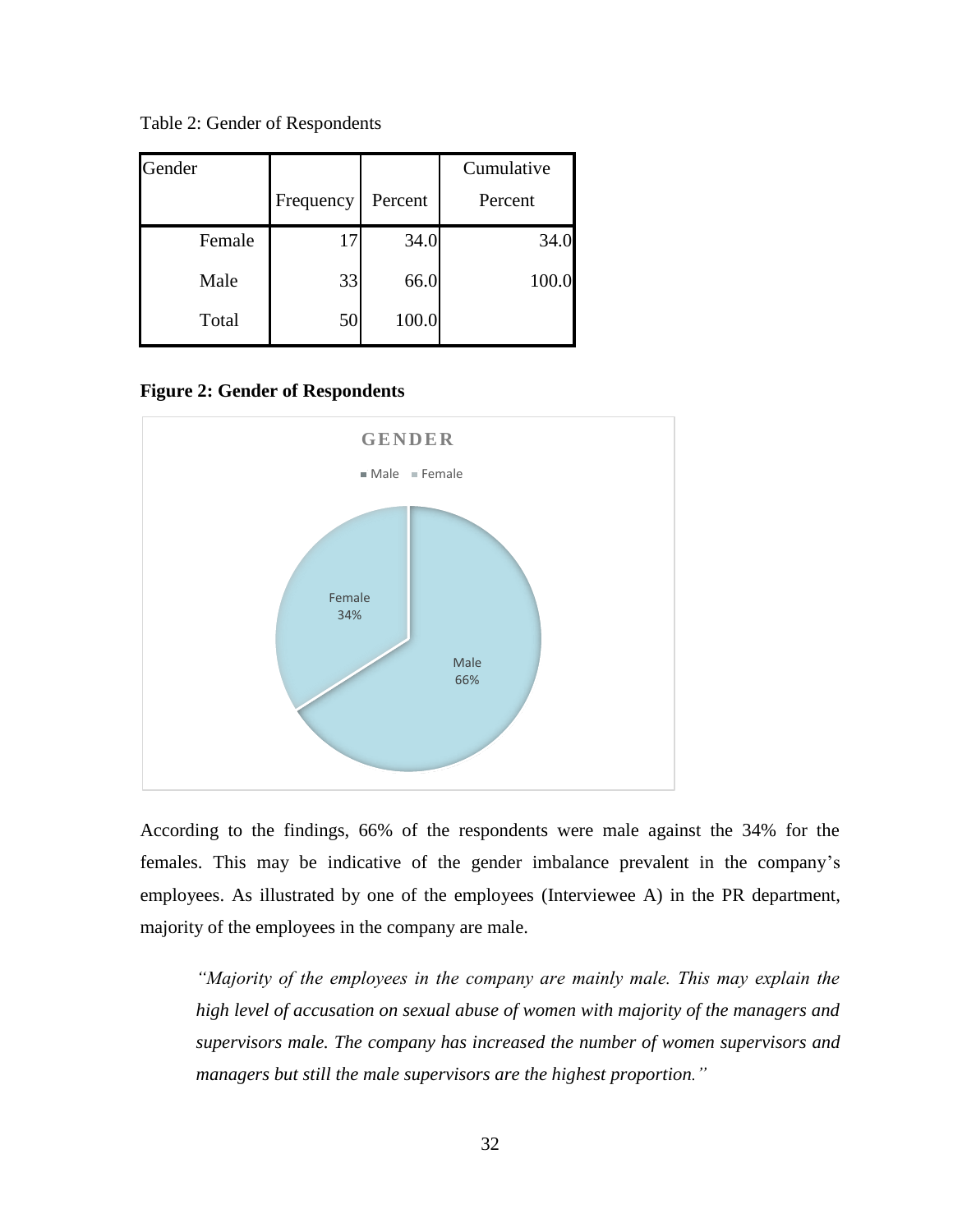Table 2: Gender of Respondents

| Gender | Frequency | Percent | Cumulative Percent |
|---|---|---|---|
| Female | 17 | 34.0 | 34.0 |
| Male | 33 | 66.0 | 100.0 |
| Total | 50 | 100.0 | |

**Figure 2: Gender of Respondents**

According to the findings, 66% of the respondents were male against the 34% for the females. This may be indicative of the gender imbalance prevalent in the company's employees. As illustrated by one of the employees (Interviewee A) in the PR department, majority of the employees in the company are male.

> *"Majority of the employees in the company are mainly male. This may explain the high level of accusation on sexual abuse of women with majority of the managers and supervisors male. The company has increased the number of women supervisors and managers but still the male supervisors are the highest proportion."*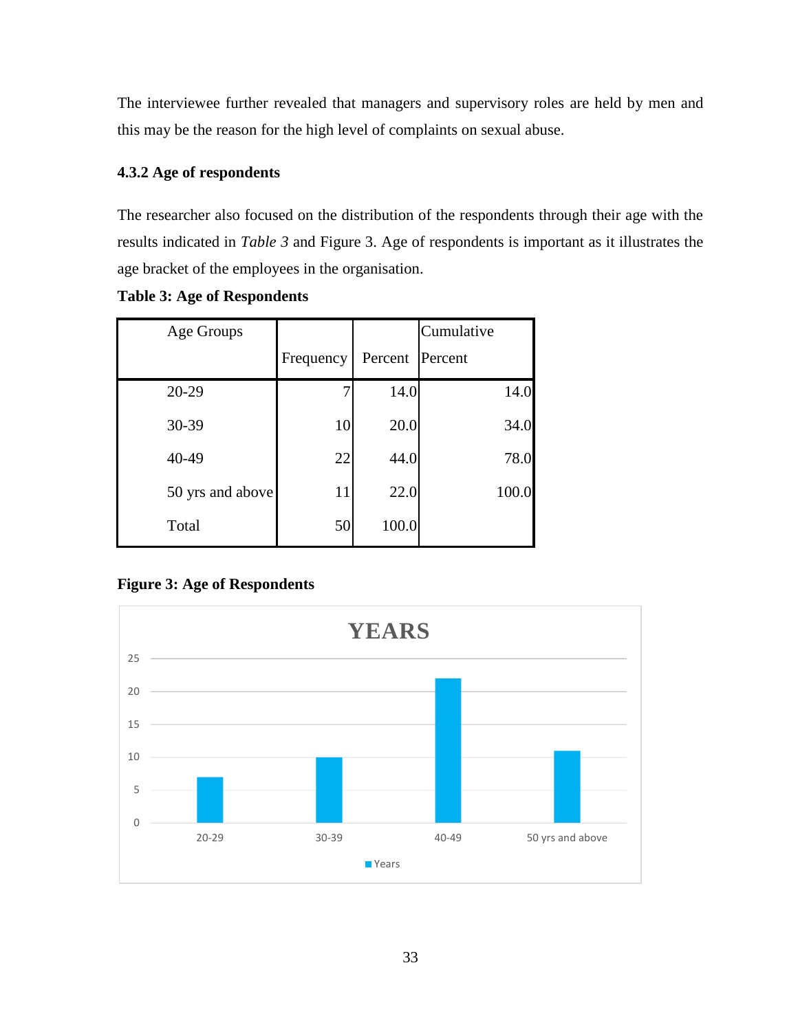The interviewee further revealed that managers and supervisory roles are held by men and this may be the reason for the high level of complaints on sexual abuse.

### 4.3.2 Age of respondents

The researcher also focused on the distribution of the respondents through their age with the results indicated in *Table 3* and Figure 3. Age of respondents is important as it illustrates the age bracket of the employees in the organisation.

**Table 3: Age of Respondents**

| Age Groups | Frequency | Percent | Cumulative Percent |
|---|---|---|---|
| 20-29 | 7 | 14.0 | 14.0 |
| 30-39 | 10 | 20.0 | 34.0 |
| 40-49 | 22 | 44.0 | 78.0 |
| 50 yrs and above | 11 | 22.0 | 100.0 |
| Total | 50 | 100.0 | |

**Figure 3: Age of Respondents**

YEARS

| Age Group | Years |
|---|---|
| 20-29 | 7 |
| 30-39 | 10 |
| 40-49 | 22 |
| 50 yrs and above | 11 |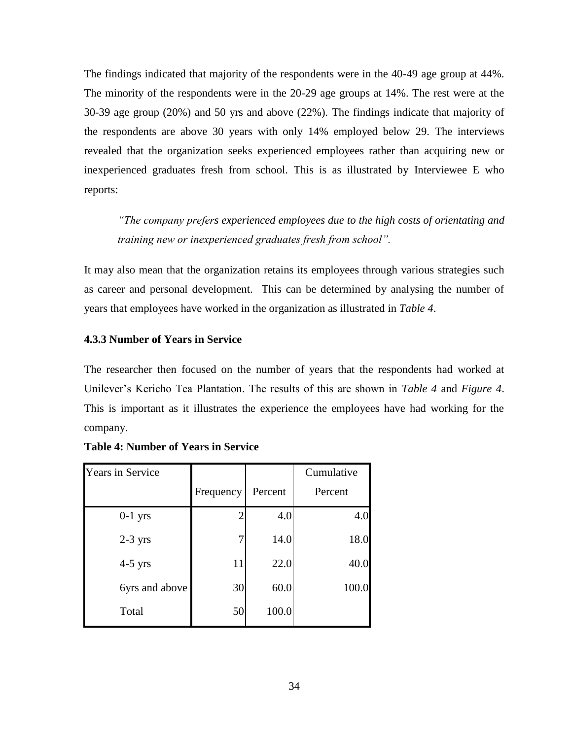The findings indicated that majority of the respondents were in the 40-49 age group at 44%. The minority of the respondents were in the 20-29 age groups at 14%. The rest were at the 30-39 age group (20%) and 50 yrs and above (22%). The findings indicate that majority of the respondents are above 30 years with only 14% employed below 29. The interviews revealed that the organization seeks experienced employees rather than acquiring new or inexperienced graduates fresh from school. This is as illustrated by Interviewee E who reports:

> *"The company prefers experienced employees due to the high costs of orientating and training new or inexperienced graduates fresh from school".*

It may also mean that the organization retains its employees through various strategies such as career and personal development. This can be determined by analysing the number of years that employees have worked in the organization as illustrated in *Table 4*.

### 4.3.3 Number of Years in Service

The researcher then focused on the number of years that the respondents had worked at Unilever's Kericho Tea Plantation. The results of this are shown in *Table 4* and *Figure 4*. This is important as it illustrates the experience the employees have had working for the company.

**Table 4: Number of Years in Service**

| Years in Service | Frequency | Percent | Cumulative Percent |
|---|---|---|---|
| 0-1 yrs | 2 | 4.0 | 4.0 |
| 2-3 yrs | 7 | 14.0 | 18.0 |
| 4-5 yrs | 11 | 22.0 | 40.0 |
| 6yrs and above | 30 | 60.0 | 100.0 |
| Total | 50 | 100.0 | |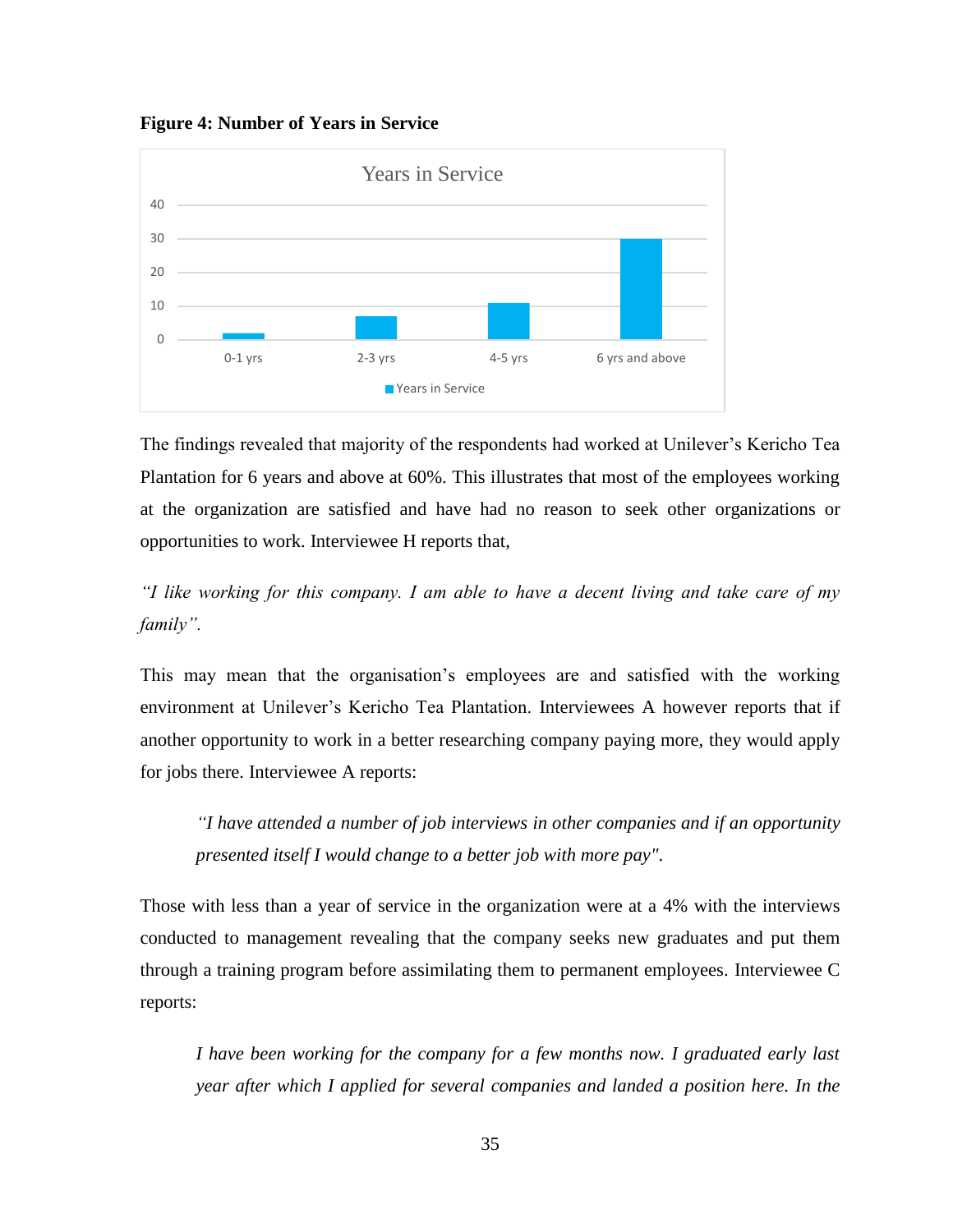**Figure 4: Number of Years in Service**

The findings revealed that majority of the respondents had worked at Unilever's Kericho Tea Plantation for 6 years and above at 60%. This illustrates that most of the employees working at the organization are satisfied and have had no reason to seek other organizations or opportunities to work. Interviewee H reports that,

*"I like working for this company. I am able to have a decent living and take care of my family".*

This may mean that the organisation's employees are and satisfied with the working environment at Unilever's Kericho Tea Plantation. Interviewees A however reports that if another opportunity to work in a better researching company paying more, they would apply for jobs there. Interviewee A reports:

> *"I have attended a number of job interviews in other companies and if an opportunity presented itself I would change to a better job with more pay".*

Those with less than a year of service in the organization were at a 4% with the interviews conducted to management revealing that the company seeks new graduates and put them through a training program before assimilating them to permanent employees. Interviewee C reports:

> *I have been working for the company for a few months now. I graduated early last year after which I applied for several companies and landed a position here. In the*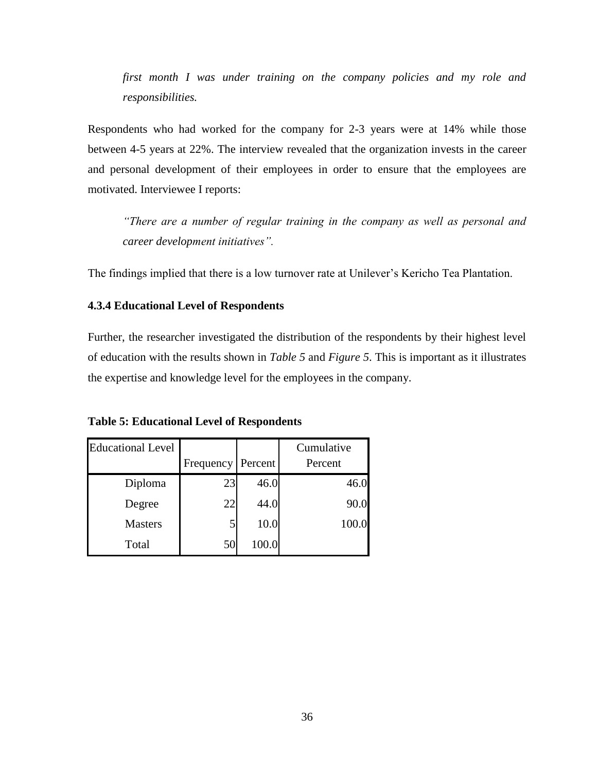*first month I was under training on the company policies and my role and responsibilities.*

Respondents who had worked for the company for 2-3 years were at 14% while those between 4-5 years at 22%. The interview revealed that the organization invests in the career and personal development of their employees in order to ensure that the employees are motivated. Interviewee I reports:

> *"There are a number of regular training in the company as well as personal and career development initiatives".*

The findings implied that there is a low turnover rate at Unilever's Kericho Tea Plantation.

### 4.3.4 Educational Level of Respondents

Further, the researcher investigated the distribution of the respondents by their highest level of education with the results shown in *Table 5* and *Figure 5*. This is important as it illustrates the expertise and knowledge level for the employees in the company.

**Table 5: Educational Level of Respondents**

| Educational Level | Frequency | Percent | Cumulative Percent |
|---|---|---|---|
| Diploma | 23 | 46.0 | 46.0 |
| Degree | 22 | 44.0 | 90.0 |
| Masters | 5 | 10.0 | 100.0 |
| Total | 50 | 100.0 | |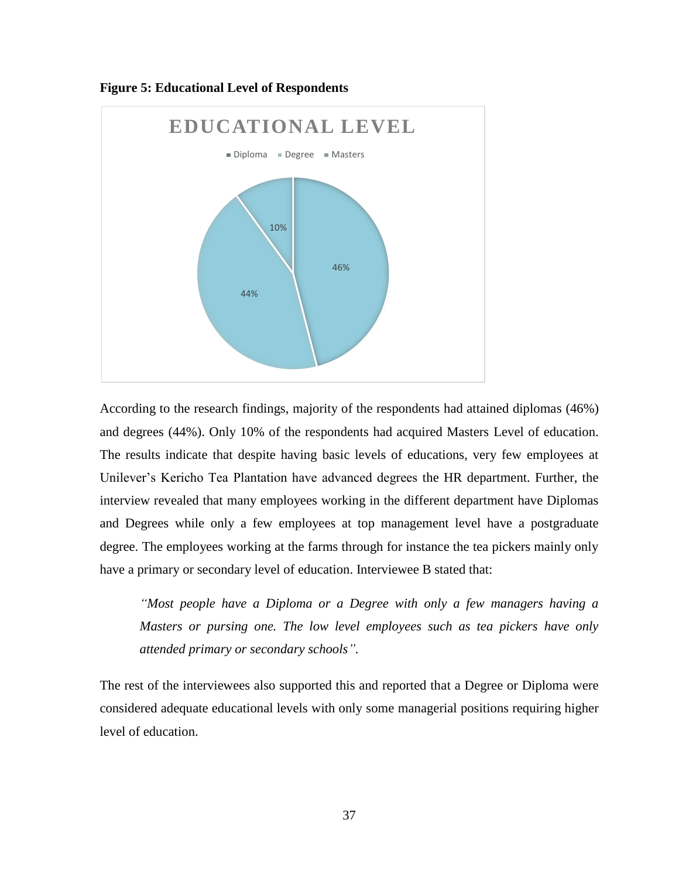**Figure 5: Educational Level of Respondents**

EDUCATIONAL LEVEL

- Diploma
- Degree
- Masters

| Category | Percentage |
|---|---|
| Diploma | 46% |
| Degree | 44% |
| Masters | 10% |

According to the research findings, majority of the respondents had attained diplomas (46%) and degrees (44%). Only 10% of the respondents had acquired Masters Level of education. The results indicate that despite having basic levels of educations, very few employees at Unilever's Kericho Tea Plantation have advanced degrees the HR department. Further, the interview revealed that many employees working in the different department have Diplomas and Degrees while only a few employees at top management level have a postgraduate degree. The employees working at the farms through for instance the tea pickers mainly only have a primary or secondary level of education. Interviewee B stated that:

> *"Most people have a Diploma or a Degree with only a few managers having a Masters or pursing one. The low level employees such as tea pickers have only attended primary or secondary schools".*

The rest of the interviewees also supported this and reported that a Degree or Diploma were considered adequate educational levels with only some managerial positions requiring higher level of education.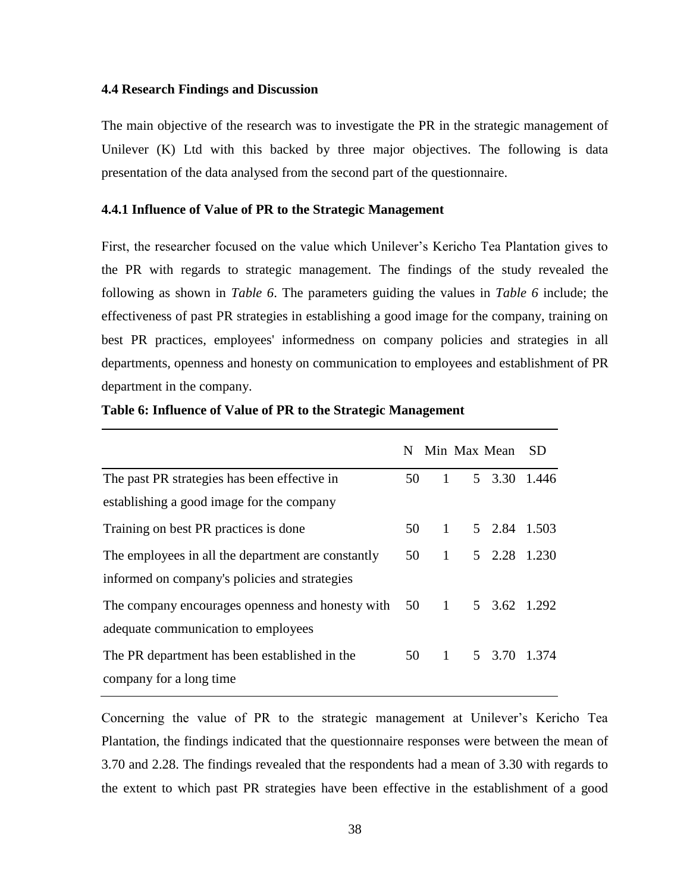### 4.4 Research Findings and Discussion

The main objective of the research was to investigate the PR in the strategic management of Unilever (K) Ltd with this backed by three major objectives. The following is data presentation of the data analysed from the second part of the questionnaire.

#### 4.4.1 Influence of Value of PR to the Strategic Management

First, the researcher focused on the value which Unilever's Kericho Tea Plantation gives to the PR with regards to strategic management. The findings of the study revealed the following as shown in *Table 6*. The parameters guiding the values in *Table 6* include; the effectiveness of past PR strategies in establishing a good image for the company, training on best PR practices, employees' informedness on company policies and strategies in all departments, openness and honesty on communication to employees and establishment of PR department in the company.

**Table 6: Influence of Value of PR to the Strategic Management**

| | N | Min | Max | Mean | SD |
|---|---|---|---|---|---|
| The past PR strategies has been effective in establishing a good image for the company | 50 | 1 | 5 | 3.30 | 1.446 |
| Training on best PR practices is done | 50 | 1 | 5 | 2.84 | 1.503 |
| The employees in all the department are constantly informed on company's policies and strategies | 50 | 1 | 5 | 2.28 | 1.230 |
| The company encourages openness and honesty with adequate communication to employees | 50 | 1 | 5 | 3.62 | 1.292 |
| The PR department has been established in the company for a long time | 50 | 1 | 5 | 3.70 | 1.374 |

Concerning the value of PR to the strategic management at Unilever's Kericho Tea Plantation, the findings indicated that the questionnaire responses were between the mean of 3.70 and 2.28. The findings revealed that the respondents had a mean of 3.30 with regards to the extent to which past PR strategies have been effective in the establishment of a good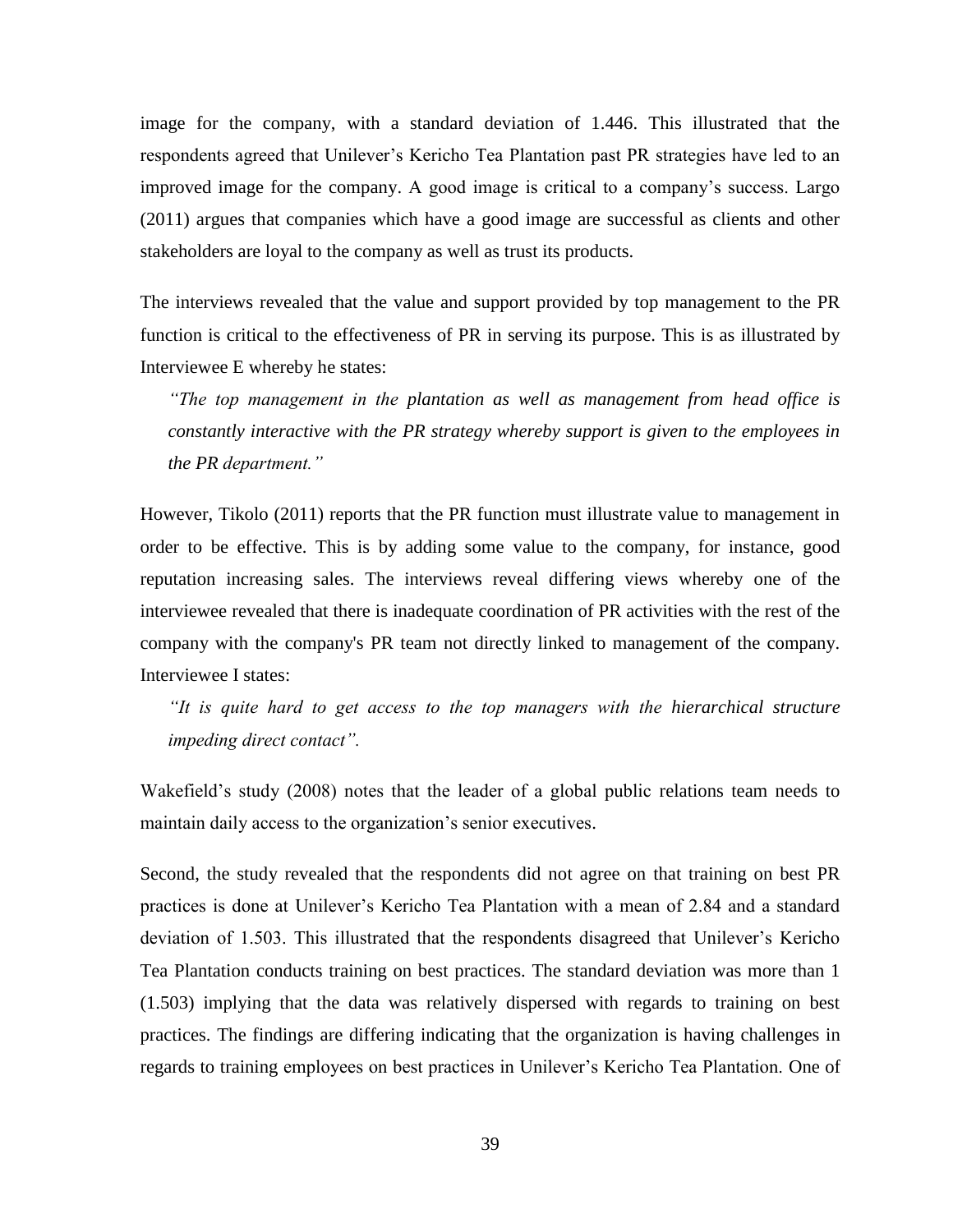image for the company, with a standard deviation of 1.446. This illustrated that the respondents agreed that Unilever's Kericho Tea Plantation past PR strategies have led to an improved image for the company. A good image is critical to a company's success. Largo (2011) argues that companies which have a good image are successful as clients and other stakeholders are loyal to the company as well as trust its products.

The interviews revealed that the value and support provided by top management to the PR function is critical to the effectiveness of PR in serving its purpose. This is as illustrated by Interviewee E whereby he states:

> *"The top management in the plantation as well as management from head office is constantly interactive with the PR strategy whereby support is given to the employees in the PR department."*

However, Tikolo (2011) reports that the PR function must illustrate value to management in order to be effective. This is by adding some value to the company, for instance, good reputation increasing sales. The interviews reveal differing views whereby one of the interviewee revealed that there is inadequate coordination of PR activities with the rest of the company with the company's PR team not directly linked to management of the company. Interviewee I states:

> *"It is quite hard to get access to the top managers with the hierarchical structure impeding direct contact".*

Wakefield's study (2008) notes that the leader of a global public relations team needs to maintain daily access to the organization's senior executives.

Second, the study revealed that the respondents did not agree on that training on best PR practices is done at Unilever's Kericho Tea Plantation with a mean of 2.84 and a standard deviation of 1.503. This illustrated that the respondents disagreed that Unilever's Kericho Tea Plantation conducts training on best practices. The standard deviation was more than 1 (1.503) implying that the data was relatively dispersed with regards to training on best practices. The findings are differing indicating that the organization is having challenges in regards to training employees on best practices in Unilever's Kericho Tea Plantation. One of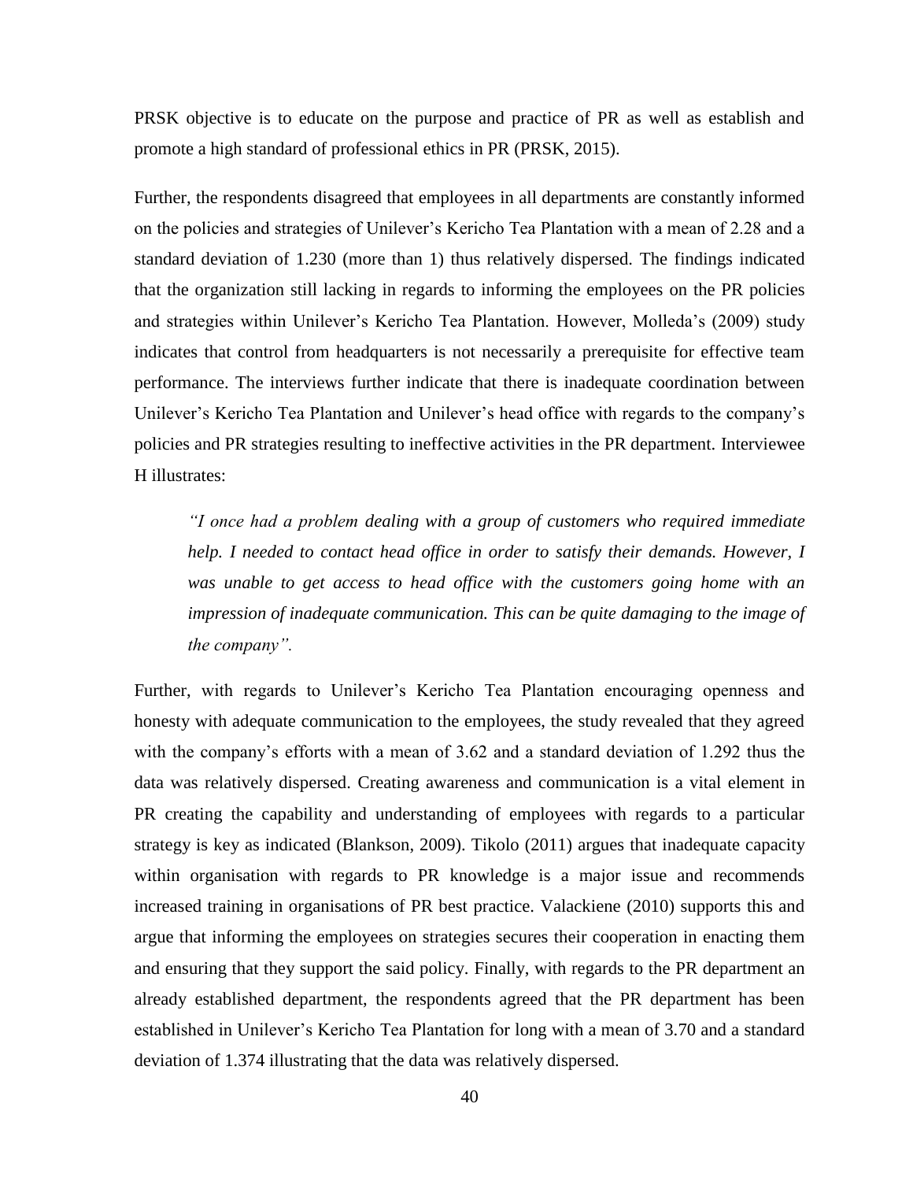PRSK objective is to educate on the purpose and practice of PR as well as establish and promote a high standard of professional ethics in PR (PRSK, 2015).

Further, the respondents disagreed that employees in all departments are constantly informed on the policies and strategies of Unilever's Kericho Tea Plantation with a mean of 2.28 and a standard deviation of 1.230 (more than 1) thus relatively dispersed. The findings indicated that the organization still lacking in regards to informing the employees on the PR policies and strategies within Unilever's Kericho Tea Plantation. However, Molleda's (2009) study indicates that control from headquarters is not necessarily a prerequisite for effective team performance. The interviews further indicate that there is inadequate coordination between Unilever's Kericho Tea Plantation and Unilever's head office with regards to the company's policies and PR strategies resulting to ineffective activities in the PR department. Interviewee H illustrates:

> *"I once had a problem dealing with a group of customers who required immediate help. I needed to contact head office in order to satisfy their demands. However, I was unable to get access to head office with the customers going home with an impression of inadequate communication. This can be quite damaging to the image of the company".*

Further, with regards to Unilever's Kericho Tea Plantation encouraging openness and honesty with adequate communication to the employees, the study revealed that they agreed with the company's efforts with a mean of 3.62 and a standard deviation of 1.292 thus the data was relatively dispersed. Creating awareness and communication is a vital element in PR creating the capability and understanding of employees with regards to a particular strategy is key as indicated (Blankson, 2009). Tikolo (2011) argues that inadequate capacity within organisation with regards to PR knowledge is a major issue and recommends increased training in organisations of PR best practice. Valackiene (2010) supports this and argue that informing the employees on strategies secures their cooperation in enacting them and ensuring that they support the said policy. Finally, with regards to the PR department an already established department, the respondents agreed that the PR department has been established in Unilever's Kericho Tea Plantation for long with a mean of 3.70 and a standard deviation of 1.374 illustrating that the data was relatively dispersed.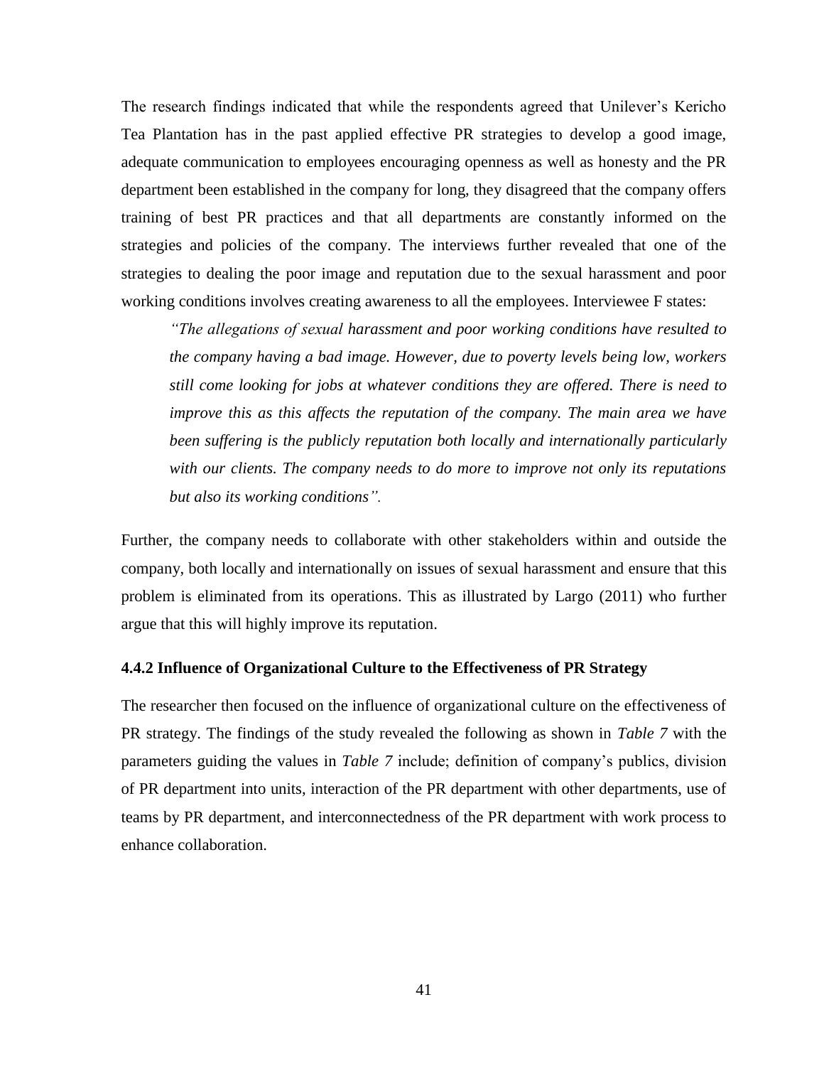The research findings indicated that while the respondents agreed that Unilever's Kericho Tea Plantation has in the past applied effective PR strategies to develop a good image, adequate communication to employees encouraging openness as well as honesty and the PR department been established in the company for long, they disagreed that the company offers training of best PR practices and that all departments are constantly informed on the strategies and policies of the company. The interviews further revealed that one of the strategies to dealing the poor image and reputation due to the sexual harassment and poor working conditions involves creating awareness to all the employees. Interviewee F states:

> *"The allegations of sexual harassment and poor working conditions have resulted to the company having a bad image. However, due to poverty levels being low, workers still come looking for jobs at whatever conditions they are offered. There is need to improve this as this affects the reputation of the company. The main area we have been suffering is the publicly reputation both locally and internationally particularly with our clients. The company needs to do more to improve not only its reputations but also its working conditions".*

Further, the company needs to collaborate with other stakeholders within and outside the company, both locally and internationally on issues of sexual harassment and ensure that this problem is eliminated from its operations. This as illustrated by Largo (2011) who further argue that this will highly improve its reputation.

### 4.4.2 Influence of Organizational Culture to the Effectiveness of PR Strategy

The researcher then focused on the influence of organizational culture on the effectiveness of PR strategy. The findings of the study revealed the following as shown in *Table 7* with the parameters guiding the values in *Table 7* include; definition of company's publics, division of PR department into units, interaction of the PR department with other departments, use of teams by PR department, and interconnectedness of the PR department with work process to enhance collaboration.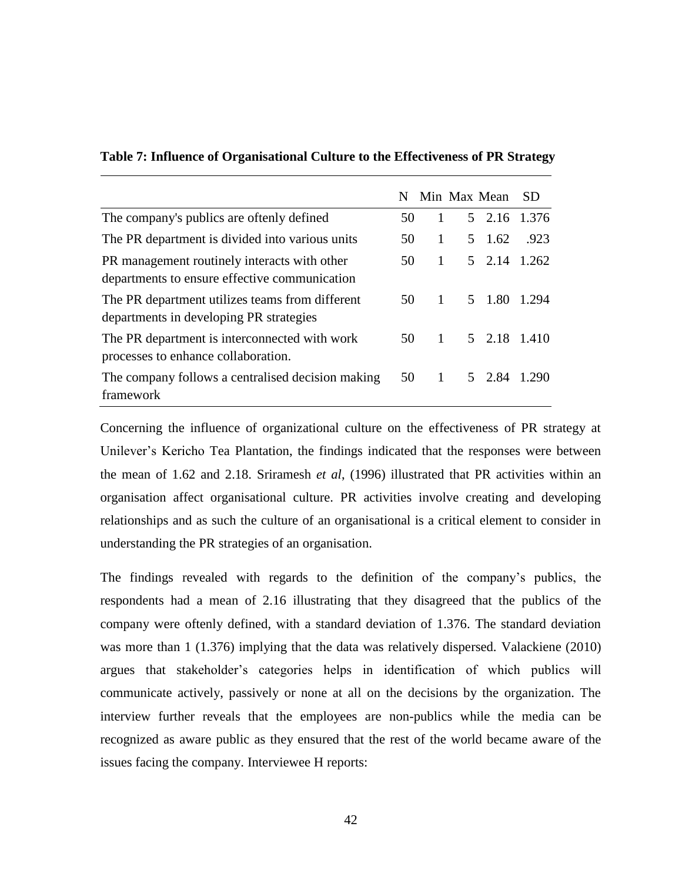**Table 7: Influence of Organisational Culture to the Effectiveness of PR Strategy**

| | N | Min | Max | Mean | SD |
|---|---|---|---|---|---|
| The company's publics are oftenly defined | 50 | 1 | 5 | 2.16 | 1.376 |
| The PR department is divided into various units | 50 | 1 | 5 | 1.62 | .923 |
| PR management routinely interacts with other departments to ensure effective communication | 50 | 1 | 5 | 2.14 | 1.262 |
| The PR department utilizes teams from different departments in developing PR strategies | 50 | 1 | 5 | 1.80 | 1.294 |
| The PR department is interconnected with work processes to enhance collaboration. | 50 | 1 | 5 | 2.18 | 1.410 |
| The company follows a centralised decision making framework | 50 | 1 | 5 | 2.84 | 1.290 |

Concerning the influence of organizational culture on the effectiveness of PR strategy at Unilever's Kericho Tea Plantation, the findings indicated that the responses were between the mean of 1.62 and 2.18. Sriramesh *et al*, (1996) illustrated that PR activities within an organisation affect organisational culture. PR activities involve creating and developing relationships and as such the culture of an organisational is a critical element to consider in understanding the PR strategies of an organisation.

The findings revealed with regards to the definition of the company's publics, the respondents had a mean of 2.16 illustrating that they disagreed that the publics of the company were oftenly defined, with a standard deviation of 1.376. The standard deviation was more than 1 (1.376) implying that the data was relatively dispersed. Valackiene (2010) argues that stakeholder's categories helps in identification of which publics will communicate actively, passively or none at all on the decisions by the organization. The interview further reveals that the employees are non-publics while the media can be recognized as aware public as they ensured that the rest of the world became aware of the issues facing the company. Interviewee H reports: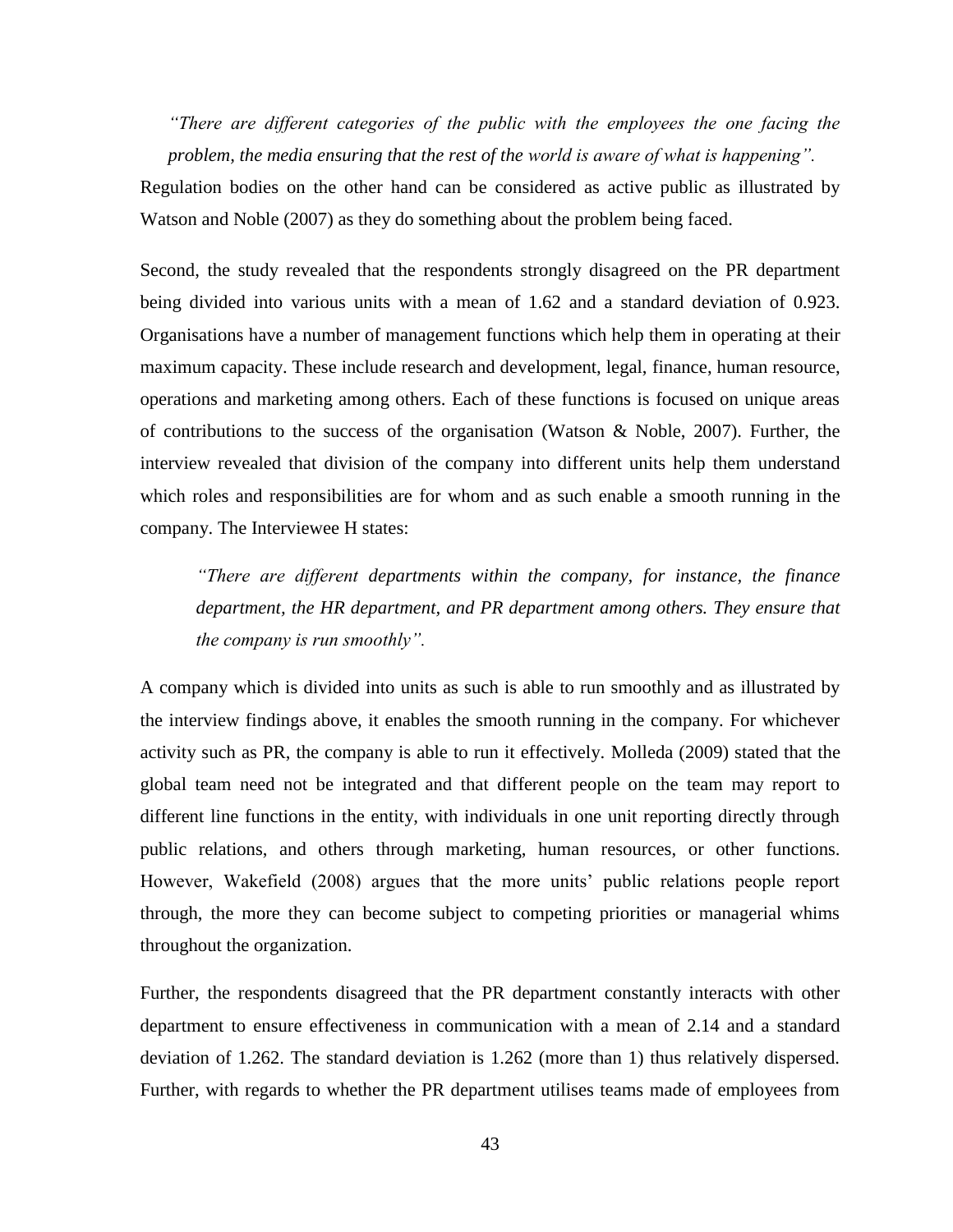*"There are different categories of the public with the employees the one facing the problem, the media ensuring that the rest of the world is aware of what is happening".*

Regulation bodies on the other hand can be considered as active public as illustrated by Watson and Noble (2007) as they do something about the problem being faced.

Second, the study revealed that the respondents strongly disagreed on the PR department being divided into various units with a mean of 1.62 and a standard deviation of 0.923. Organisations have a number of management functions which help them in operating at their maximum capacity. These include research and development, legal, finance, human resource, operations and marketing among others. Each of these functions is focused on unique areas of contributions to the success of the organisation (Watson & Noble, 2007). Further, the interview revealed that division of the company into different units help them understand which roles and responsibilities are for whom and as such enable a smooth running in the company. The Interviewee H states:

> *"There are different departments within the company, for instance, the finance department, the HR department, and PR department among others. They ensure that the company is run smoothly".*

A company which is divided into units as such is able to run smoothly and as illustrated by the interview findings above, it enables the smooth running in the company. For whichever activity such as PR, the company is able to run it effectively. Molleda (2009) stated that the global team need not be integrated and that different people on the team may report to different line functions in the entity, with individuals in one unit reporting directly through public relations, and others through marketing, human resources, or other functions. However, Wakefield (2008) argues that the more units' public relations people report through, the more they can become subject to competing priorities or managerial whims throughout the organization.

Further, the respondents disagreed that the PR department constantly interacts with other department to ensure effectiveness in communication with a mean of 2.14 and a standard deviation of 1.262. The standard deviation is 1.262 (more than 1) thus relatively dispersed. Further, with regards to whether the PR department utilises teams made of employees from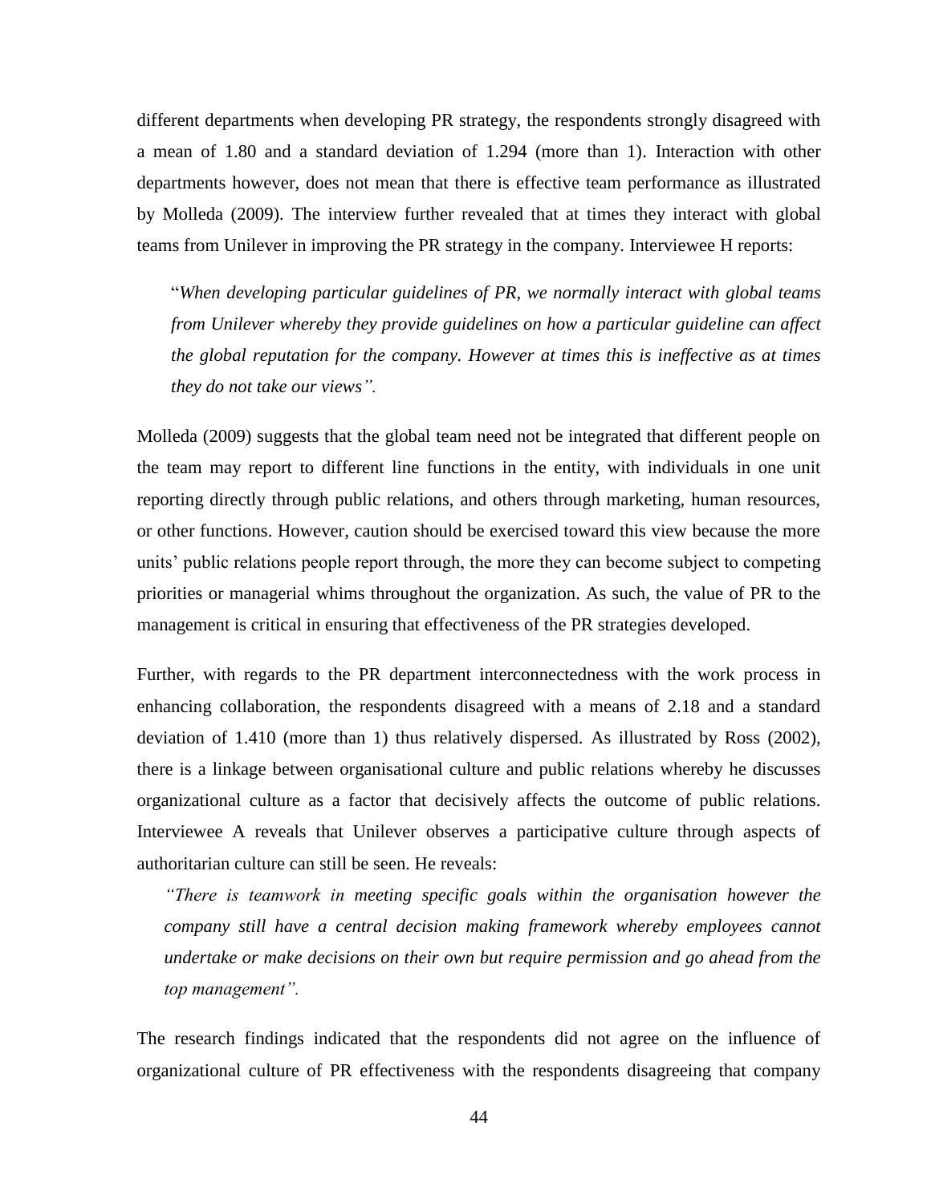different departments when developing PR strategy, the respondents strongly disagreed with a mean of 1.80 and a standard deviation of 1.294 (more than 1). Interaction with other departments however, does not mean that there is effective team performance as illustrated by Molleda (2009). The interview further revealed that at times they interact with global teams from Unilever in improving the PR strategy in the company. Interviewee H reports:

> "*When developing particular guidelines of PR, we normally interact with global teams from Unilever whereby they provide guidelines on how a particular guideline can affect the global reputation for the company. However at times this is ineffective as at times they do not take our views".*

Molleda (2009) suggests that the global team need not be integrated that different people on the team may report to different line functions in the entity, with individuals in one unit reporting directly through public relations, and others through marketing, human resources, or other functions. However, caution should be exercised toward this view because the more units' public relations people report through, the more they can become subject to competing priorities or managerial whims throughout the organization. As such, the value of PR to the management is critical in ensuring that effectiveness of the PR strategies developed.

Further, with regards to the PR department interconnectedness with the work process in enhancing collaboration, the respondents disagreed with a means of 2.18 and a standard deviation of 1.410 (more than 1) thus relatively dispersed. As illustrated by Ross (2002), there is a linkage between organisational culture and public relations whereby he discusses organizational culture as a factor that decisively affects the outcome of public relations. Interviewee A reveals that Unilever observes a participative culture through aspects of authoritarian culture can still be seen. He reveals:

> *"There is teamwork in meeting specific goals within the organisation however the company still have a central decision making framework whereby employees cannot undertake or make decisions on their own but require permission and go ahead from the top management".*

The research findings indicated that the respondents did not agree on the influence of organizational culture of PR effectiveness with the respondents disagreeing that company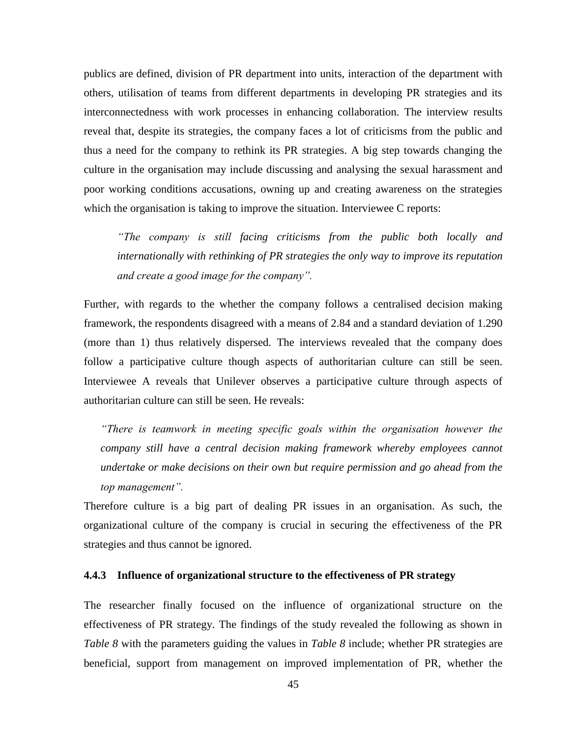publics are defined, division of PR department into units, interaction of the department with others, utilisation of teams from different departments in developing PR strategies and its interconnectedness with work processes in enhancing collaboration. The interview results reveal that, despite its strategies, the company faces a lot of criticisms from the public and thus a need for the company to rethink its PR strategies. A big step towards changing the culture in the organisation may include discussing and analysing the sexual harassment and poor working conditions accusations, owning up and creating awareness on the strategies which the organisation is taking to improve the situation. Interviewee C reports:

> *"The company is still facing criticisms from the public both locally and internationally with rethinking of PR strategies the only way to improve its reputation and create a good image for the company".*

Further, with regards to the whether the company follows a centralised decision making framework, the respondents disagreed with a means of 2.84 and a standard deviation of 1.290 (more than 1) thus relatively dispersed. The interviews revealed that the company does follow a participative culture though aspects of authoritarian culture can still be seen. Interviewee A reveals that Unilever observes a participative culture through aspects of authoritarian culture can still be seen. He reveals:

> *"There is teamwork in meeting specific goals within the organisation however the company still have a central decision making framework whereby employees cannot undertake or make decisions on their own but require permission and go ahead from the top management".*

Therefore culture is a big part of dealing PR issues in an organisation. As such, the organizational culture of the company is crucial in securing the effectiveness of the PR strategies and thus cannot be ignored.

### 4.4.3 Influence of organizational structure to the effectiveness of PR strategy

The researcher finally focused on the influence of organizational structure on the effectiveness of PR strategy. The findings of the study revealed the following as shown in *Table 8* with the parameters guiding the values in *Table 8* include; whether PR strategies are beneficial, support from management on improved implementation of PR, whether the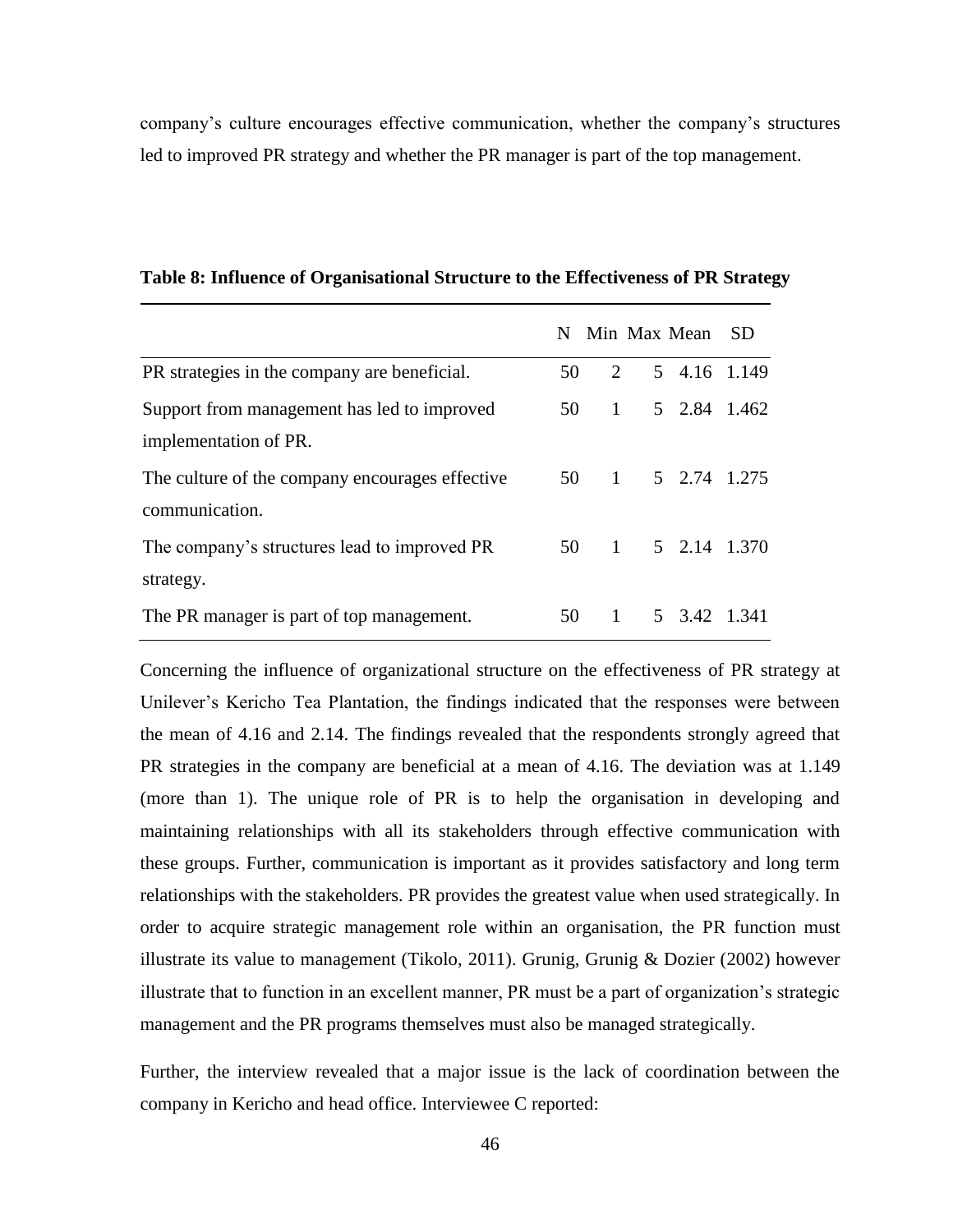company's culture encourages effective communication, whether the company's structures led to improved PR strategy and whether the PR manager is part of the top management.

**Table 8: Influence of Organisational Structure to the Effectiveness of PR Strategy**

| | N | Min | Max | Mean | SD |
|---|---|---|---|---|---|
| PR strategies in the company are beneficial. | 50 | 2 | 5 | 4.16 | 1.149 |
| Support from management has led to improved implementation of PR. | 50 | 1 | 5 | 2.84 | 1.462 |
| The culture of the company encourages effective communication. | 50 | 1 | 5 | 2.74 | 1.275 |
| The company's structures lead to improved PR strategy. | 50 | 1 | 5 | 2.14 | 1.370 |
| The PR manager is part of top management. | 50 | 1 | 5 | 3.42 | 1.341 |

Concerning the influence of organizational structure on the effectiveness of PR strategy at Unilever's Kericho Tea Plantation, the findings indicated that the responses were between the mean of 4.16 and 2.14. The findings revealed that the respondents strongly agreed that PR strategies in the company are beneficial at a mean of 4.16. The deviation was at 1.149 (more than 1). The unique role of PR is to help the organisation in developing and maintaining relationships with all its stakeholders through effective communication with these groups. Further, communication is important as it provides satisfactory and long term relationships with the stakeholders. PR provides the greatest value when used strategically. In order to acquire strategic management role within an organisation, the PR function must illustrate its value to management (Tikolo, 2011). Grunig, Grunig & Dozier (2002) however illustrate that to function in an excellent manner, PR must be a part of organization's strategic management and the PR programs themselves must also be managed strategically.

Further, the interview revealed that a major issue is the lack of coordination between the company in Kericho and head office. Interviewee C reported: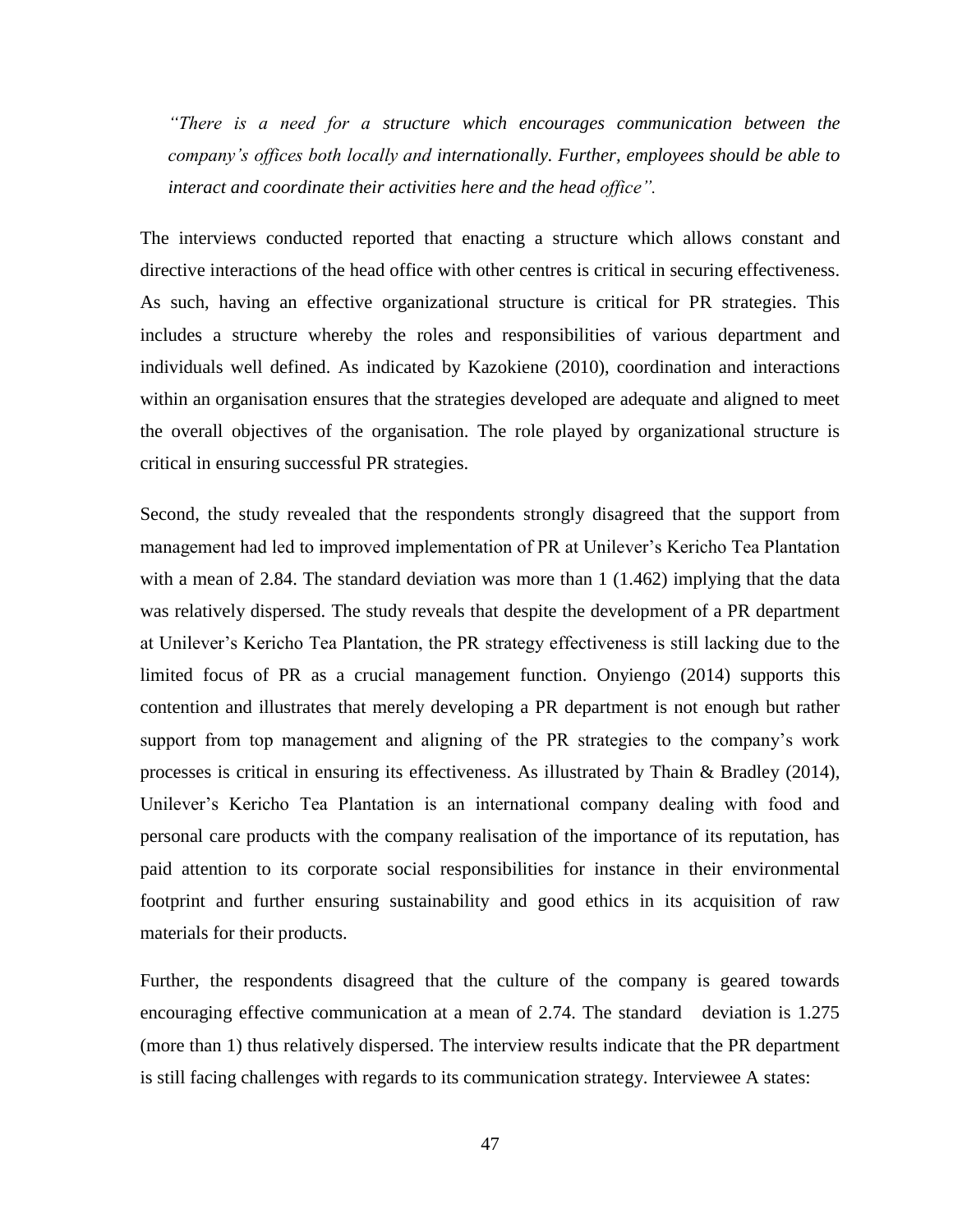*"There is a need for a structure which encourages communication between the company's offices both locally and internationally. Further, employees should be able to interact and coordinate their activities here and the head office".*

The interviews conducted reported that enacting a structure which allows constant and directive interactions of the head office with other centres is critical in securing effectiveness. As such, having an effective organizational structure is critical for PR strategies. This includes a structure whereby the roles and responsibilities of various department and individuals well defined. As indicated by Kazokiene (2010), coordination and interactions within an organisation ensures that the strategies developed are adequate and aligned to meet the overall objectives of the organisation. The role played by organizational structure is critical in ensuring successful PR strategies.

Second, the study revealed that the respondents strongly disagreed that the support from management had led to improved implementation of PR at Unilever's Kericho Tea Plantation with a mean of 2.84. The standard deviation was more than 1 (1.462) implying that the data was relatively dispersed. The study reveals that despite the development of a PR department at Unilever's Kericho Tea Plantation, the PR strategy effectiveness is still lacking due to the limited focus of PR as a crucial management function. Onyiengo (2014) supports this contention and illustrates that merely developing a PR department is not enough but rather support from top management and aligning of the PR strategies to the company's work processes is critical in ensuring its effectiveness. As illustrated by Thain & Bradley (2014), Unilever's Kericho Tea Plantation is an international company dealing with food and personal care products with the company realisation of the importance of its reputation, has paid attention to its corporate social responsibilities for instance in their environmental footprint and further ensuring sustainability and good ethics in its acquisition of raw materials for their products.

Further, the respondents disagreed that the culture of the company is geared towards encouraging effective communication at a mean of 2.74. The standard deviation is 1.275 (more than 1) thus relatively dispersed. The interview results indicate that the PR department is still facing challenges with regards to its communication strategy. Interviewee A states: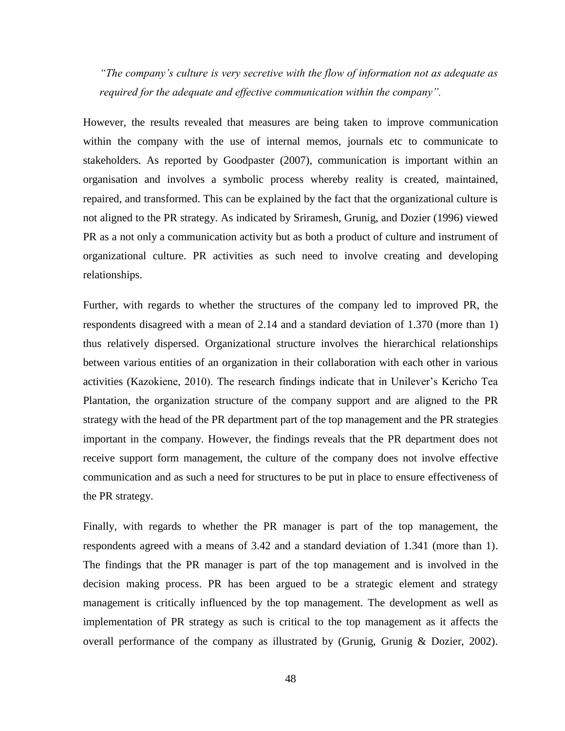*"The company's culture is very secretive with the flow of information not as adequate as required for the adequate and effective communication within the company".*

However, the results revealed that measures are being taken to improve communication within the company with the use of internal memos, journals etc to communicate to stakeholders. As reported by Goodpaster (2007), communication is important within an organisation and involves a symbolic process whereby reality is created, maintained, repaired, and transformed. This can be explained by the fact that the organizational culture is not aligned to the PR strategy. As indicated by Sriramesh, Grunig, and Dozier (1996) viewed PR as a not only a communication activity but as both a product of culture and instrument of organizational culture. PR activities as such need to involve creating and developing relationships.

Further, with regards to whether the structures of the company led to improved PR, the respondents disagreed with a mean of 2.14 and a standard deviation of 1.370 (more than 1) thus relatively dispersed. Organizational structure involves the hierarchical relationships between various entities of an organization in their collaboration with each other in various activities (Kazokiene, 2010). The research findings indicate that in Unilever's Kericho Tea Plantation, the organization structure of the company support and are aligned to the PR strategy with the head of the PR department part of the top management and the PR strategies important in the company. However, the findings reveals that the PR department does not receive support form management, the culture of the company does not involve effective communication and as such a need for structures to be put in place to ensure effectiveness of the PR strategy.

Finally, with regards to whether the PR manager is part of the top management, the respondents agreed with a means of 3.42 and a standard deviation of 1.341 (more than 1). The findings that the PR manager is part of the top management and is involved in the decision making process. PR has been argued to be a strategic element and strategy management is critically influenced by the top management. The development as well as implementation of PR strategy as such is critical to the top management as it affects the overall performance of the company as illustrated by (Grunig, Grunig & Dozier, 2002).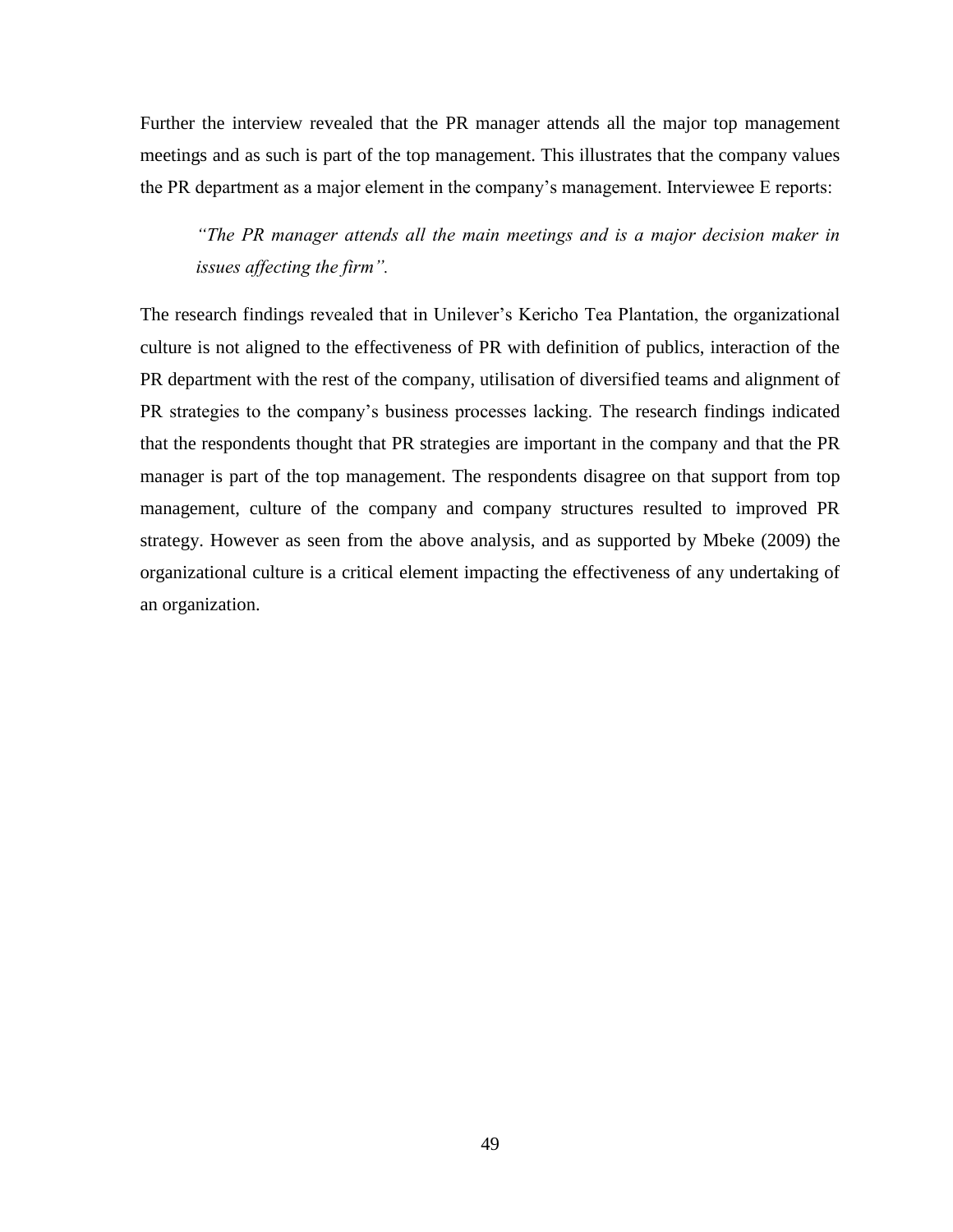Further the interview revealed that the PR manager attends all the major top management meetings and as such is part of the top management. This illustrates that the company values the PR department as a major element in the company's management. Interviewee E reports:

> *"The PR manager attends all the main meetings and is a major decision maker in issues affecting the firm".*

The research findings revealed that in Unilever's Kericho Tea Plantation, the organizational culture is not aligned to the effectiveness of PR with definition of publics, interaction of the PR department with the rest of the company, utilisation of diversified teams and alignment of PR strategies to the company's business processes lacking. The research findings indicated that the respondents thought that PR strategies are important in the company and that the PR manager is part of the top management. The respondents disagree on that support from top management, culture of the company and company structures resulted to improved PR strategy. However as seen from the above analysis, and as supported by Mbeke (2009) the organizational culture is a critical element impacting the effectiveness of any undertaking of an organization.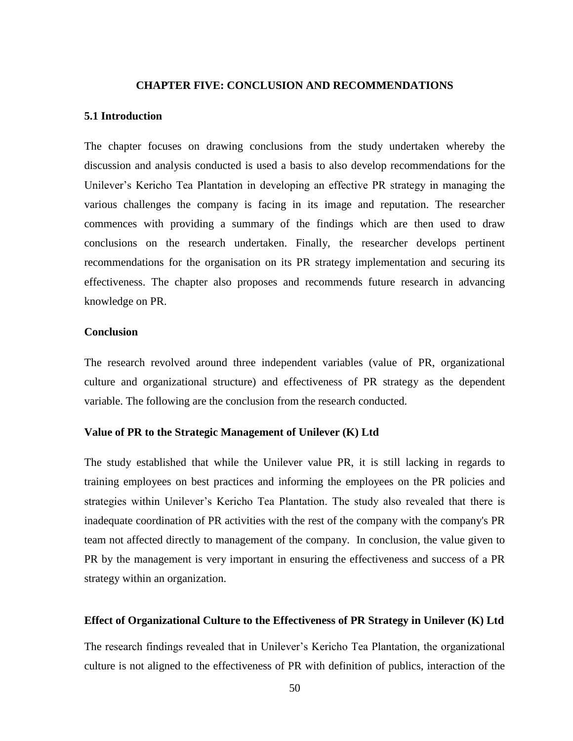# CHAPTER FIVE: CONCLUSION AND RECOMMENDATIONS

## 5.1 Introduction

The chapter focuses on drawing conclusions from the study undertaken whereby the discussion and analysis conducted is used a basis to also develop recommendations for the Unilever's Kericho Tea Plantation in developing an effective PR strategy in managing the various challenges the company is facing in its image and reputation. The researcher commences with providing a summary of the findings which are then used to draw conclusions on the research undertaken. Finally, the researcher develops pertinent recommendations for the organisation on its PR strategy implementation and securing its effectiveness. The chapter also proposes and recommends future research in advancing knowledge on PR.

## Conclusion

The research revolved around three independent variables (value of PR, organizational culture and organizational structure) and effectiveness of PR strategy as the dependent variable. The following are the conclusion from the research conducted.

### Value of PR to the Strategic Management of Unilever (K) Ltd

The study established that while the Unilever value PR, it is still lacking in regards to training employees on best practices and informing the employees on the PR policies and strategies within Unilever's Kericho Tea Plantation. The study also revealed that there is inadequate coordination of PR activities with the rest of the company with the company's PR team not affected directly to management of the company. In conclusion, the value given to PR by the management is very important in ensuring the effectiveness and success of a PR strategy within an organization.

### Effect of Organizational Culture to the Effectiveness of PR Strategy in Unilever (K) Ltd

The research findings revealed that in Unilever's Kericho Tea Plantation, the organizational culture is not aligned to the effectiveness of PR with definition of publics, interaction of the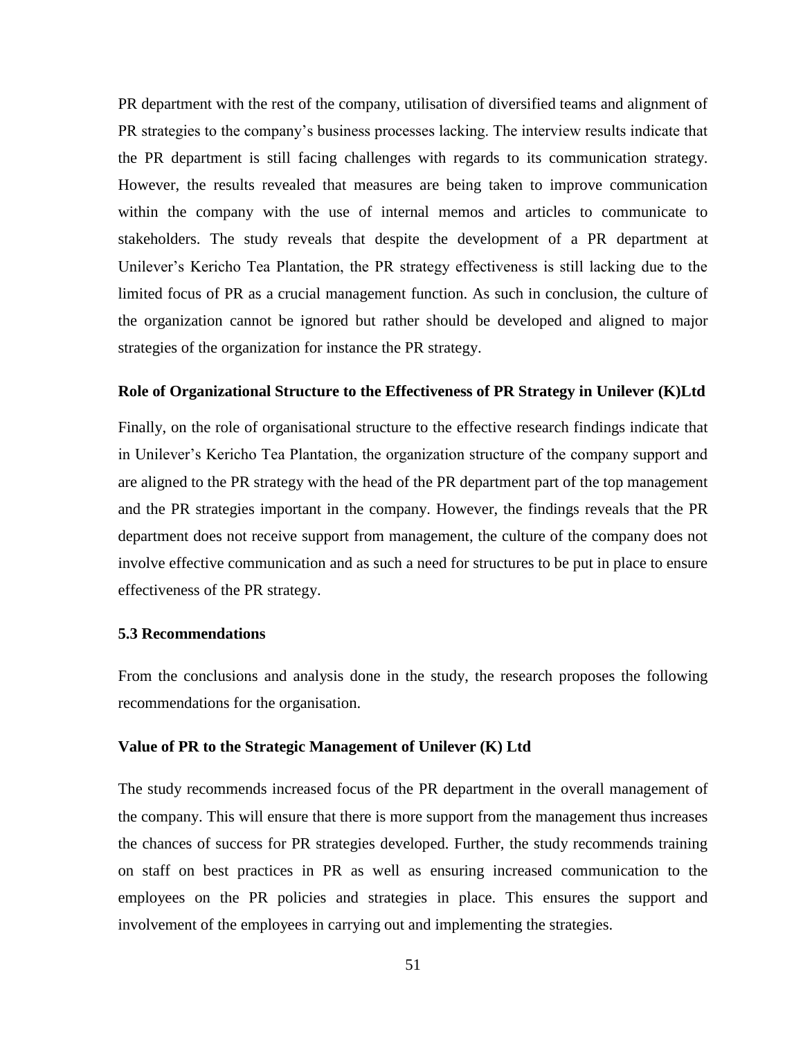PR department with the rest of the company, utilisation of diversified teams and alignment of PR strategies to the company's business processes lacking. The interview results indicate that the PR department is still facing challenges with regards to its communication strategy. However, the results revealed that measures are being taken to improve communication within the company with the use of internal memos and articles to communicate to stakeholders. The study reveals that despite the development of a PR department at Unilever's Kericho Tea Plantation, the PR strategy effectiveness is still lacking due to the limited focus of PR as a crucial management function. As such in conclusion, the culture of the organization cannot be ignored but rather should be developed and aligned to major strategies of the organization for instance the PR strategy.

**Role of Organizational Structure to the Effectiveness of PR Strategy in Unilever (K)Ltd**

Finally, on the role of organisational structure to the effective research findings indicate that in Unilever's Kericho Tea Plantation, the organization structure of the company support and are aligned to the PR strategy with the head of the PR department part of the top management and the PR strategies important in the company. However, the findings reveals that the PR department does not receive support from management, the culture of the company does not involve effective communication and as such a need for structures to be put in place to ensure effectiveness of the PR strategy.

### 5.3 Recommendations

From the conclusions and analysis done in the study, the research proposes the following recommendations for the organisation.

**Value of PR to the Strategic Management of Unilever (K) Ltd**

The study recommends increased focus of the PR department in the overall management of the company. This will ensure that there is more support from the management thus increases the chances of success for PR strategies developed. Further, the study recommends training on staff on best practices in PR as well as ensuring increased communication to the employees on the PR policies and strategies in place. This ensures the support and involvement of the employees in carrying out and implementing the strategies.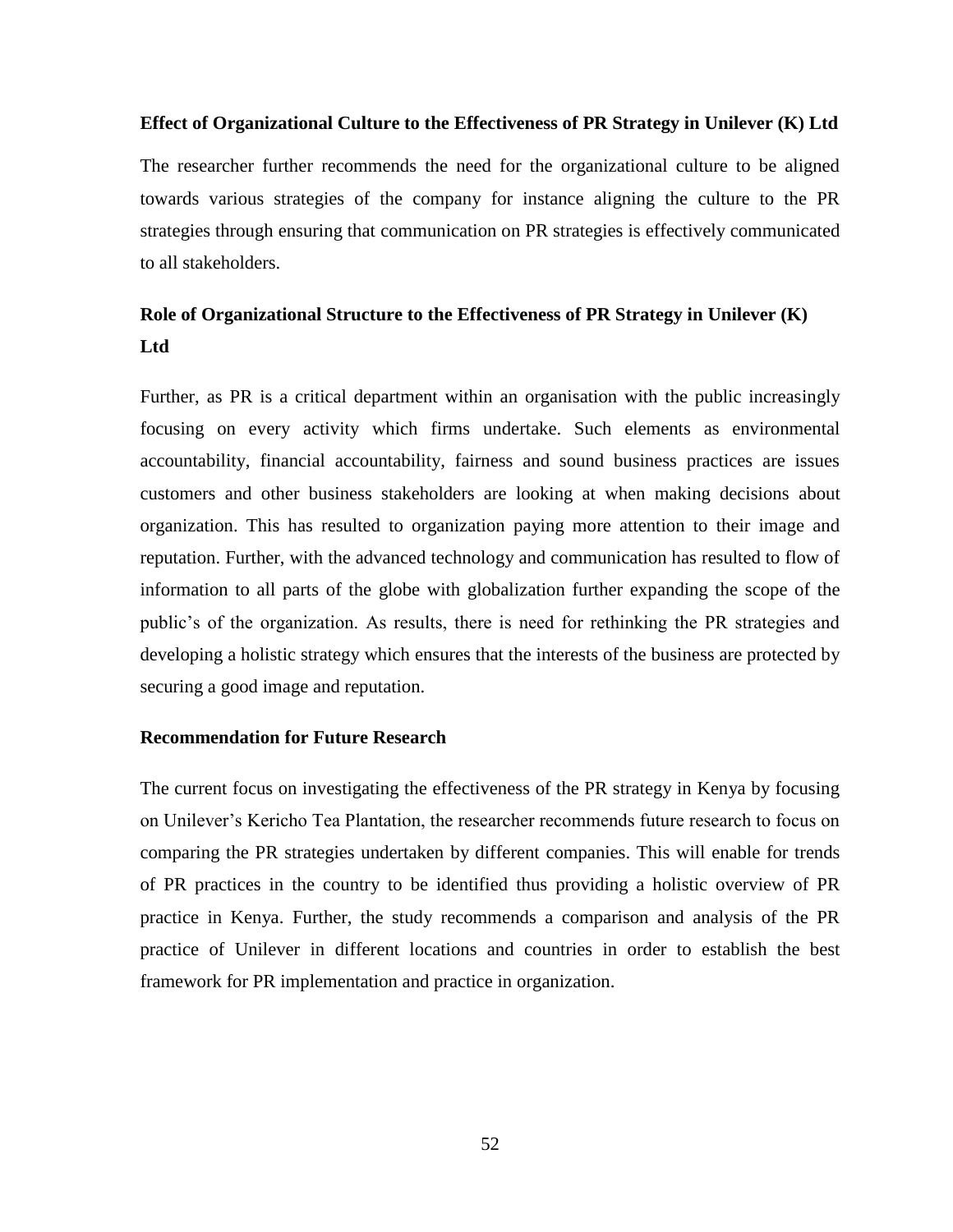### Effect of Organizational Culture to the Effectiveness of PR Strategy in Unilever (K) Ltd

The researcher further recommends the need for the organizational culture to be aligned towards various strategies of the company for instance aligning the culture to the PR strategies through ensuring that communication on PR strategies is effectively communicated to all stakeholders.

### Role of Organizational Structure to the Effectiveness of PR Strategy in Unilever (K) Ltd

Further, as PR is a critical department within an organisation with the public increasingly focusing on every activity which firms undertake. Such elements as environmental accountability, financial accountability, fairness and sound business practices are issues customers and other business stakeholders are looking at when making decisions about organization. This has resulted to organization paying more attention to their image and reputation. Further, with the advanced technology and communication has resulted to flow of information to all parts of the globe with globalization further expanding the scope of the public's of the organization. As results, there is need for rethinking the PR strategies and developing a holistic strategy which ensures that the interests of the business are protected by securing a good image and reputation.

### Recommendation for Future Research

The current focus on investigating the effectiveness of the PR strategy in Kenya by focusing on Unilever's Kericho Tea Plantation, the researcher recommends future research to focus on comparing the PR strategies undertaken by different companies. This will enable for trends of PR practices in the country to be identified thus providing a holistic overview of PR practice in Kenya. Further, the study recommends a comparison and analysis of the PR practice of Unilever in different locations and countries in order to establish the best framework for PR implementation and practice in organization.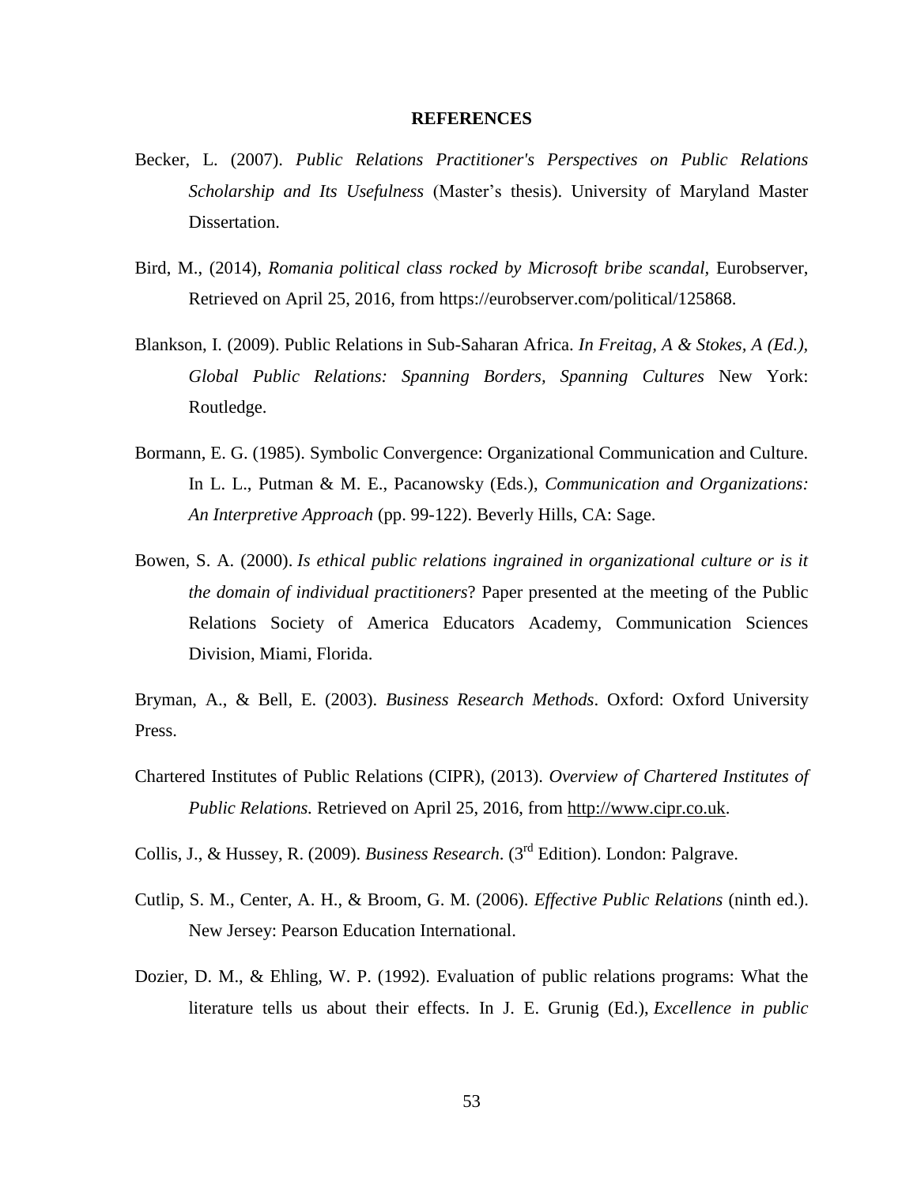**REFERENCES**

Becker, L. (2007). *Public Relations Practitioner's Perspectives on Public Relations Scholarship and Its Usefulness* (Master's thesis). University of Maryland Master Dissertation.

Bird, M., (2014), *Romania political class rocked by Microsoft bribe scandal,* Eurobserver, Retrieved on April 25, 2016, from https://eurobserver.com/political/125868.

Blankson, I. (2009). Public Relations in Sub-Saharan Africa. *In Freitag, A & Stokes, A (Ed.), Global Public Relations: Spanning Borders, Spanning Cultures* New York: Routledge.

Bormann, E. G. (1985). Symbolic Convergence: Organizational Communication and Culture. In L. L., Putman & M. E., Pacanowsky (Eds.), *Communication and Organizations: An Interpretive Approach* (pp. 99-122). Beverly Hills, CA: Sage.

Bowen, S. A. (2000). *Is ethical public relations ingrained in organizational culture or is it the domain of individual practitioners*? Paper presented at the meeting of the Public Relations Society of America Educators Academy, Communication Sciences Division, Miami, Florida.

Bryman, A., & Bell, E. (2003). *Business Research Methods*. Oxford: Oxford University Press.

Chartered Institutes of Public Relations (CIPR), (2013). *Overview of Chartered Institutes of Public Relations.* Retrieved on April 25, 2016, from http://www.cipr.co.uk.

Collis, J., & Hussey, R. (2009). *Business Research*. (3rd Edition). London: Palgrave.

Cutlip, S. M., Center, A. H., & Broom, G. M. (2006). *Effective Public Relations* (ninth ed.). New Jersey: Pearson Education International.

Dozier, D. M., & Ehling, W. P. (1992). Evaluation of public relations programs: What the literature tells us about their effects. In J. E. Grunig (Ed.), *Excellence in public*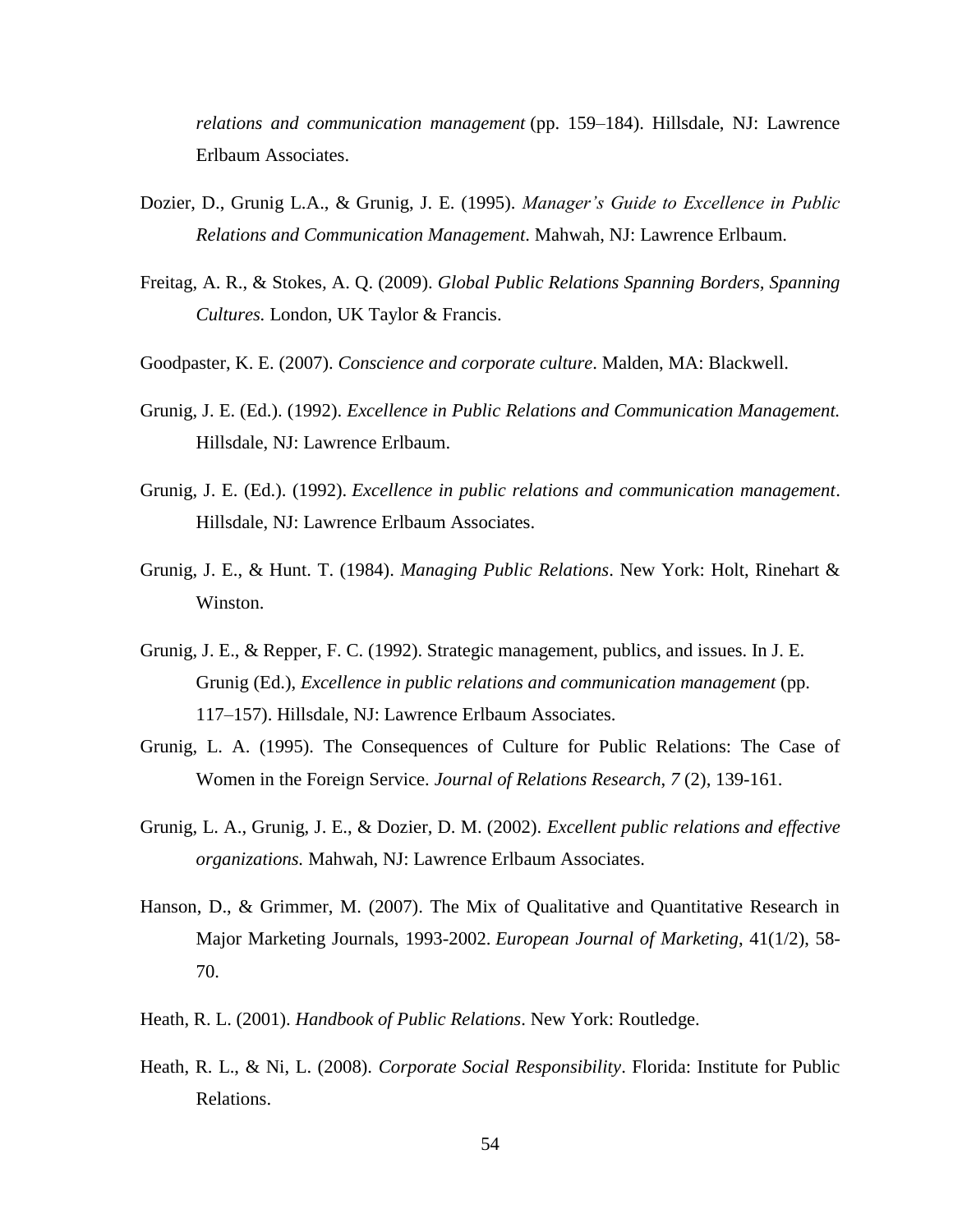*relations and communication management* (pp. 159–184). Hillsdale, NJ: Lawrence Erlbaum Associates.

Dozier, D., Grunig L.A., & Grunig, J. E. (1995). *Manager's Guide to Excellence in Public Relations and Communication Management*. Mahwah, NJ: Lawrence Erlbaum.

Freitag, A. R., & Stokes, A. Q. (2009). *Global Public Relations Spanning Borders, Spanning Cultures.* London, UK Taylor & Francis.

Goodpaster, K. E. (2007). *Conscience and corporate culture*. Malden, MA: Blackwell.

Grunig, J. E. (Ed.). (1992). *Excellence in Public Relations and Communication Management.* Hillsdale, NJ: Lawrence Erlbaum.

Grunig, J. E. (Ed.). (1992). *Excellence in public relations and communication management*. Hillsdale, NJ: Lawrence Erlbaum Associates.

Grunig, J. E., & Hunt. T. (1984). *Managing Public Relations*. New York: Holt, Rinehart & Winston.

Grunig, J. E., & Repper, F. C. (1992). Strategic management, publics, and issues. In J. E. Grunig (Ed.), *Excellence in public relations and communication management* (pp. 117–157). Hillsdale, NJ: Lawrence Erlbaum Associates.

Grunig, L. A. (1995). The Consequences of Culture for Public Relations: The Case of Women in the Foreign Service. *Journal of Relations Research, 7* (2), 139-161.

Grunig, L. A., Grunig, J. E., & Dozier, D. M. (2002). *Excellent public relations and effective organizations.* Mahwah, NJ: Lawrence Erlbaum Associates.

Hanson, D., & Grimmer, M. (2007). The Mix of Qualitative and Quantitative Research in Major Marketing Journals, 1993-2002. *European Journal of Marketing*, 41(1/2), 58-70.

Heath, R. L. (2001). *Handbook of Public Relations*. New York: Routledge.

Heath, R. L., & Ni, L. (2008). *Corporate Social Responsibility*. Florida: Institute for Public Relations.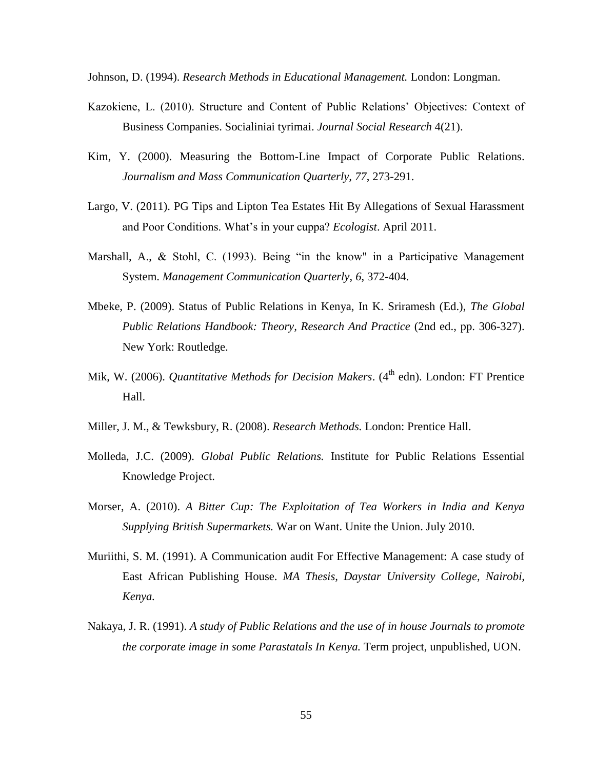Johnson, D. (1994). *Research Methods in Educational Management.* London: Longman.

Kazokiene, L. (2010). Structure and Content of Public Relations' Objectives: Context of Business Companies. Socialiniai tyrimai. *Journal Social Research* 4(21).

Kim, Y. (2000). Measuring the Bottom-Line Impact of Corporate Public Relations. *Journalism and Mass Communication Quarterly*, *77*, 273-291.

Largo, V. (2011). PG Tips and Lipton Tea Estates Hit By Allegations of Sexual Harassment and Poor Conditions. What's in your cuppa? *Ecologist*. April 2011.

Marshall, A., & Stohl, C. (1993). Being "in the know" in a Participative Management System. *Management Communication Quarterly*, *6*, 372-404.

Mbeke, P. (2009). Status of Public Relations in Kenya, In K. Sriramesh (Ed.), *The Global Public Relations Handbook: Theory, Research And Practice* (2nd ed., pp. 306-327). New York: Routledge.

Mik, W. (2006). *Quantitative Methods for Decision Makers*. (4th edn). London: FT Prentice Hall.

Miller, J. M., & Tewksbury, R. (2008). *Research Methods.* London: Prentice Hall.

Molleda, J.C. (2009). *Global Public Relations.* Institute for Public Relations Essential Knowledge Project.

Morser, A. (2010). *A Bitter Cup: The Exploitation of Tea Workers in India and Kenya Supplying British Supermarkets.* War on Want. Unite the Union. July 2010.

Muriithi, S. M. (1991). A Communication audit For Effective Management: A case study of East African Publishing House. *MA Thesis, Daystar University College, Nairobi, Kenya.*

Nakaya, J. R. (1991). *A study of Public Relations and the use of in house Journals to promote the corporate image in some Parastatals In Kenya.* Term project, unpublished, UON.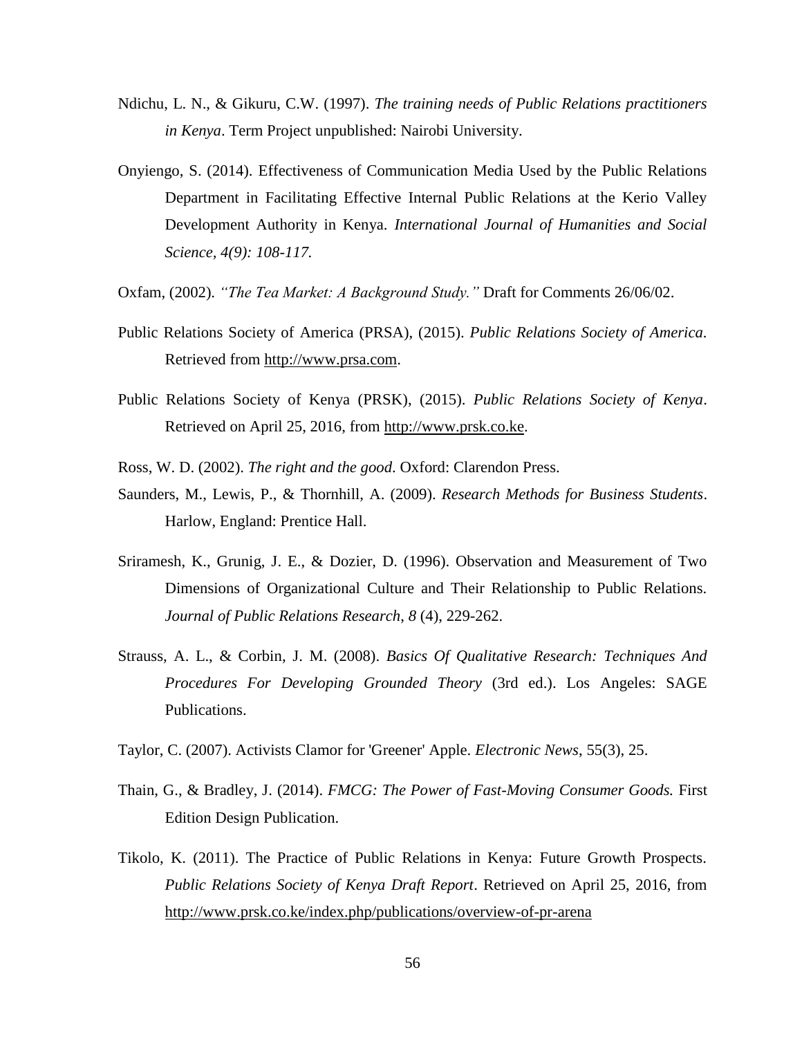Ndichu, L. N., & Gikuru, C.W. (1997). *The training needs of Public Relations practitioners in Kenya*. Term Project unpublished: Nairobi University.

Onyiengo, S. (2014). Effectiveness of Communication Media Used by the Public Relations Department in Facilitating Effective Internal Public Relations at the Kerio Valley Development Authority in Kenya. *International Journal of Humanities and Social Science, 4(9): 108-117.*

Oxfam, (2002). *"The Tea Market: A Background Study."* Draft for Comments 26/06/02.

Public Relations Society of America (PRSA), (2015). *Public Relations Society of America*. Retrieved from http://www.prsa.com.

Public Relations Society of Kenya (PRSK), (2015). *Public Relations Society of Kenya*. Retrieved on April 25, 2016, from http://www.prsk.co.ke.

Ross, W. D. (2002). *The right and the good*. Oxford: Clarendon Press.

Saunders, M., Lewis, P., & Thornhill, A. (2009). *Research Methods for Business Students*. Harlow, England: Prentice Hall.

Sriramesh, K., Grunig, J. E., & Dozier, D. (1996). Observation and Measurement of Two Dimensions of Organizational Culture and Their Relationship to Public Relations. *Journal of Public Relations Research*, *8* (4), 229-262.

Strauss, A. L., & Corbin, J. M. (2008). *Basics Of Qualitative Research: Techniques And Procedures For Developing Grounded Theory* (3rd ed.). Los Angeles: SAGE Publications.

Taylor, C. (2007). Activists Clamor for 'Greener' Apple. *Electronic News*, 55(3), 25.

Thain, G., & Bradley, J. (2014). *FMCG: The Power of Fast-Moving Consumer Goods.* First Edition Design Publication.

Tikolo, K. (2011). The Practice of Public Relations in Kenya: Future Growth Prospects. *Public Relations Society of Kenya Draft Report*. Retrieved on April 25, 2016, from http://www.prsk.co.ke/index.php/publications/overview-of-pr-arena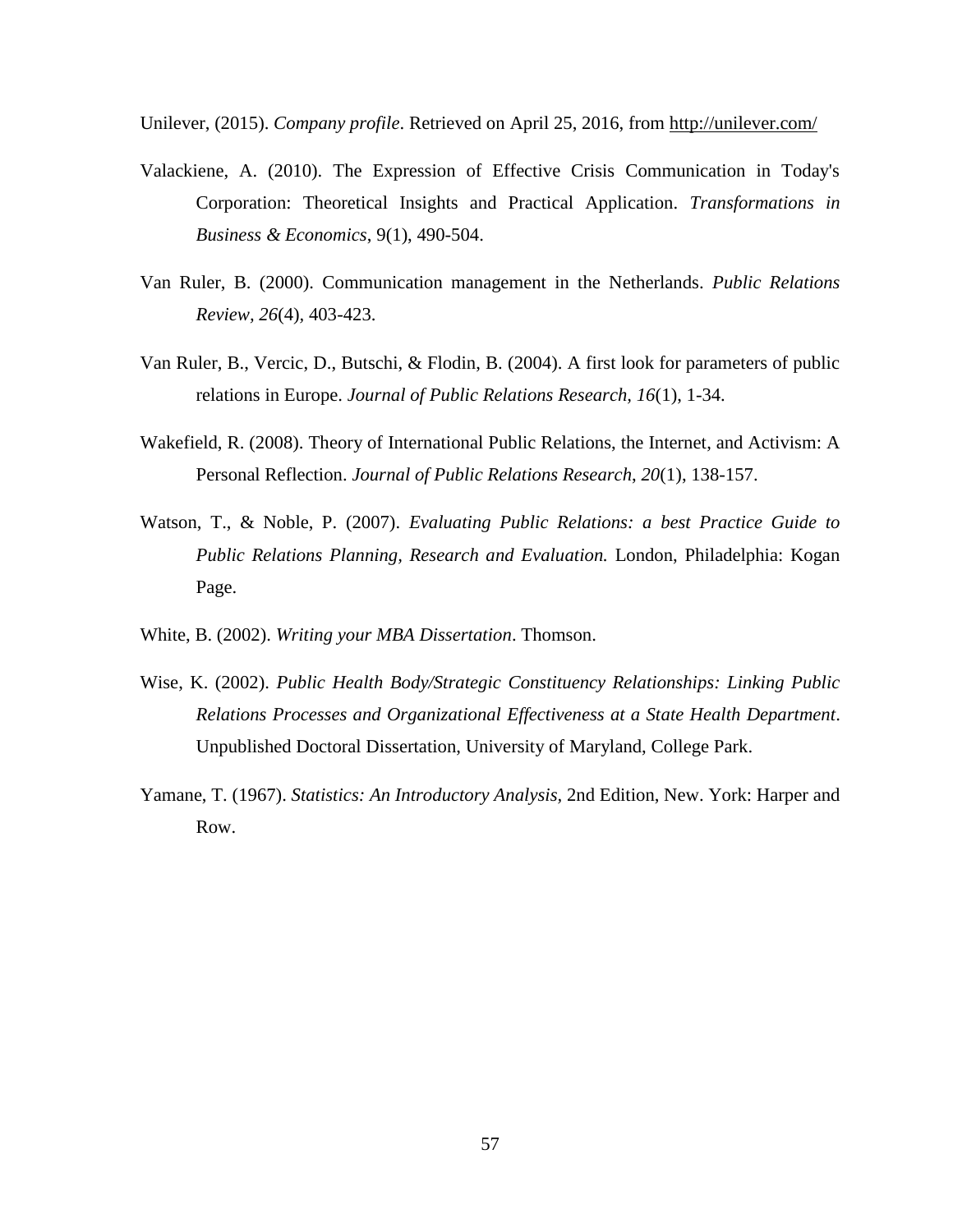Unilever, (2015). *Company profile*. Retrieved on April 25, 2016, from http://unilever.com/

Valackiene, A. (2010). The Expression of Effective Crisis Communication in Today's Corporation: Theoretical Insights and Practical Application. *Transformations in Business & Economics*, 9(1), 490-504.

Van Ruler, B. (2000). Communication management in the Netherlands. *Public Relations Review*, *26*(4), 403-423.

Van Ruler, B., Vercic, D., Butschi, & Flodin, B. (2004). A first look for parameters of public relations in Europe. *Journal of Public Relations Research*, *16*(1), 1-34.

Wakefield, R. (2008). Theory of International Public Relations, the Internet, and Activism: A Personal Reflection. *Journal of Public Relations Research*, *20*(1), 138-157.

Watson, T., & Noble, P. (2007). *Evaluating Public Relations: a best Practice Guide to Public Relations Planning, Research and Evaluation.* London, Philadelphia: Kogan Page.

White, B. (2002). *Writing your MBA Dissertation*. Thomson.

Wise, K. (2002). *Public Health Body/Strategic Constituency Relationships: Linking Public Relations Processes and Organizational Effectiveness at a State Health Department*. Unpublished Doctoral Dissertation, University of Maryland, College Park.

Yamane, T. (1967). *Statistics: An Introductory Analysis*, 2nd Edition, New. York: Harper and Row.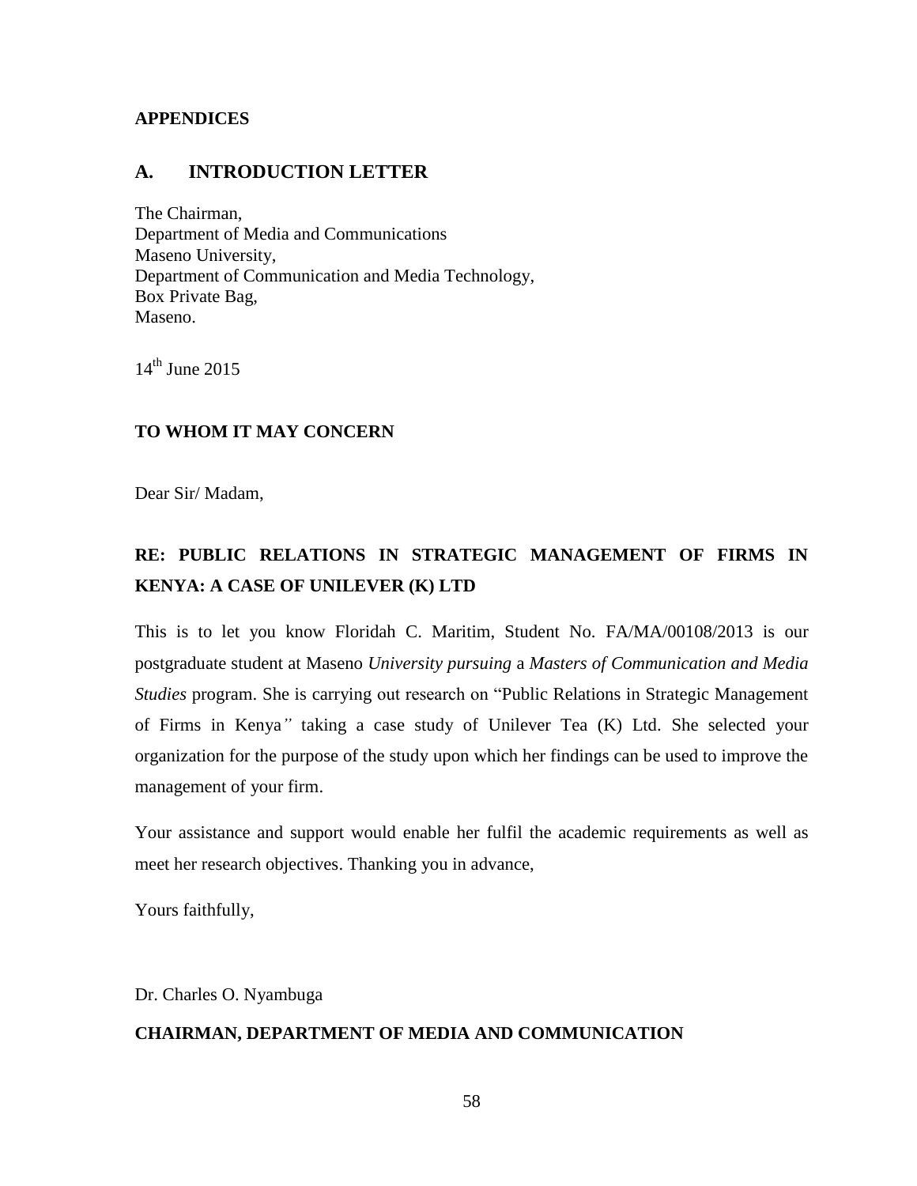**APPENDICES**

## A. INTRODUCTION LETTER

The Chairman,
Department of Media and Communications
Maseno University,
Department of Communication and Media Technology,
Box Private Bag,
Maseno.

14th June 2015

**TO WHOM IT MAY CONCERN**

Dear Sir/ Madam,

**RE: PUBLIC RELATIONS IN STRATEGIC MANAGEMENT OF FIRMS IN KENYA: A CASE OF UNILEVER (K) LTD**

This is to let you know Floridah C. Maritim, Student No. FA/MA/00108/2013 is our postgraduate student at Maseno *University pursuing* a *Masters of Communication and Media Studies* program. She is carrying out research on "Public Relations in Strategic Management of Firms in Kenya*"* taking a case study of Unilever Tea (K) Ltd. She selected your organization for the purpose of the study upon which her findings can be used to improve the management of your firm.

Your assistance and support would enable her fulfil the academic requirements as well as meet her research objectives. Thanking you in advance,

Yours faithfully,

Dr. Charles O. Nyambuga

**CHAIRMAN, DEPARTMENT OF MEDIA AND COMMUNICATION**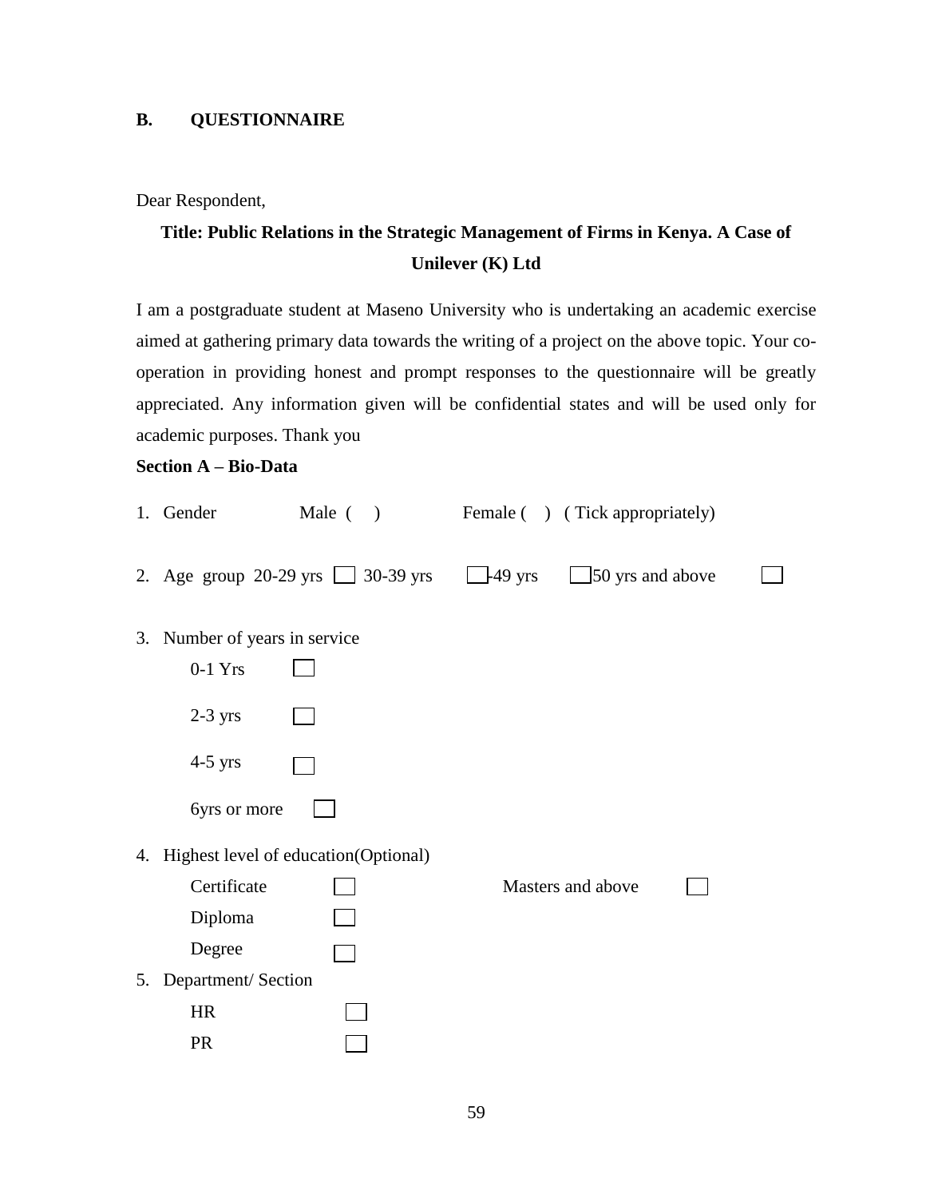## B. QUESTIONNAIRE

Dear Respondent,

**Title: Public Relations in the Strategic Management of Firms in Kenya. A Case of Unilever (K) Ltd**

I am a postgraduate student at Maseno University who is undertaking an academic exercise aimed at gathering primary data towards the writing of a project on the above topic. Your co-operation in providing honest and prompt responses to the questionnaire will be greatly appreciated. Any information given will be confidential states and will be used only for academic purposes. Thank you

**Section A – Bio-Data**

1. Gender Male ( ) Female ( ) ( Tick appropriately)

2. Age group 20-29 yrs ☐ 30-39 yrs ☐ -49 yrs ☐ 50 yrs and above ☐

3. Number of years in service

   0-1 Yrs ☐

   2-3 yrs ☐

   4-5 yrs ☐

   6yrs or more ☐

4. Highest level of education(Optional)

   Certificate ☐ Masters and above ☐

   Diploma ☐

   Degree ☐

5. Department/ Section

   HR ☐

   PR ☐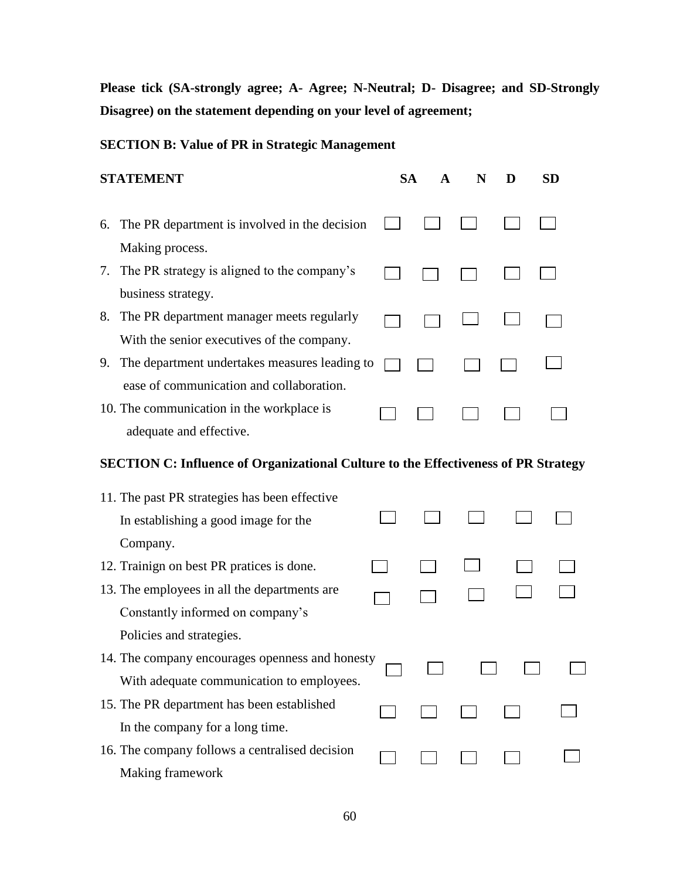**Please tick (SA-strongly agree; A- Agree; N-Neutral; D- Disagree; and SD-Strongly Disagree) on the statement depending on your level of agreement;**

**SECTION B: Value of PR in Strategic Management**

| STATEMENT | SA | A | N | D | SD |
|---|---|---|---|---|---|
| 6. The PR department is involved in the decision Making process. | ☐ | ☐ | ☐ | ☐ | ☐ |
| 7. The PR strategy is aligned to the company's business strategy. | ☐ | ☐ | ☐ | ☐ | ☐ |
| 8. The PR department manager meets regularly With the senior executives of the company. | ☐ | ☐ | ☐ | ☐ | ☐ |
| 9. The department undertakes measures leading to ease of communication and collaboration. | ☐ | ☐ | ☐ | ☐ | ☐ |
| 10. The communication in the workplace is adequate and effective. | ☐ | ☐ | ☐ | ☐ | ☐ |

**SECTION C: Influence of Organizational Culture to the Effectiveness of PR Strategy**

| STATEMENT | SA | A | N | D | SD |
|---|---|---|---|---|---|
| 11. The past PR strategies has been effective In establishing a good image for the Company. | ☐ | ☐ | ☐ | ☐ | ☐ |
| 12. Trainign on best PR pratices is done. | ☐ | ☐ | ☐ | ☐ | ☐ |
| 13. The employees in all the departments are Constantly informed on company's Policies and strategies. | ☐ | ☐ | ☐ | ☐ | ☐ |
| 14. The company encourages openness and honesty With adequate communication to employees. | ☐ | ☐ | ☐ | ☐ | ☐ |
| 15. The PR department has been established In the company for a long time. | ☐ | ☐ | ☐ | ☐ | ☐ |
| 16. The company follows a centralised decision Making framework | ☐ | ☐ | ☐ | ☐ | ☐ |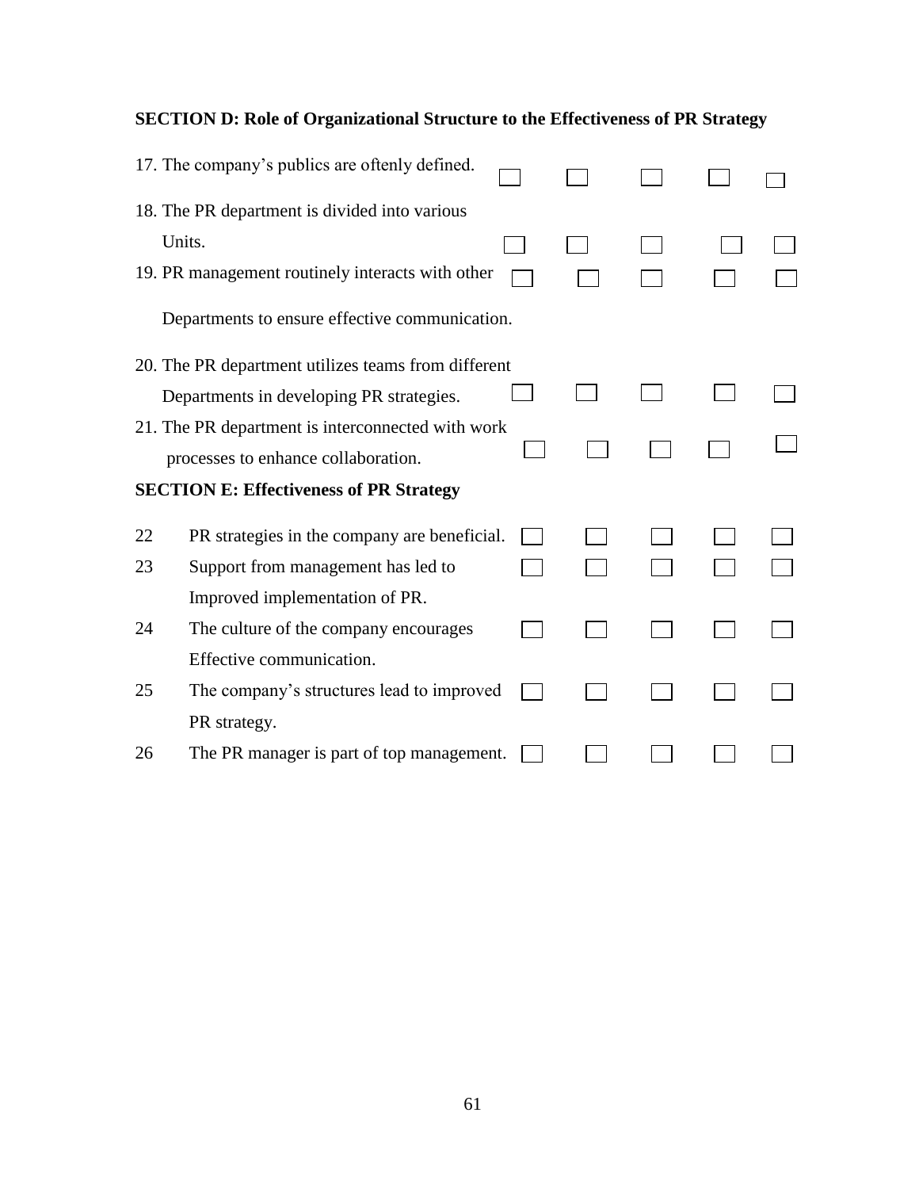**SECTION D: Role of Organizational Structure to the Effectiveness of PR Strategy**

| | | | | | |
|---|---|---|---|---|---|
| 17. The company's publics are oftenly defined. | ☐ | ☐ | ☐ | ☐ | ☐ |
| 18. The PR department is divided into various Units. | ☐ | ☐ | ☐ | ☐ | ☐ |
| 19. PR management routinely interacts with other Departments to ensure effective communication. | ☐ | ☐ | ☐ | ☐ | ☐ |
| 20. The PR department utilizes teams from different Departments in developing PR strategies. | ☐ | ☐ | ☐ | ☐ | ☐ |
| 21. The PR department is interconnected with work processes to enhance collaboration. | ☐ | ☐ | ☐ | ☐ | ☐ |

**SECTION E: Effectiveness of PR Strategy**

| | | | | | | |
|---|---|---|---|---|---|---|
| 22 | PR strategies in the company are beneficial. | ☐ | ☐ | ☐ | ☐ | ☐ |
| 23 | Support from management has led to Improved implementation of PR. | ☐ | ☐ | ☐ | ☐ | ☐ |
| 24 | The culture of the company encourages Effective communication. | ☐ | ☐ | ☐ | ☐ | ☐ |
| 25 | The company's structures lead to improved PR strategy. | ☐ | ☐ | ☐ | ☐ | ☐ |
| 26 | The PR manager is part of top management. | ☐ | ☐ | ☐ | ☐ | ☐ |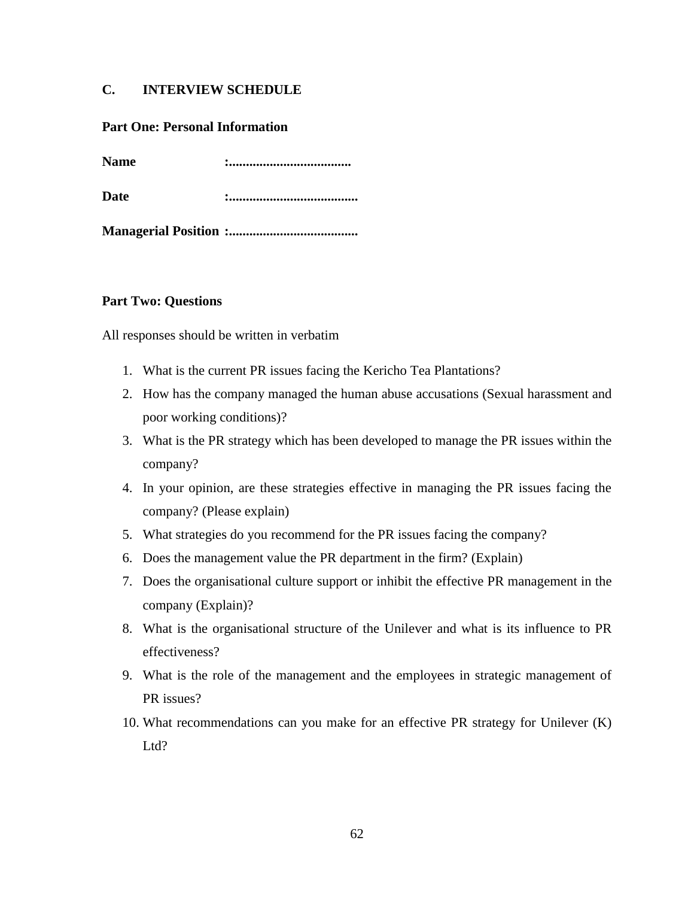### C. INTERVIEW SCHEDULE

**Part One: Personal Information**

**Name :....................................**

**Date :......................................**

**Managerial Position :......................................**

**Part Two: Questions**

All responses should be written in verbatim

1. What is the current PR issues facing the Kericho Tea Plantations?
2. How has the company managed the human abuse accusations (Sexual harassment and poor working conditions)?
3. What is the PR strategy which has been developed to manage the PR issues within the company?
4. In your opinion, are these strategies effective in managing the PR issues facing the company? (Please explain)
5. What strategies do you recommend for the PR issues facing the company?
6. Does the management value the PR department in the firm? (Explain)
7. Does the organisational culture support or inhibit the effective PR management in the company (Explain)?
8. What is the organisational structure of the Unilever and what is its influence to PR effectiveness?
9. What is the role of the management and the employees in strategic management of PR issues?
10. What recommendations can you make for an effective PR strategy for Unilever (K) Ltd?